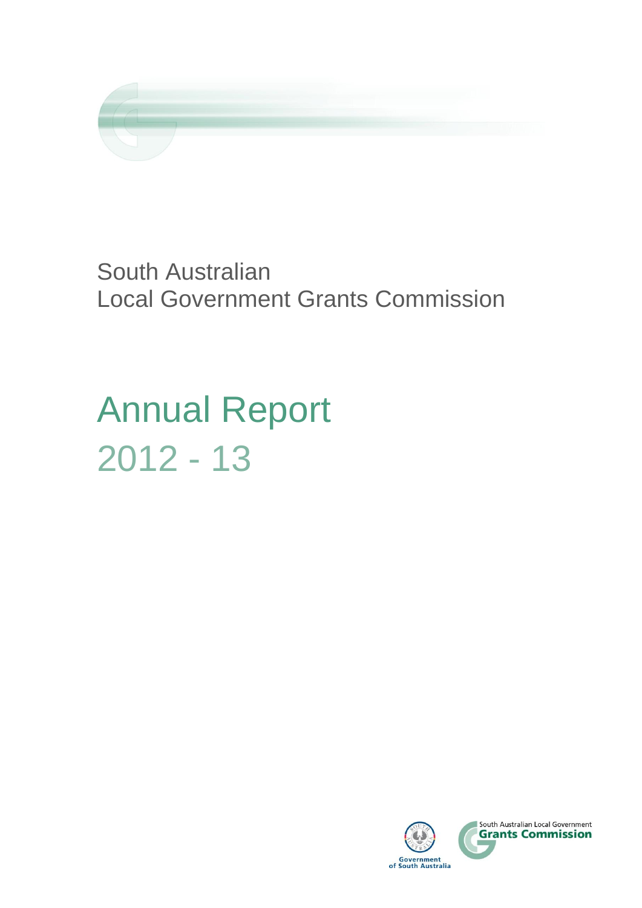South Australian
Local Government Grants Commission

# Annual Report 2012 - 13

Government of South Australia

South Australian Local Government **Grants Commission**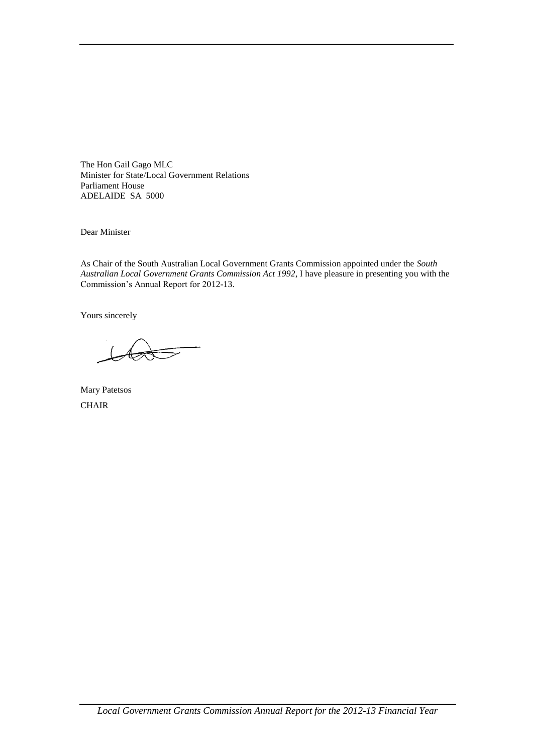The Hon Gail Gago MLC
Minister for State/Local Government Relations
Parliament House
ADELAIDE SA 5000

Dear Minister

As Chair of the South Australian Local Government Grants Commission appointed under the *South Australian Local Government Grants Commission Act 1992*, I have pleasure in presenting you with the Commission's Annual Report for 2012-13.

Yours sincerely

Mary Patetsos
CHAIR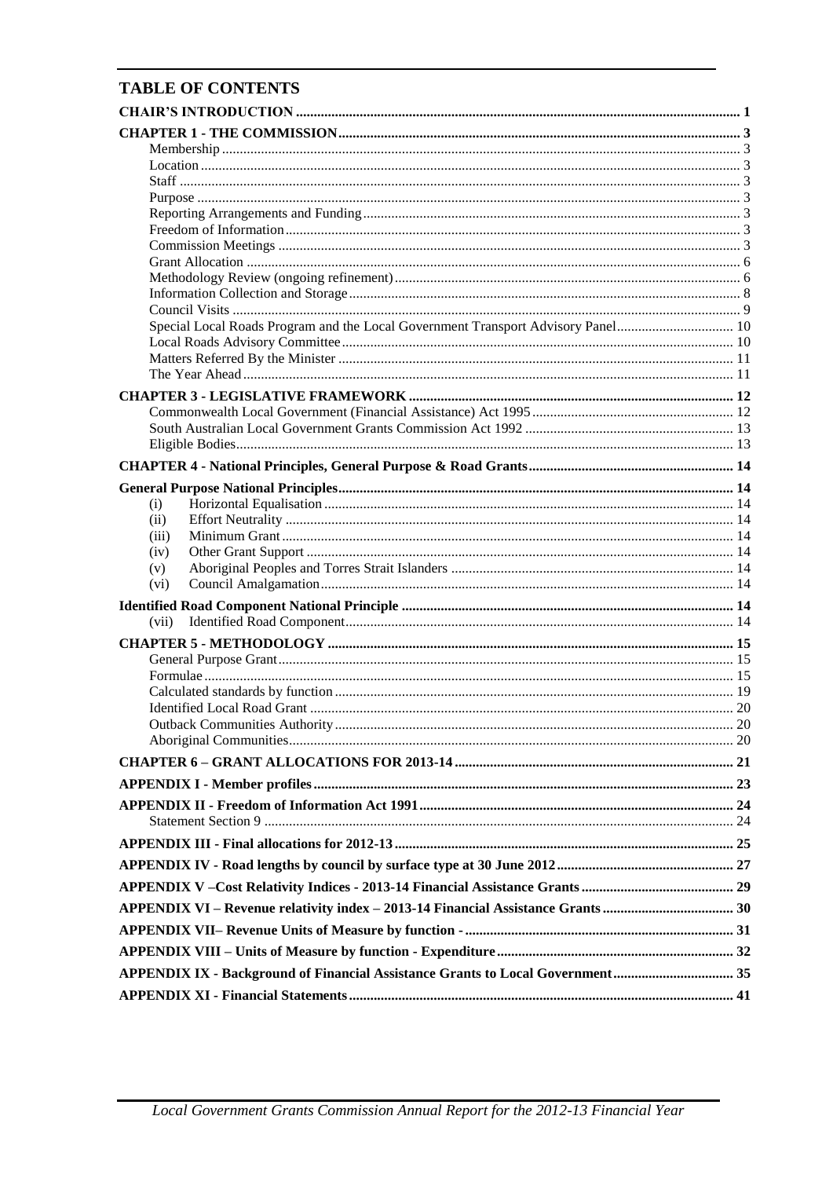## TABLE OF CONTENTS

| | |
|---|---|
| **CHAIR'S INTRODUCTION** | **1** |
| **CHAPTER 1 - THE COMMISSION** | **3** |
| Membership | 3 |
| Location | 3 |
| Staff | 3 |
| Purpose | 3 |
| Reporting Arrangements and Funding | 3 |
| Freedom of Information | 3 |
| Commission Meetings | 3 |
| Grant Allocation | 6 |
| Methodology Review (ongoing refinement) | 6 |
| Information Collection and Storage | 8 |
| Council Visits | 9 |
| Special Local Roads Program and the Local Government Transport Advisory Panel | 10 |
| Local Roads Advisory Committee | 10 |
| Matters Referred By the Minister | 11 |
| The Year Ahead | 11 |
| **CHAPTER 3 - LEGISLATIVE FRAMEWORK** | **12** |
| Commonwealth Local Government (Financial Assistance) Act 1995 | 12 |
| South Australian Local Government Grants Commission Act 1992 | 13 |
| Eligible Bodies | 13 |
| **CHAPTER 4 - National Principles, General Purpose & Road Grants** | **14** |
| **General Purpose National Principles** | **14** |
| (i) Horizontal Equalisation | 14 |
| (ii) Effort Neutrality | 14 |
| (iii) Minimum Grant | 14 |
| (iv) Other Grant Support | 14 |
| (v) Aboriginal Peoples and Torres Strait Islanders | 14 |
| (vi) Council Amalgamation | 14 |
| **Identified Road Component National Principle** | **14** |
| (vii) Identified Road Component | 14 |
| **CHAPTER 5 - METHODOLOGY** | **15** |
| General Purpose Grant | 15 |
| Formulae | 15 |
| Calculated standards by function | 19 |
| Identified Local Road Grant | 20 |
| Outback Communities Authority | 20 |
| Aboriginal Communities | 20 |
| **CHAPTER 6 – GRANT ALLOCATIONS FOR 2013-14** | **21** |
| **APPENDIX I - Member profiles** | **23** |
| **APPENDIX II - Freedom of Information Act 1991** | **24** |
| Statement Section 9 | 24 |
| **APPENDIX III - Final allocations for 2012-13** | **25** |
| **APPENDIX IV - Road lengths by council by surface type at 30 June 2012** | **27** |
| **APPENDIX V –Cost Relativity Indices - 2013-14 Financial Assistance Grants** | **29** |
| **APPENDIX VI – Revenue relativity index – 2013-14 Financial Assistance Grants** | **30** |
| **APPENDIX VII– Revenue Units of Measure by function -** | **31** |
| **APPENDIX VIII – Units of Measure by function - Expenditure** | **32** |
| **APPENDIX IX - Background of Financial Assistance Grants to Local Government** | **35** |
| **APPENDIX XI - Financial Statements** | **41** |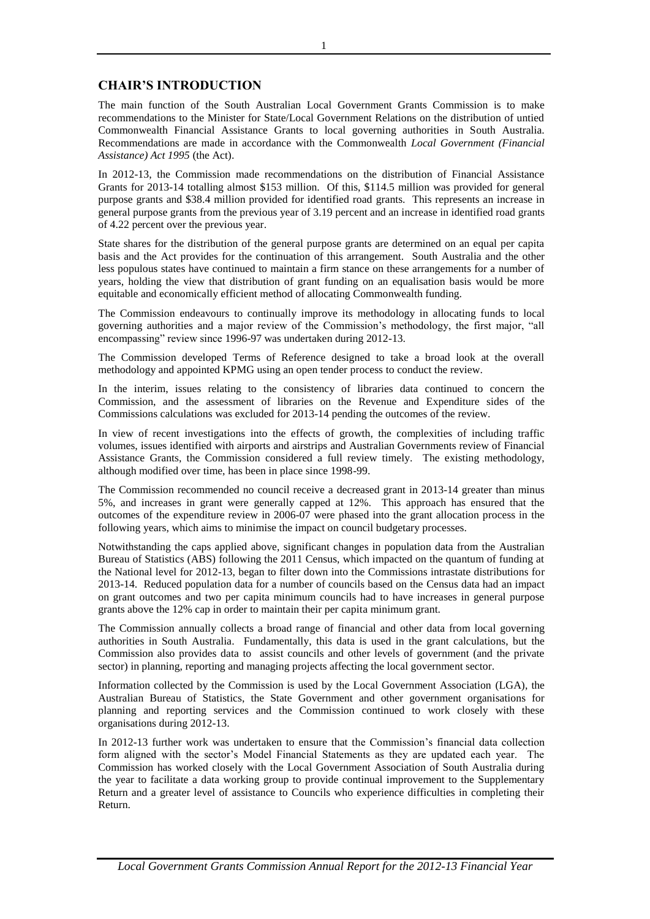## CHAIR'S INTRODUCTION

The main function of the South Australian Local Government Grants Commission is to make recommendations to the Minister for State/Local Government Relations on the distribution of untied Commonwealth Financial Assistance Grants to local governing authorities in South Australia. Recommendations are made in accordance with the Commonwealth *Local Government (Financial Assistance) Act 1995* (the Act).

In 2012-13, the Commission made recommendations on the distribution of Financial Assistance Grants for 2013-14 totalling almost $153 million. Of this, $114.5 million was provided for general purpose grants and $38.4 million provided for identified road grants. This represents an increase in general purpose grants from the previous year of 3.19 percent and an increase in identified road grants of 4.22 percent over the previous year.

State shares for the distribution of the general purpose grants are determined on an equal per capita basis and the Act provides for the continuation of this arrangement. South Australia and the other less populous states have continued to maintain a firm stance on these arrangements for a number of years, holding the view that distribution of grant funding on an equalisation basis would be more equitable and economically efficient method of allocating Commonwealth funding.

The Commission endeavours to continually improve its methodology in allocating funds to local governing authorities and a major review of the Commission's methodology, the first major, "all encompassing" review since 1996-97 was undertaken during 2012-13.

The Commission developed Terms of Reference designed to take a broad look at the overall methodology and appointed KPMG using an open tender process to conduct the review.

In the interim, issues relating to the consistency of libraries data continued to concern the Commission, and the assessment of libraries on the Revenue and Expenditure sides of the Commissions calculations was excluded for 2013-14 pending the outcomes of the review.

In view of recent investigations into the effects of growth, the complexities of including traffic volumes, issues identified with airports and airstrips and Australian Governments review of Financial Assistance Grants, the Commission considered a full review timely. The existing methodology, although modified over time, has been in place since 1998-99.

The Commission recommended no council receive a decreased grant in 2013-14 greater than minus 5%, and increases in grant were generally capped at 12%. This approach has ensured that the outcomes of the expenditure review in 2006-07 were phased into the grant allocation process in the following years, which aims to minimise the impact on council budgetary processes.

Notwithstanding the caps applied above, significant changes in population data from the Australian Bureau of Statistics (ABS) following the 2011 Census, which impacted on the quantum of funding at the National level for 2012-13, began to filter down into the Commissions intrastate distributions for 2013-14. Reduced population data for a number of councils based on the Census data had an impact on grant outcomes and two per capita minimum councils had to have increases in general purpose grants above the 12% cap in order to maintain their per capita minimum grant.

The Commission annually collects a broad range of financial and other data from local governing authorities in South Australia. Fundamentally, this data is used in the grant calculations, but the Commission also provides data to assist councils and other levels of government (and the private sector) in planning, reporting and managing projects affecting the local government sector.

Information collected by the Commission is used by the Local Government Association (LGA), the Australian Bureau of Statistics, the State Government and other government organisations for planning and reporting services and the Commission continued to work closely with these organisations during 2012-13.

In 2012-13 further work was undertaken to ensure that the Commission's financial data collection form aligned with the sector's Model Financial Statements as they are updated each year. The Commission has worked closely with the Local Government Association of South Australia during the year to facilitate a data working group to provide continual improvement to the Supplementary Return and a greater level of assistance to Councils who experience difficulties in completing their Return.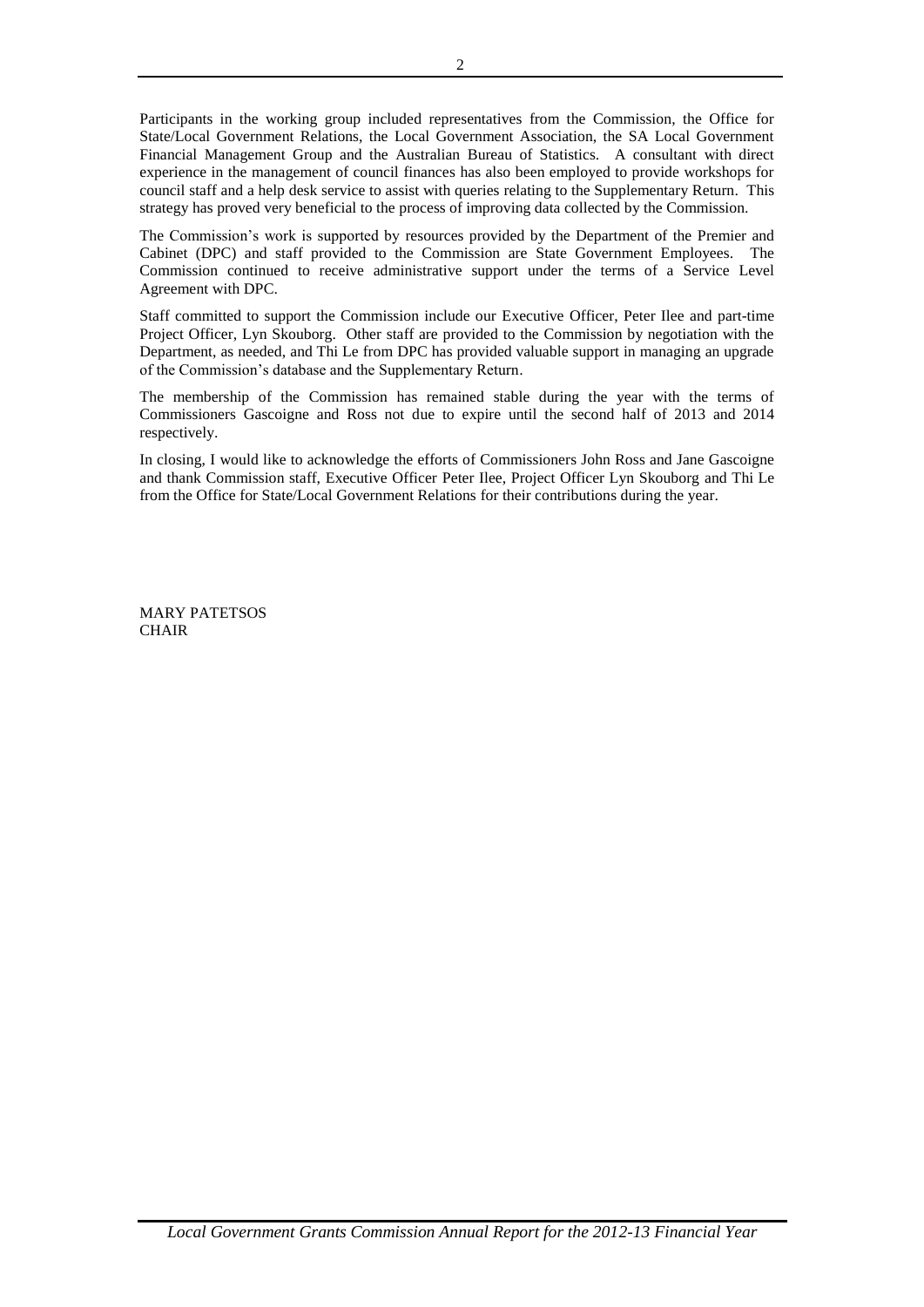Participants in the working group included representatives from the Commission, the Office for State/Local Government Relations, the Local Government Association, the SA Local Government Financial Management Group and the Australian Bureau of Statistics. A consultant with direct experience in the management of council finances has also been employed to provide workshops for council staff and a help desk service to assist with queries relating to the Supplementary Return. This strategy has proved very beneficial to the process of improving data collected by the Commission.

The Commission's work is supported by resources provided by the Department of the Premier and Cabinet (DPC) and staff provided to the Commission are State Government Employees. The Commission continued to receive administrative support under the terms of a Service Level Agreement with DPC.

Staff committed to support the Commission include our Executive Officer, Peter Ilee and part-time Project Officer, Lyn Skouborg. Other staff are provided to the Commission by negotiation with the Department, as needed, and Thi Le from DPC has provided valuable support in managing an upgrade of the Commission's database and the Supplementary Return.

The membership of the Commission has remained stable during the year with the terms of Commissioners Gascoigne and Ross not due to expire until the second half of 2013 and 2014 respectively.

In closing, I would like to acknowledge the efforts of Commissioners John Ross and Jane Gascoigne and thank Commission staff, Executive Officer Peter Ilee, Project Officer Lyn Skouborg and Thi Le from the Office for State/Local Government Relations for their contributions during the year.

MARY PATETSOS
CHAIR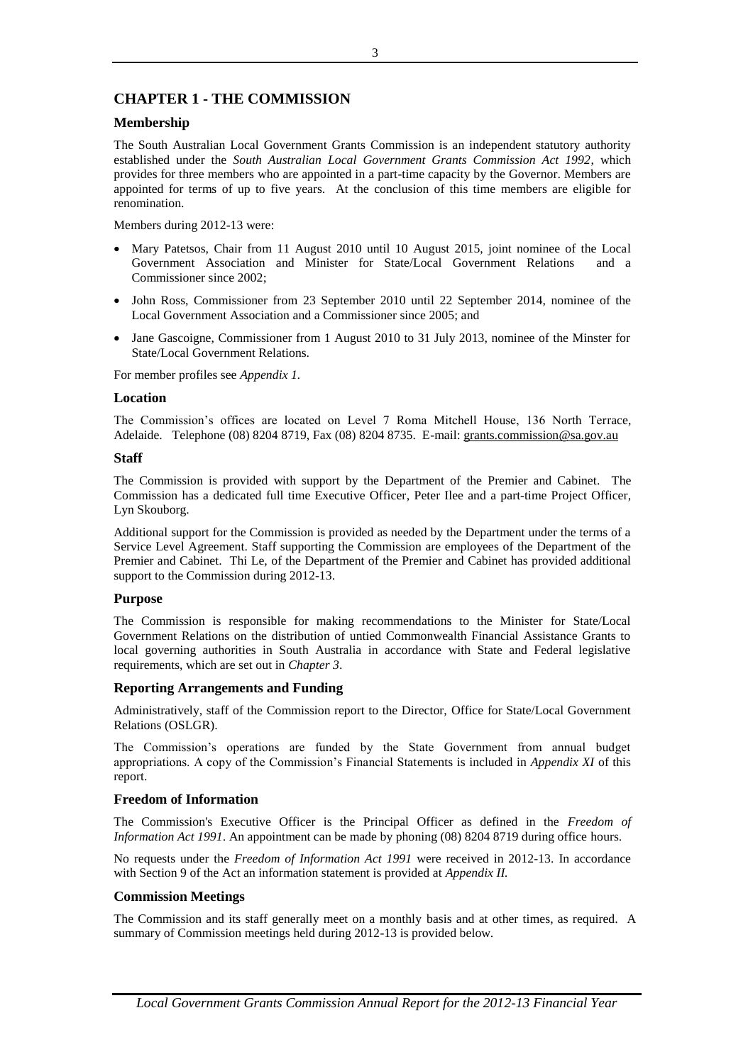# CHAPTER 1 - THE COMMISSION

## Membership

The South Australian Local Government Grants Commission is an independent statutory authority established under the *South Australian Local Government Grants Commission Act 1992*, which provides for three members who are appointed in a part-time capacity by the Governor. Members are appointed for terms of up to five years. At the conclusion of this time members are eligible for renomination.

Members during 2012-13 were:

- Mary Patetsos, Chair from 11 August 2010 until 10 August 2015, joint nominee of the Local Government Association and Minister for State/Local Government Relations and a Commissioner since 2002;
- John Ross, Commissioner from 23 September 2010 until 22 September 2014, nominee of the Local Government Association and a Commissioner since 2005; and
- Jane Gascoigne, Commissioner from 1 August 2010 to 31 July 2013, nominee of the Minster for State/Local Government Relations.

For member profiles see *Appendix 1.*

## Location

The Commission's offices are located on Level 7 Roma Mitchell House, 136 North Terrace, Adelaide. Telephone (08) 8204 8719, Fax (08) 8204 8735. E-mail: grants.commission@sa.gov.au

## Staff

The Commission is provided with support by the Department of the Premier and Cabinet. The Commission has a dedicated full time Executive Officer, Peter Ilee and a part-time Project Officer, Lyn Skouborg.

Additional support for the Commission is provided as needed by the Department under the terms of a Service Level Agreement. Staff supporting the Commission are employees of the Department of the Premier and Cabinet. Thi Le, of the Department of the Premier and Cabinet has provided additional support to the Commission during 2012-13.

## Purpose

The Commission is responsible for making recommendations to the Minister for State/Local Government Relations on the distribution of untied Commonwealth Financial Assistance Grants to local governing authorities in South Australia in accordance with State and Federal legislative requirements, which are set out in *Chapter 3*.

## Reporting Arrangements and Funding

Administratively, staff of the Commission report to the Director, Office for State/Local Government Relations (OSLGR).

The Commission's operations are funded by the State Government from annual budget appropriations. A copy of the Commission's Financial Statements is included in *Appendix XI* of this report.

## Freedom of Information

The Commission's Executive Officer is the Principal Officer as defined in the *Freedom of Information Act 1991*. An appointment can be made by phoning (08) 8204 8719 during office hours.

No requests under the *Freedom of Information Act 1991* were received in 2012-13. In accordance with Section 9 of the Act an information statement is provided at *Appendix II.*

## Commission Meetings

The Commission and its staff generally meet on a monthly basis and at other times, as required. A summary of Commission meetings held during 2012-13 is provided below.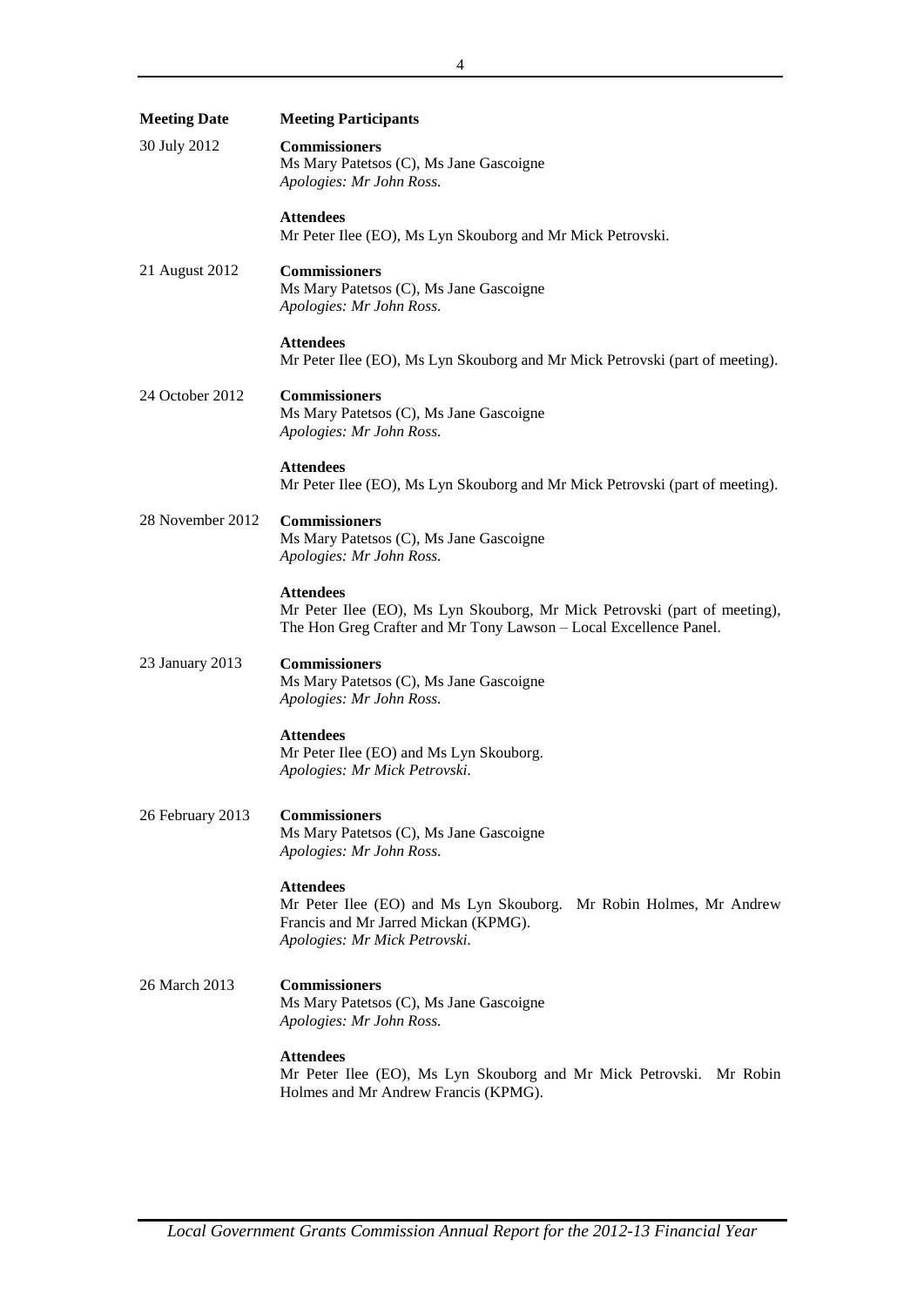| Meeting Date | Meeting Participants |
| --- | --- |
| 30 July 2012 | **Commissioners**<br>Ms Mary Patetsos (C), Ms Jane Gascoigne<br>*Apologies: Mr John Ross.*<br><br>**Attendees**<br>Mr Peter Ilee (EO), Ms Lyn Skouborg and Mr Mick Petrovski. |
| 21 August 2012 | **Commissioners**<br>Ms Mary Patetsos (C), Ms Jane Gascoigne<br>*Apologies: Mr John Ross.*<br><br>**Attendees**<br>Mr Peter Ilee (EO), Ms Lyn Skouborg and Mr Mick Petrovski (part of meeting). |
| 24 October 2012 | **Commissioners**<br>Ms Mary Patetsos (C), Ms Jane Gascoigne<br>*Apologies: Mr John Ross.*<br><br>**Attendees**<br>Mr Peter Ilee (EO), Ms Lyn Skouborg and Mr Mick Petrovski (part of meeting). |
| 28 November 2012 | **Commissioners**<br>Ms Mary Patetsos (C), Ms Jane Gascoigne<br>*Apologies: Mr John Ross.*<br><br>**Attendees**<br>Mr Peter Ilee (EO), Ms Lyn Skouborg, Mr Mick Petrovski (part of meeting), The Hon Greg Crafter and Mr Tony Lawson – Local Excellence Panel. |
| 23 January 2013 | **Commissioners**<br>Ms Mary Patetsos (C), Ms Jane Gascoigne<br>*Apologies: Mr John Ross.*<br><br>**Attendees**<br>Mr Peter Ilee (EO) and Ms Lyn Skouborg.<br>*Apologies: Mr Mick Petrovski.* |
| 26 February 2013 | **Commissioners**<br>Ms Mary Patetsos (C), Ms Jane Gascoigne<br>*Apologies: Mr John Ross.*<br><br>**Attendees**<br>Mr Peter Ilee (EO) and Ms Lyn Skouborg. Mr Robin Holmes, Mr Andrew Francis and Mr Jarred Mickan (KPMG).<br>*Apologies: Mr Mick Petrovski.* |
| 26 March 2013 | **Commissioners**<br>Ms Mary Patetsos (C), Ms Jane Gascoigne<br>*Apologies: Mr John Ross.*<br><br>**Attendees**<br>Mr Peter Ilee (EO), Ms Lyn Skouborg and Mr Mick Petrovski. Mr Robin Holmes and Mr Andrew Francis (KPMG). |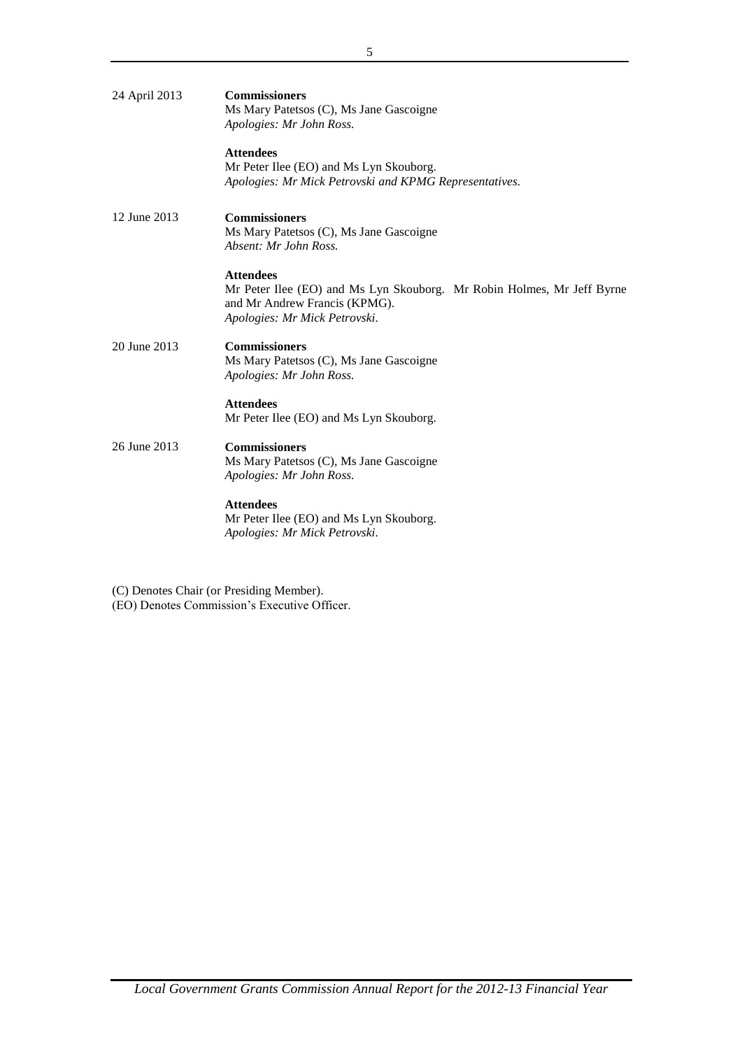24 April 2013

**Commissioners**
Ms Mary Patetsos (C), Ms Jane Gascoigne
*Apologies: Mr John Ross.*

**Attendees**
Mr Peter Ilee (EO) and Ms Lyn Skouborg.
*Apologies: Mr Mick Petrovski and KPMG Representatives.*

12 June 2013

**Commissioners**
Ms Mary Patetsos (C), Ms Jane Gascoigne
*Absent: Mr John Ross.*

**Attendees**
Mr Peter Ilee (EO) and Ms Lyn Skouborg. Mr Robin Holmes, Mr Jeff Byrne and Mr Andrew Francis (KPMG).
*Apologies: Mr Mick Petrovski.*

20 June 2013

**Commissioners**
Ms Mary Patetsos (C), Ms Jane Gascoigne
*Apologies: Mr John Ross.*

**Attendees**
Mr Peter Ilee (EO) and Ms Lyn Skouborg.

26 June 2013

**Commissioners**
Ms Mary Patetsos (C), Ms Jane Gascoigne
*Apologies: Mr John Ross.*

**Attendees**
Mr Peter Ilee (EO) and Ms Lyn Skouborg.
*Apologies: Mr Mick Petrovski.*

(C) Denotes Chair (or Presiding Member).
(EO) Denotes Commission's Executive Officer.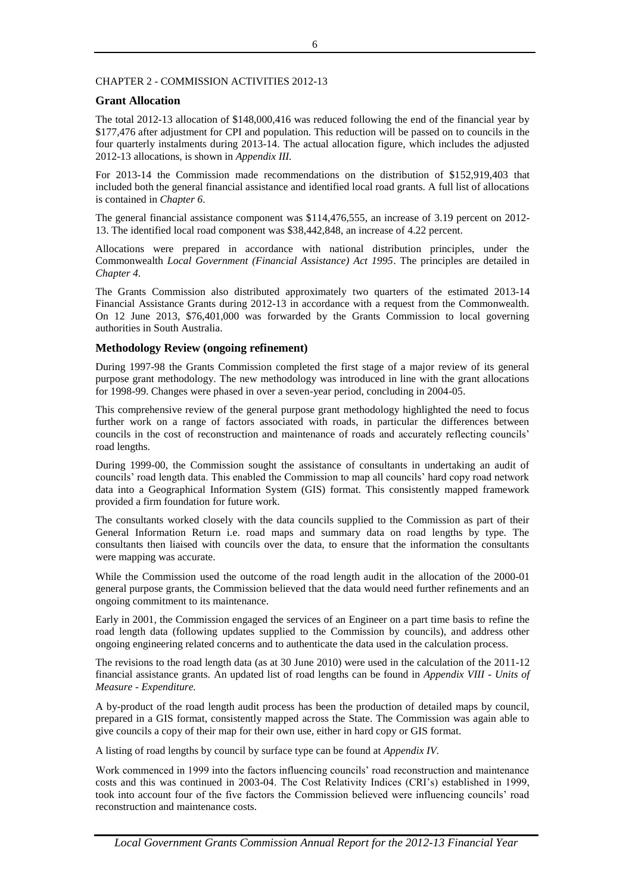CHAPTER 2 - COMMISSION ACTIVITIES 2012-13

## Grant Allocation

The total 2012-13 allocation of $148,000,416 was reduced following the end of the financial year by $177,476 after adjustment for CPI and population. This reduction will be passed on to councils in the four quarterly instalments during 2013-14. The actual allocation figure, which includes the adjusted 2012-13 allocations, is shown in *Appendix III.*

For 2013-14 the Commission made recommendations on the distribution of $152,919,403 that included both the general financial assistance and identified local road grants. A full list of allocations is contained in *Chapter 6*.

The general financial assistance component was $114,476,555, an increase of 3.19 percent on 2012-13. The identified local road component was $38,442,848, an increase of 4.22 percent.

Allocations were prepared in accordance with national distribution principles, under the Commonwealth *Local Government (Financial Assistance) Act 1995*. The principles are detailed in *Chapter 4.*

The Grants Commission also distributed approximately two quarters of the estimated 2013-14 Financial Assistance Grants during 2012-13 in accordance with a request from the Commonwealth. On 12 June 2013, $76,401,000 was forwarded by the Grants Commission to local governing authorities in South Australia.

## Methodology Review (ongoing refinement)

During 1997-98 the Grants Commission completed the first stage of a major review of its general purpose grant methodology. The new methodology was introduced in line with the grant allocations for 1998-99. Changes were phased in over a seven-year period, concluding in 2004-05.

This comprehensive review of the general purpose grant methodology highlighted the need to focus further work on a range of factors associated with roads, in particular the differences between councils in the cost of reconstruction and maintenance of roads and accurately reflecting councils' road lengths.

During 1999-00, the Commission sought the assistance of consultants in undertaking an audit of councils' road length data. This enabled the Commission to map all councils' hard copy road network data into a Geographical Information System (GIS) format. This consistently mapped framework provided a firm foundation for future work.

The consultants worked closely with the data councils supplied to the Commission as part of their General Information Return i.e. road maps and summary data on road lengths by type. The consultants then liaised with councils over the data, to ensure that the information the consultants were mapping was accurate.

While the Commission used the outcome of the road length audit in the allocation of the 2000-01 general purpose grants, the Commission believed that the data would need further refinements and an ongoing commitment to its maintenance.

Early in 2001, the Commission engaged the services of an Engineer on a part time basis to refine the road length data (following updates supplied to the Commission by councils), and address other ongoing engineering related concerns and to authenticate the data used in the calculation process.

The revisions to the road length data (as at 30 June 2010) were used in the calculation of the 2011-12 financial assistance grants. An updated list of road lengths can be found in *Appendix VIII - Units of Measure - Expenditure.*

A by-product of the road length audit process has been the production of detailed maps by council, prepared in a GIS format, consistently mapped across the State. The Commission was again able to give councils a copy of their map for their own use, either in hard copy or GIS format.

A listing of road lengths by council by surface type can be found at *Appendix IV*.

Work commenced in 1999 into the factors influencing councils' road reconstruction and maintenance costs and this was continued in 2003-04. The Cost Relativity Indices (CRI's) established in 1999, took into account four of the five factors the Commission believed were influencing councils' road reconstruction and maintenance costs.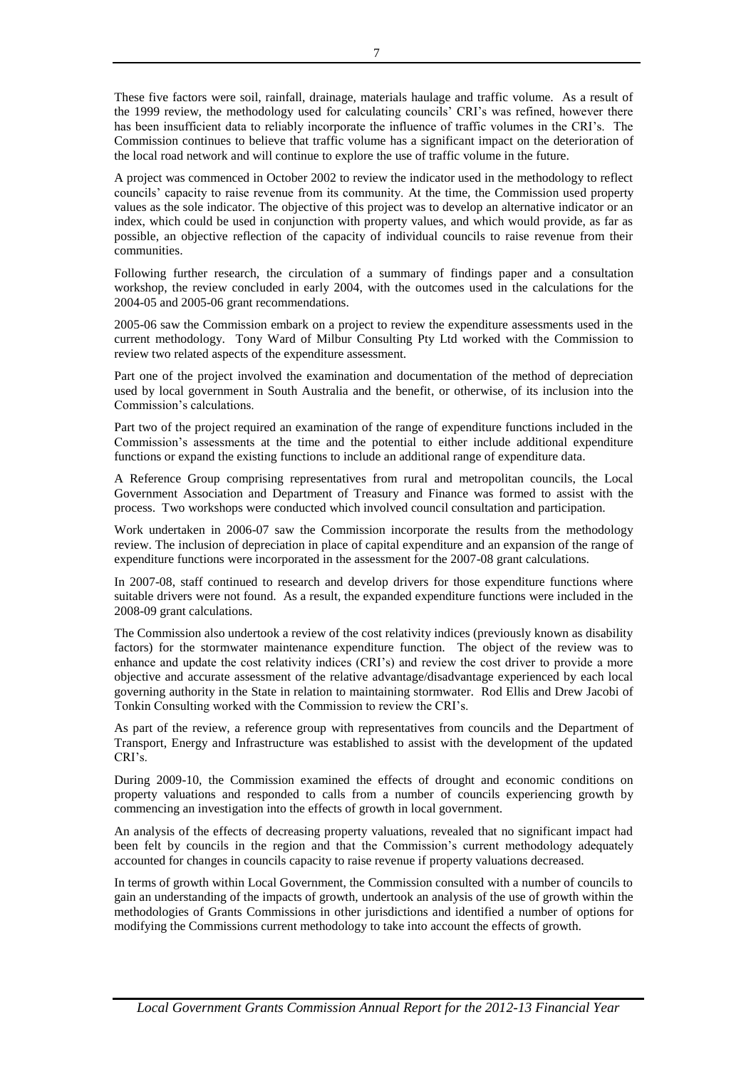These five factors were soil, rainfall, drainage, materials haulage and traffic volume. As a result of the 1999 review, the methodology used for calculating councils' CRI's was refined, however there has been insufficient data to reliably incorporate the influence of traffic volumes in the CRI's. The Commission continues to believe that traffic volume has a significant impact on the deterioration of the local road network and will continue to explore the use of traffic volume in the future.

A project was commenced in October 2002 to review the indicator used in the methodology to reflect councils' capacity to raise revenue from its community. At the time, the Commission used property values as the sole indicator. The objective of this project was to develop an alternative indicator or an index, which could be used in conjunction with property values, and which would provide, as far as possible, an objective reflection of the capacity of individual councils to raise revenue from their communities.

Following further research, the circulation of a summary of findings paper and a consultation workshop, the review concluded in early 2004, with the outcomes used in the calculations for the 2004-05 and 2005-06 grant recommendations.

2005-06 saw the Commission embark on a project to review the expenditure assessments used in the current methodology. Tony Ward of Milbur Consulting Pty Ltd worked with the Commission to review two related aspects of the expenditure assessment.

Part one of the project involved the examination and documentation of the method of depreciation used by local government in South Australia and the benefit, or otherwise, of its inclusion into the Commission's calculations.

Part two of the project required an examination of the range of expenditure functions included in the Commission's assessments at the time and the potential to either include additional expenditure functions or expand the existing functions to include an additional range of expenditure data.

A Reference Group comprising representatives from rural and metropolitan councils, the Local Government Association and Department of Treasury and Finance was formed to assist with the process. Two workshops were conducted which involved council consultation and participation.

Work undertaken in 2006-07 saw the Commission incorporate the results from the methodology review. The inclusion of depreciation in place of capital expenditure and an expansion of the range of expenditure functions were incorporated in the assessment for the 2007-08 grant calculations.

In 2007-08, staff continued to research and develop drivers for those expenditure functions where suitable drivers were not found. As a result, the expanded expenditure functions were included in the 2008-09 grant calculations.

The Commission also undertook a review of the cost relativity indices (previously known as disability factors) for the stormwater maintenance expenditure function. The object of the review was to enhance and update the cost relativity indices (CRI's) and review the cost driver to provide a more objective and accurate assessment of the relative advantage/disadvantage experienced by each local governing authority in the State in relation to maintaining stormwater. Rod Ellis and Drew Jacobi of Tonkin Consulting worked with the Commission to review the CRI's.

As part of the review, a reference group with representatives from councils and the Department of Transport, Energy and Infrastructure was established to assist with the development of the updated CRI's.

During 2009-10, the Commission examined the effects of drought and economic conditions on property valuations and responded to calls from a number of councils experiencing growth by commencing an investigation into the effects of growth in local government.

An analysis of the effects of decreasing property valuations, revealed that no significant impact had been felt by councils in the region and that the Commission's current methodology adequately accounted for changes in councils capacity to raise revenue if property valuations decreased.

In terms of growth within Local Government, the Commission consulted with a number of councils to gain an understanding of the impacts of growth, undertook an analysis of the use of growth within the methodologies of Grants Commissions in other jurisdictions and identified a number of options for modifying the Commissions current methodology to take into account the effects of growth.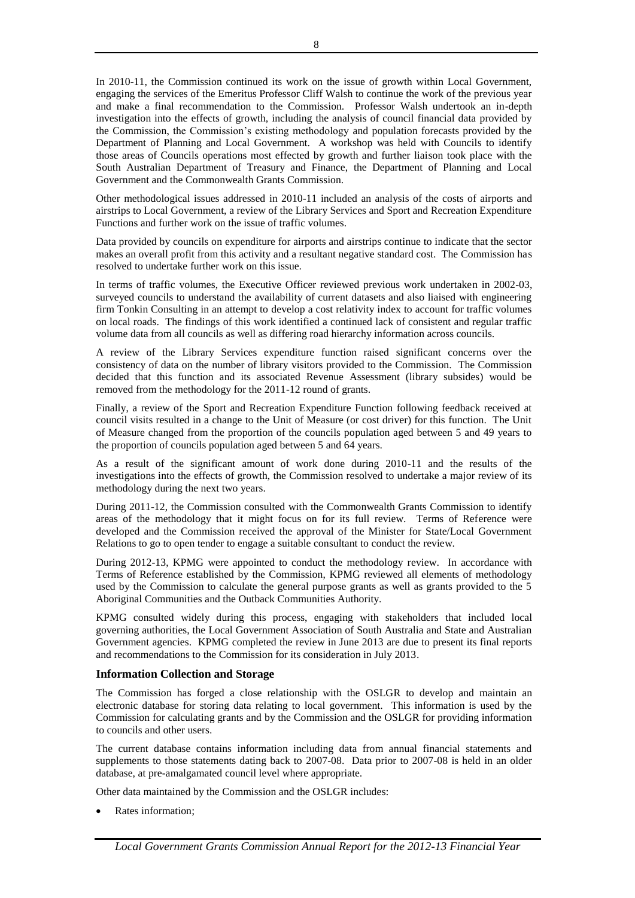In 2010-11, the Commission continued its work on the issue of growth within Local Government, engaging the services of the Emeritus Professor Cliff Walsh to continue the work of the previous year and make a final recommendation to the Commission. Professor Walsh undertook an in-depth investigation into the effects of growth, including the analysis of council financial data provided by the Commission, the Commission's existing methodology and population forecasts provided by the Department of Planning and Local Government. A workshop was held with Councils to identify those areas of Councils operations most effected by growth and further liaison took place with the South Australian Department of Treasury and Finance, the Department of Planning and Local Government and the Commonwealth Grants Commission.

Other methodological issues addressed in 2010-11 included an analysis of the costs of airports and airstrips to Local Government, a review of the Library Services and Sport and Recreation Expenditure Functions and further work on the issue of traffic volumes.

Data provided by councils on expenditure for airports and airstrips continue to indicate that the sector makes an overall profit from this activity and a resultant negative standard cost. The Commission has resolved to undertake further work on this issue.

In terms of traffic volumes, the Executive Officer reviewed previous work undertaken in 2002-03, surveyed councils to understand the availability of current datasets and also liaised with engineering firm Tonkin Consulting in an attempt to develop a cost relativity index to account for traffic volumes on local roads. The findings of this work identified a continued lack of consistent and regular traffic volume data from all councils as well as differing road hierarchy information across councils.

A review of the Library Services expenditure function raised significant concerns over the consistency of data on the number of library visitors provided to the Commission. The Commission decided that this function and its associated Revenue Assessment (library subsides) would be removed from the methodology for the 2011-12 round of grants.

Finally, a review of the Sport and Recreation Expenditure Function following feedback received at council visits resulted in a change to the Unit of Measure (or cost driver) for this function. The Unit of Measure changed from the proportion of the councils population aged between 5 and 49 years to the proportion of councils population aged between 5 and 64 years.

As a result of the significant amount of work done during 2010-11 and the results of the investigations into the effects of growth, the Commission resolved to undertake a major review of its methodology during the next two years.

During 2011-12, the Commission consulted with the Commonwealth Grants Commission to identify areas of the methodology that it might focus on for its full review. Terms of Reference were developed and the Commission received the approval of the Minister for State/Local Government Relations to go to open tender to engage a suitable consultant to conduct the review.

During 2012-13, KPMG were appointed to conduct the methodology review. In accordance with Terms of Reference established by the Commission, KPMG reviewed all elements of methodology used by the Commission to calculate the general purpose grants as well as grants provided to the 5 Aboriginal Communities and the Outback Communities Authority.

KPMG consulted widely during this process, engaging with stakeholders that included local governing authorities, the Local Government Association of South Australia and State and Australian Government agencies. KPMG completed the review in June 2013 are due to present its final reports and recommendations to the Commission for its consideration in July 2013.

### Information Collection and Storage

The Commission has forged a close relationship with the OSLGR to develop and maintain an electronic database for storing data relating to local government. This information is used by the Commission for calculating grants and by the Commission and the OSLGR for providing information to councils and other users.

The current database contains information including data from annual financial statements and supplements to those statements dating back to 2007-08. Data prior to 2007-08 is held in an older database, at pre-amalgamated council level where appropriate.

Other data maintained by the Commission and the OSLGR includes:

- Rates information;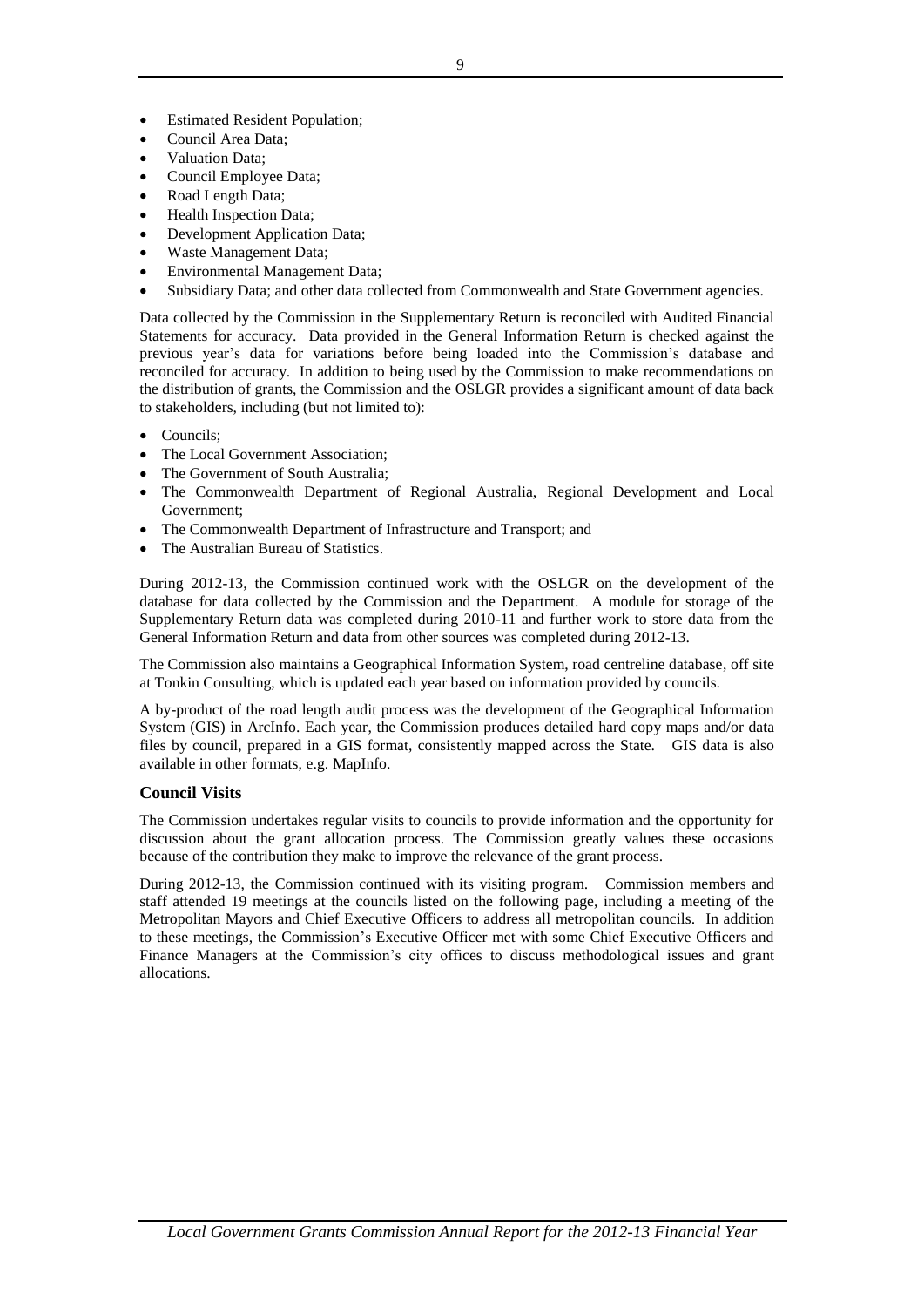- Estimated Resident Population;
- Council Area Data;
- Valuation Data;
- Council Employee Data;
- Road Length Data;
- Health Inspection Data;
- Development Application Data;
- Waste Management Data;
- Environmental Management Data;
- Subsidiary Data; and other data collected from Commonwealth and State Government agencies.

Data collected by the Commission in the Supplementary Return is reconciled with Audited Financial Statements for accuracy. Data provided in the General Information Return is checked against the previous year's data for variations before being loaded into the Commission's database and reconciled for accuracy. In addition to being used by the Commission to make recommendations on the distribution of grants, the Commission and the OSLGR provides a significant amount of data back to stakeholders, including (but not limited to):

- Councils;
- The Local Government Association;
- The Government of South Australia;
- The Commonwealth Department of Regional Australia, Regional Development and Local Government;
- The Commonwealth Department of Infrastructure and Transport; and
- The Australian Bureau of Statistics.

During 2012-13, the Commission continued work with the OSLGR on the development of the database for data collected by the Commission and the Department. A module for storage of the Supplementary Return data was completed during 2010-11 and further work to store data from the General Information Return and data from other sources was completed during 2012-13.

The Commission also maintains a Geographical Information System, road centreline database, off site at Tonkin Consulting, which is updated each year based on information provided by councils.

A by-product of the road length audit process was the development of the Geographical Information System (GIS) in ArcInfo. Each year, the Commission produces detailed hard copy maps and/or data files by council, prepared in a GIS format, consistently mapped across the State. GIS data is also available in other formats, e.g. MapInfo.

### Council Visits

The Commission undertakes regular visits to councils to provide information and the opportunity for discussion about the grant allocation process. The Commission greatly values these occasions because of the contribution they make to improve the relevance of the grant process.

During 2012-13, the Commission continued with its visiting program. Commission members and staff attended 19 meetings at the councils listed on the following page, including a meeting of the Metropolitan Mayors and Chief Executive Officers to address all metropolitan councils. In addition to these meetings, the Commission's Executive Officer met with some Chief Executive Officers and Finance Managers at the Commission's city offices to discuss methodological issues and grant allocations.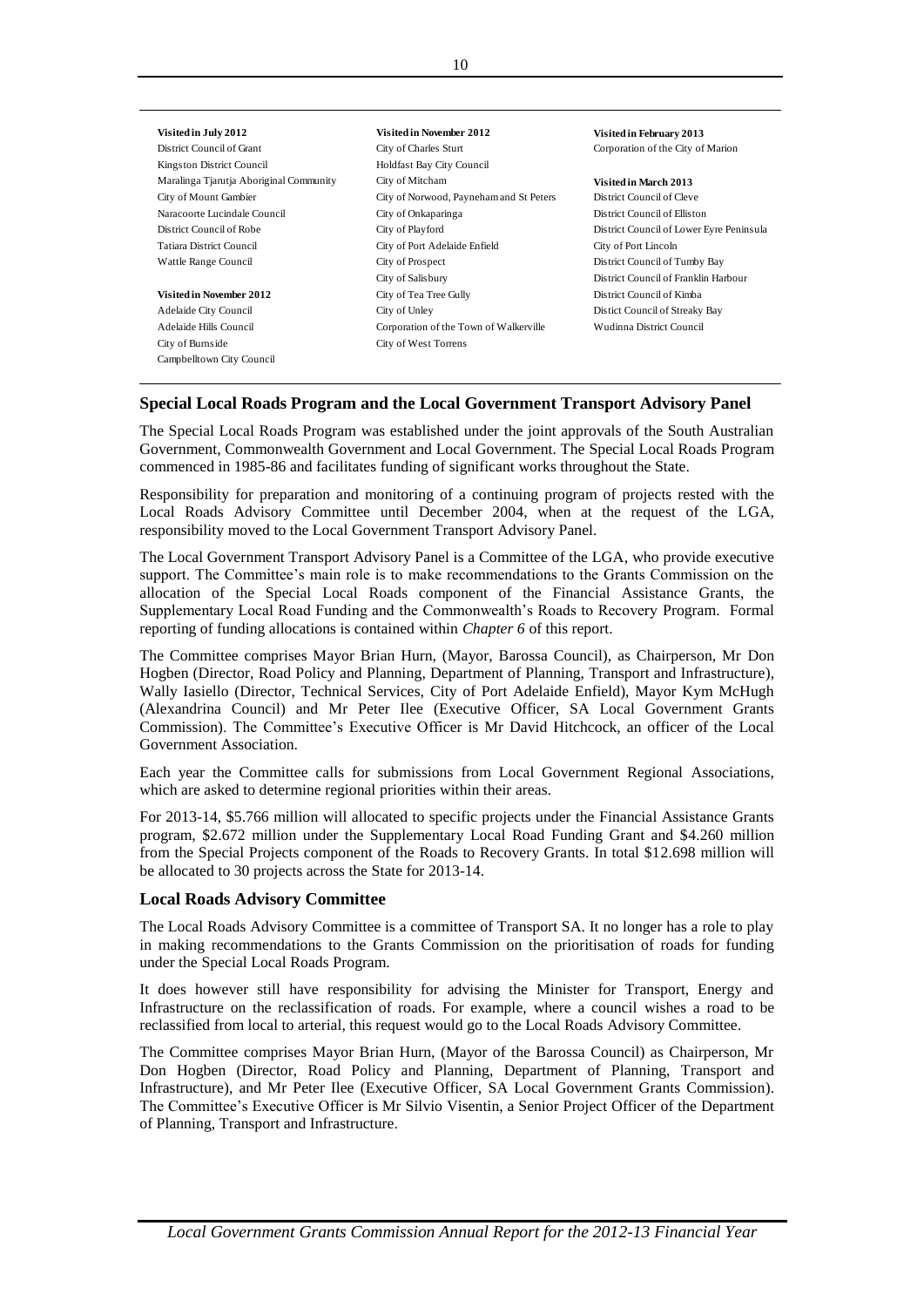**Visited in July 2012**
District Council of Grant
Kingston District Council
Maralinga Tjarutja Aboriginal Community
City of Mount Gambier
Naracoorte Lucindale Council
District Council of Robe
Tatiara District Council
Wattle Range Council

**Visited in November 2012**
Adelaide City Council
Adelaide Hills Council
City of Burnside
Campbelltown City Council

**Visited in November 2012**
City of Charles Sturt
Holdfast Bay City Council
City of Mitcham
City of Norwood, Payneham and St Peters
City of Onkaparinga
City of Playford
City of Port Adelaide Enfield
City of Prospect
City of Salisbury
City of Tea Tree Gully
City of Unley
Corporation of the Town of Walkerville
City of West Torrens

**Visited in February 2013**
Corporation of the City of Marion

**Visited in March 2013**
District Council of Cleve
District Council of Elliston
District Council of Lower Eyre Peninsula
City of Port Lincoln
District Council of Tumby Bay
District Council of Franklin Harbour
District Council of Kimba
Distict Council of Streaky Bay
Wudinna District Council

### Special Local Roads Program and the Local Government Transport Advisory Panel

The Special Local Roads Program was established under the joint approvals of the South Australian Government, Commonwealth Government and Local Government. The Special Local Roads Program commenced in 1985-86 and facilitates funding of significant works throughout the State.

Responsibility for preparation and monitoring of a continuing program of projects rested with the Local Roads Advisory Committee until December 2004, when at the request of the LGA, responsibility moved to the Local Government Transport Advisory Panel.

The Local Government Transport Advisory Panel is a Committee of the LGA, who provide executive support. The Committee's main role is to make recommendations to the Grants Commission on the allocation of the Special Local Roads component of the Financial Assistance Grants, the Supplementary Local Road Funding and the Commonwealth's Roads to Recovery Program. Formal reporting of funding allocations is contained within *Chapter 6* of this report.

The Committee comprises Mayor Brian Hurn, (Mayor, Barossa Council), as Chairperson, Mr Don Hogben (Director, Road Policy and Planning, Department of Planning, Transport and Infrastructure), Wally Iasiello (Director, Technical Services, City of Port Adelaide Enfield), Mayor Kym McHugh (Alexandrina Council) and Mr Peter Ilee (Executive Officer, SA Local Government Grants Commission). The Committee's Executive Officer is Mr David Hitchcock, an officer of the Local Government Association.

Each year the Committee calls for submissions from Local Government Regional Associations, which are asked to determine regional priorities within their areas.

For 2013-14, $5.766 million will allocated to specific projects under the Financial Assistance Grants program, $2.672 million under the Supplementary Local Road Funding Grant and $4.260 million from the Special Projects component of the Roads to Recovery Grants. In total $12.698 million will be allocated to 30 projects across the State for 2013-14.

### Local Roads Advisory Committee

The Local Roads Advisory Committee is a committee of Transport SA. It no longer has a role to play in making recommendations to the Grants Commission on the prioritisation of roads for funding under the Special Local Roads Program.

It does however still have responsibility for advising the Minister for Transport, Energy and Infrastructure on the reclassification of roads. For example, where a council wishes a road to be reclassified from local to arterial, this request would go to the Local Roads Advisory Committee.

The Committee comprises Mayor Brian Hurn, (Mayor of the Barossa Council) as Chairperson, Mr Don Hogben (Director, Road Policy and Planning, Department of Planning, Transport and Infrastructure), and Mr Peter Ilee (Executive Officer, SA Local Government Grants Commission). The Committee's Executive Officer is Mr Silvio Visentin, a Senior Project Officer of the Department of Planning, Transport and Infrastructure.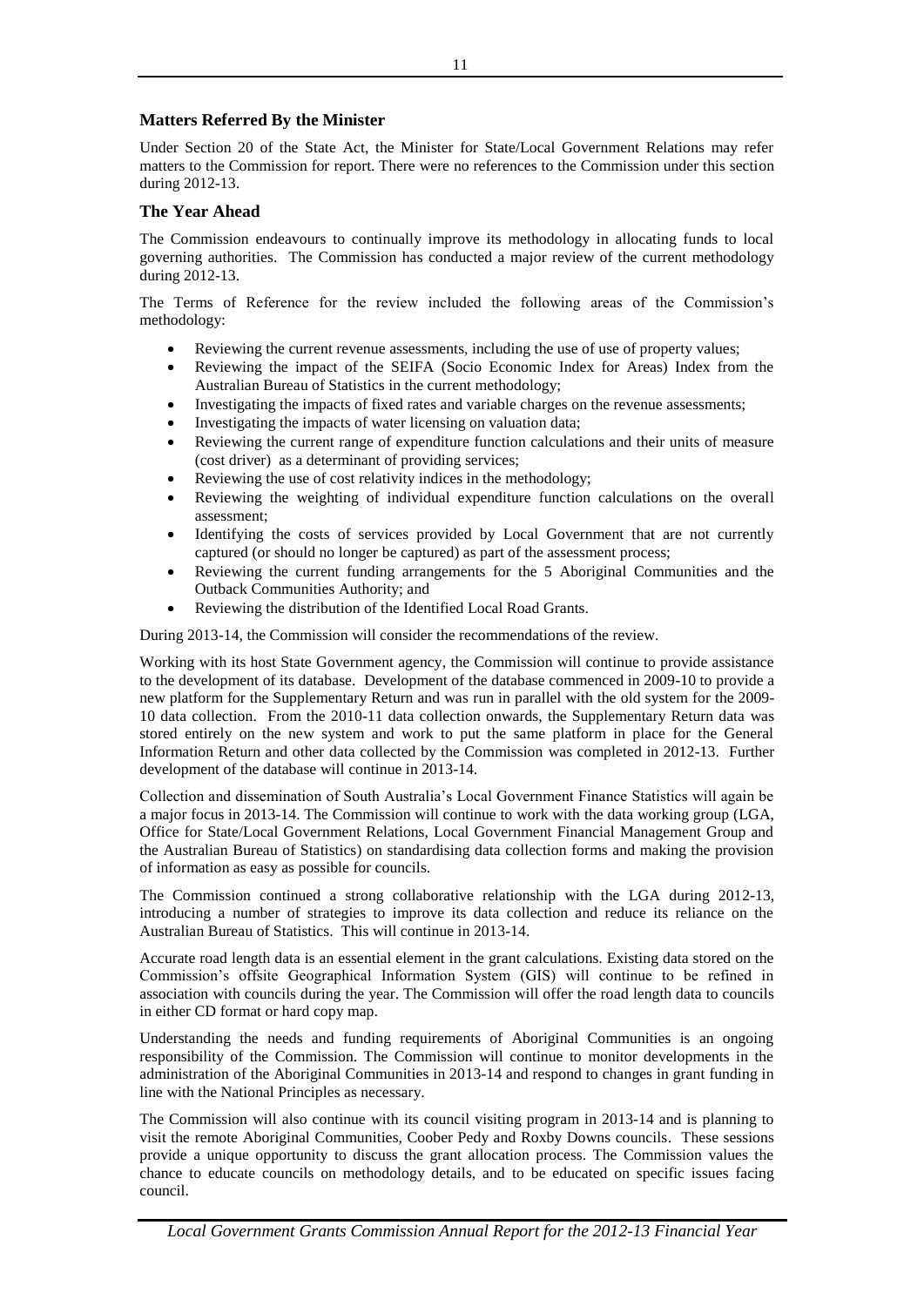## Matters Referred By the Minister

Under Section 20 of the State Act, the Minister for State/Local Government Relations may refer matters to the Commission for report. There were no references to the Commission under this section during 2012-13.

## The Year Ahead

The Commission endeavours to continually improve its methodology in allocating funds to local governing authorities. The Commission has conducted a major review of the current methodology during 2012-13.

The Terms of Reference for the review included the following areas of the Commission's methodology:

- Reviewing the current revenue assessments, including the use of use of property values;
- Reviewing the impact of the SEIFA (Socio Economic Index for Areas) Index from the Australian Bureau of Statistics in the current methodology;
- Investigating the impacts of fixed rates and variable charges on the revenue assessments;
- Investigating the impacts of water licensing on valuation data;
- Reviewing the current range of expenditure function calculations and their units of measure (cost driver) as a determinant of providing services;
- Reviewing the use of cost relativity indices in the methodology;
- Reviewing the weighting of individual expenditure function calculations on the overall assessment;
- Identifying the costs of services provided by Local Government that are not currently captured (or should no longer be captured) as part of the assessment process;
- Reviewing the current funding arrangements for the 5 Aboriginal Communities and the Outback Communities Authority; and
- Reviewing the distribution of the Identified Local Road Grants.

During 2013-14, the Commission will consider the recommendations of the review.

Working with its host State Government agency, the Commission will continue to provide assistance to the development of its database. Development of the database commenced in 2009-10 to provide a new platform for the Supplementary Return and was run in parallel with the old system for the 2009-10 data collection. From the 2010-11 data collection onwards, the Supplementary Return data was stored entirely on the new system and work to put the same platform in place for the General Information Return and other data collected by the Commission was completed in 2012-13. Further development of the database will continue in 2013-14.

Collection and dissemination of South Australia's Local Government Finance Statistics will again be a major focus in 2013-14. The Commission will continue to work with the data working group (LGA, Office for State/Local Government Relations, Local Government Financial Management Group and the Australian Bureau of Statistics) on standardising data collection forms and making the provision of information as easy as possible for councils.

The Commission continued a strong collaborative relationship with the LGA during 2012-13, introducing a number of strategies to improve its data collection and reduce its reliance on the Australian Bureau of Statistics. This will continue in 2013-14.

Accurate road length data is an essential element in the grant calculations. Existing data stored on the Commission's offsite Geographical Information System (GIS) will continue to be refined in association with councils during the year. The Commission will offer the road length data to councils in either CD format or hard copy map.

Understanding the needs and funding requirements of Aboriginal Communities is an ongoing responsibility of the Commission. The Commission will continue to monitor developments in the administration of the Aboriginal Communities in 2013-14 and respond to changes in grant funding in line with the National Principles as necessary.

The Commission will also continue with its council visiting program in 2013-14 and is planning to visit the remote Aboriginal Communities, Coober Pedy and Roxby Downs councils. These sessions provide a unique opportunity to discuss the grant allocation process. The Commission values the chance to educate councils on methodology details, and to be educated on specific issues facing council.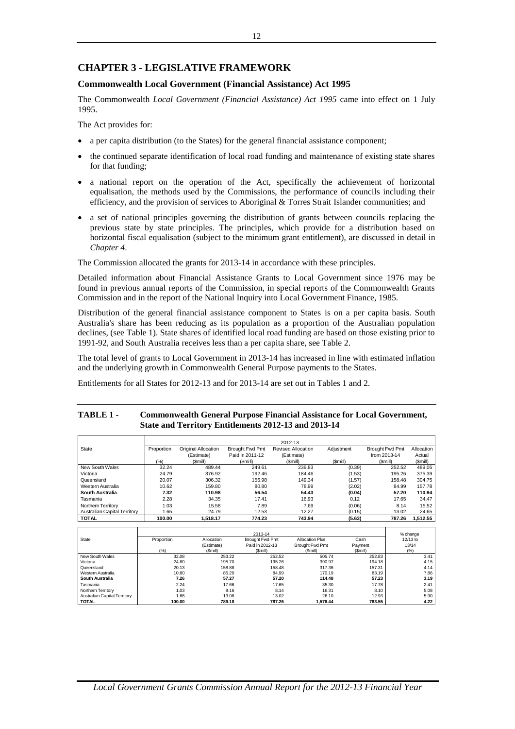# CHAPTER 3 - LEGISLATIVE FRAMEWORK

## Commonwealth Local Government (Financial Assistance) Act 1995

The Commonwealth *Local Government (Financial Assistance) Act 1995* came into effect on 1 July 1995.

The Act provides for:

- a per capita distribution (to the States) for the general financial assistance component;
- the continued separate identification of local road funding and maintenance of existing state shares for that funding;
- a national report on the operation of the Act, specifically the achievement of horizontal equalisation, the methods used by the Commissions, the performance of councils including their efficiency, and the provision of services to Aboriginal & Torres Strait Islander communities; and
- a set of national principles governing the distribution of grants between councils replacing the previous state by state principles. The principles, which provide for a distribution based on horizontal fiscal equalisation (subject to the minimum grant entitlement), are discussed in detail in *Chapter 4*.

The Commission allocated the grants for 2013-14 in accordance with these principles.

Detailed information about Financial Assistance Grants to Local Government since 1976 may be found in previous annual reports of the Commission, in special reports of the Commonwealth Grants Commission and in the report of the National Inquiry into Local Government Finance, 1985.

Distribution of the general financial assistance component to States is on a per capita basis. South Australia's share has been reducing as its population as a proportion of the Australian population declines, (see Table 1). State shares of identified local road funding are based on those existing prior to 1991-92, and South Australia receives less than a per capita share, see Table 2.

The total level of grants to Local Government in 2013-14 has increased in line with estimated inflation and the underlying growth in Commonwealth General Purpose payments to the States.

Entitlements for all States for 2012-13 and for 2013-14 are set out in Tables 1 and 2.

**TABLE 1 - Commonwealth General Purpose Financial Assistance for Local Government, State and Territory Entitlements 2012-13 and 2013-14**

| State | 2012-13 | | | | | | |
|---|---|---|---|---|---|---|---|
| | Proportion (%) | Original Allocation (Estimate) ($mill) | Brought Fwd Pmt Paid in 2011-12 ($mill) | Revised Allocation (Estimate) ($mill) | Adjustment ($mill) | Brought Fwd Pmt from 2013-14 ($mill) | Allocation Actual ($mill) |
| New South Wales | 32.24 | 489.44 | 249.61 | 239.83 | (0.39) | 252.52 | 489.05 |
| Victoria | 24.79 | 376.92 | 192.46 | 184.46 | (1.53) | 195.26 | 375.39 |
| Queensland | 20.07 | 306.32 | 156.98 | 149.34 | (1.57) | 158.48 | 304.75 |
| Western Australia | 10.62 | 159.80 | 80.80 | 78.99 | (2.02) | 84.99 | 157.78 |
| **South Australia** | **7.32** | **110.98** | **56.54** | **54.43** | **(0.04)** | **57.20** | **110.94** |
| Tasmania | 2.28 | 34.35 | 17.41 | 16.93 | 0.12 | 17.65 | 34.47 |
| Northern Territory | 1.03 | 15.58 | 7.89 | 7.69 | (0.06) | 8.14 | 15.52 |
| Australian Capital Territory | 1.65 | 24.79 | 12.53 | 12.27 | (0.15) | 13.02 | 24.65 |
| **TOTAL** | **100.00** | **1,518.17** | **774.23** | **743.94** | **(5.63)** | **787.26** | **1,512.55** |

| State | 2013-14 | | | | | % change 12/13 to 13/14 (%) |
|---|---|---|---|---|---|---|
| | Proportion (%) | Allocation (Estimate) ($mill) | Brought Fwd Pmt Paid in 2012-13 ($mill) | Allocation Plus Brought Fwd Pmt ($mill) | Cash Payment ($mill) | |
| New South Wales | 32.08 | 253.22 | 252.52 | 505.74 | 252.83 | 3.41 |
| Victoria | 24.80 | 195.70 | 195.26 | 390.97 | 194.18 | 4.15 |
| Queensland | 20.13 | 158.88 | 158.48 | 317.36 | 157.31 | 4.14 |
| Western Australia | 10.80 | 85.20 | 84.99 | 170.19 | 83.19 | 7.86 |
| **South Australia** | **7.26** | **57.27** | **57.20** | **114.48** | **57.23** | **3.19** |
| Tasmania | 2.24 | 17.66 | 17.65 | 35.30 | 17.78 | 2.41 |
| Northern Territory | 1.03 | 8.16 | 8.14 | 16.31 | 8.10 | 5.08 |
| Australian Capital Territory | 1.66 | 13.08 | 13.02 | 26.10 | 12.93 | 5.90 |
| **TOTAL** | **100.00** | **789.18** | **787.26** | **1,576.44** | **783.55** | **4.22** |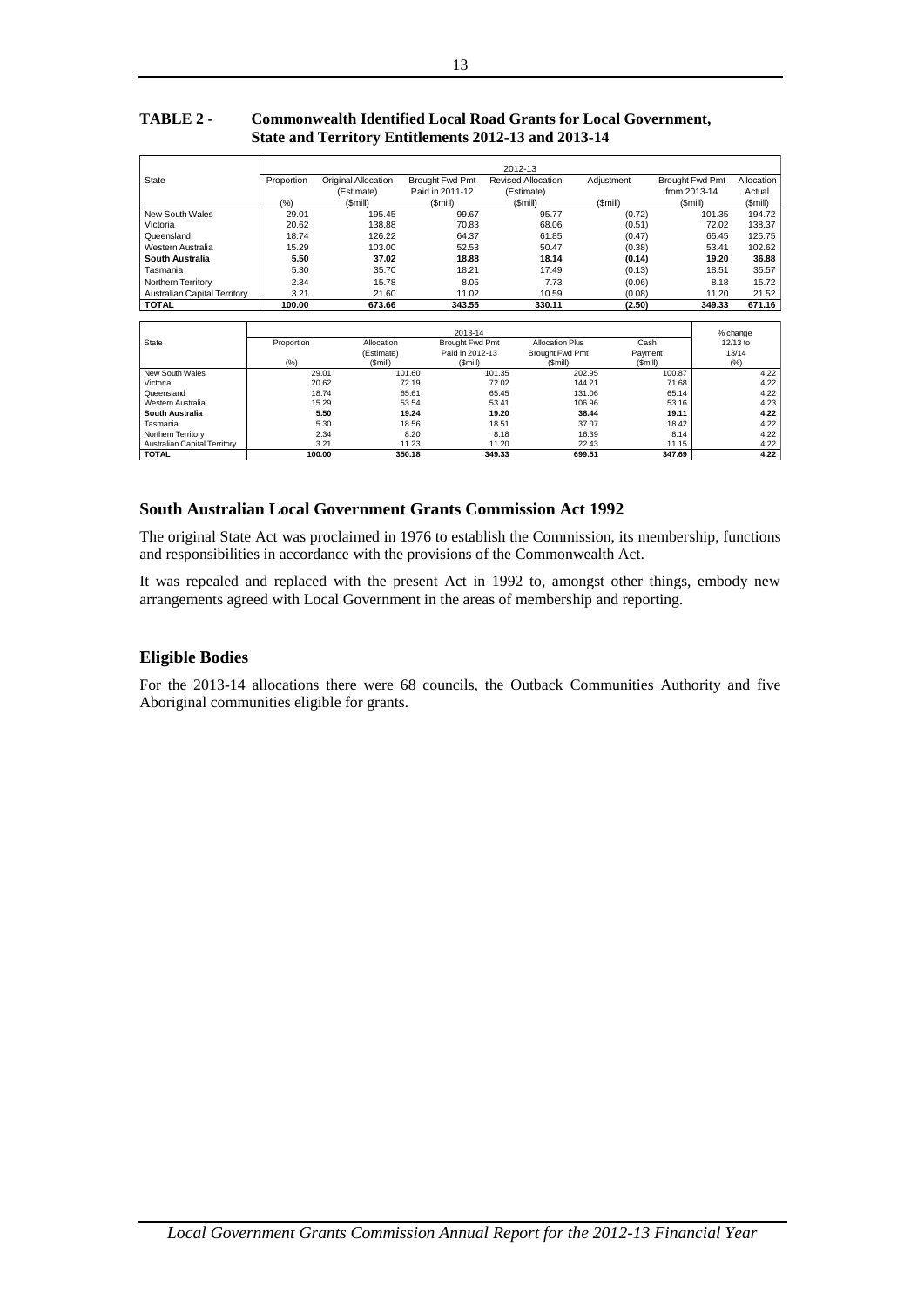**TABLE 2 - Commonwealth Identified Local Road Grants for Local Government, State and Territory Entitlements 2012-13 and 2013-14**

| State | 2012-13 | | | | | | |
|---|---|---|---|---|---|---|---|
| | Proportion (%) | Original Allocation (Estimate) ($mill) | Brought Fwd Pmt Paid in 2011-12 ($mill) | Revised Allocation (Estimate) ($mill) | Adjustment ($mill) | Brought Fwd Pmt from 2013-14 ($mill) | Allocation Actual ($mill) |
| New South Wales | 29.01 | 195.45 | 99.67 | 95.77 | (0.72) | 101.35 | 194.72 |
| Victoria | 20.62 | 138.88 | 70.83 | 68.06 | (0.51) | 72.02 | 138.37 |
| Queensland | 18.74 | 126.22 | 64.37 | 61.85 | (0.47) | 65.45 | 125.75 |
| Western Australia | 15.29 | 103.00 | 52.53 | 50.47 | (0.38) | 53.41 | 102.62 |
| **South Australia** | **5.50** | **37.02** | **18.88** | **18.14** | **(0.14)** | **19.20** | **36.88** |
| Tasmania | 5.30 | 35.70 | 18.21 | 17.49 | (0.13) | 18.51 | 35.57 |
| Northern Territory | 2.34 | 15.78 | 8.05 | 7.73 | (0.06) | 8.18 | 15.72 |
| Australian Capital Territory | 3.21 | 21.60 | 11.02 | 10.59 | (0.08) | 11.20 | 21.52 |
| **TOTAL** | **100.00** | **673.66** | **343.55** | **330.11** | **(2.50)** | **349.33** | **671.16** |

| State | 2013-14 | | | | | % change |
|---|---|---|---|---|---|---|
| | Proportion (%) | Allocation (Estimate) ($mill) | Brought Fwd Pmt Paid in 2012-13 ($mill) | Allocation Plus Brought Fwd Pmt ($mill) | Cash Payment ($mill) | 12/13 to 13/14 (%) |
| New South Wales | 29.01 | 101.60 | 101.35 | 202.95 | 100.87 | 4.22 |
| Victoria | 20.62 | 72.19 | 72.02 | 144.21 | 71.68 | 4.22 |
| Queensland | 18.74 | 65.61 | 65.45 | 131.06 | 65.14 | 4.22 |
| Western Australia | 15.29 | 53.54 | 53.41 | 106.96 | 53.16 | 4.23 |
| **South Australia** | **5.50** | **19.24** | **19.20** | **38.44** | **19.11** | **4.22** |
| Tasmania | 5.30 | 18.56 | 18.51 | 37.07 | 18.42 | 4.22 |
| Northern Territory | 2.34 | 8.20 | 8.18 | 16.39 | 8.14 | 4.22 |
| Australian Capital Territory | 3.21 | 11.23 | 11.20 | 22.43 | 11.15 | 4.22 |
| **TOTAL** | **100.00** | **350.18** | **349.33** | **699.51** | **347.69** | **4.22** |

## South Australian Local Government Grants Commission Act 1992

The original State Act was proclaimed in 1976 to establish the Commission, its membership, functions and responsibilities in accordance with the provisions of the Commonwealth Act.

It was repealed and replaced with the present Act in 1992 to, amongst other things, embody new arrangements agreed with Local Government in the areas of membership and reporting.

## Eligible Bodies

For the 2013-14 allocations there were 68 councils, the Outback Communities Authority and five Aboriginal communities eligible for grants.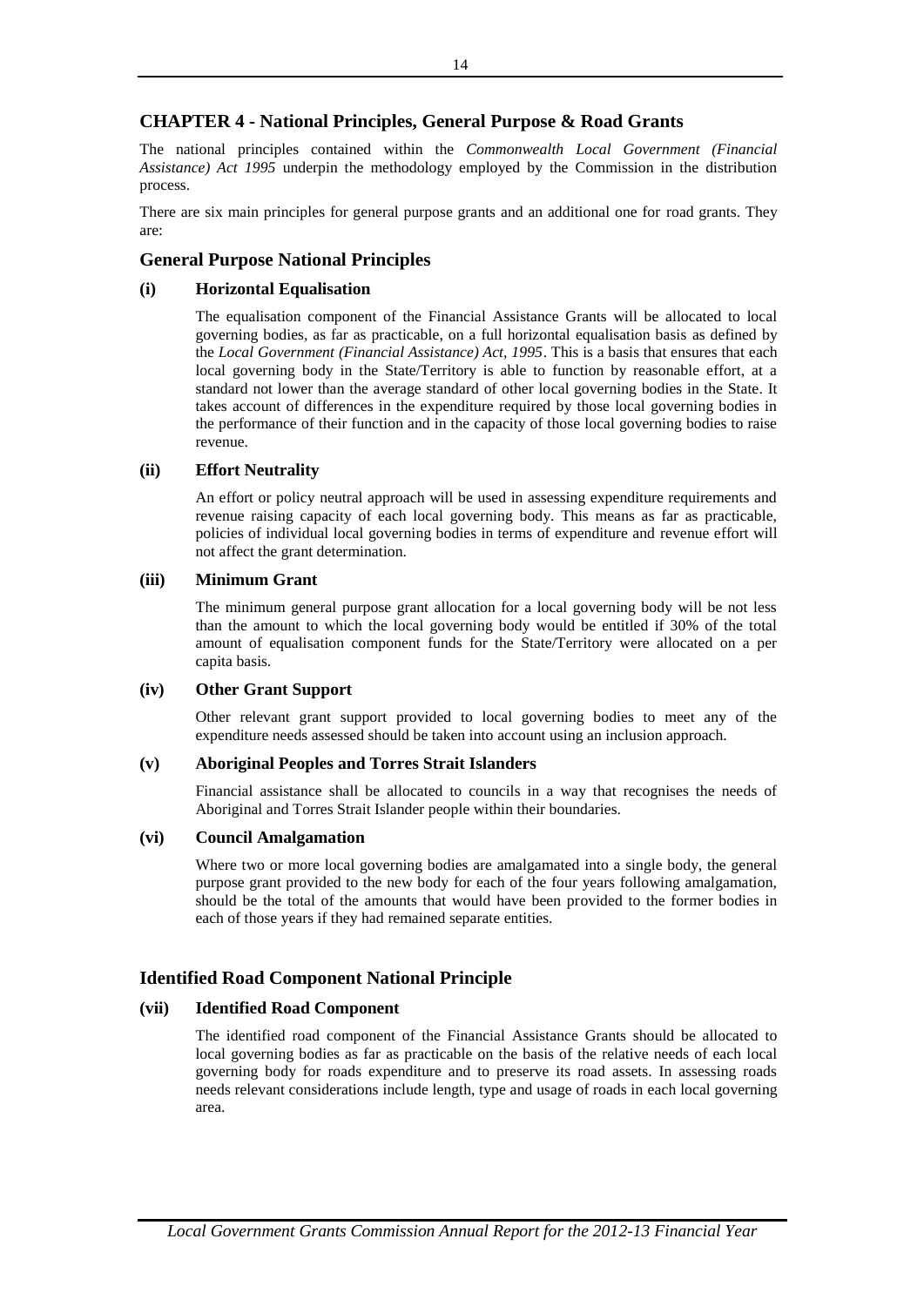## CHAPTER 4 - National Principles, General Purpose & Road Grants

The national principles contained within the *Commonwealth Local Government (Financial Assistance) Act 1995* underpin the methodology employed by the Commission in the distribution process.

There are six main principles for general purpose grants and an additional one for road grants. They are:

### General Purpose National Principles

#### (i) Horizontal Equalisation

The equalisation component of the Financial Assistance Grants will be allocated to local governing bodies, as far as practicable, on a full horizontal equalisation basis as defined by the *Local Government (Financial Assistance) Act, 1995*. This is a basis that ensures that each local governing body in the State/Territory is able to function by reasonable effort, at a standard not lower than the average standard of other local governing bodies in the State. It takes account of differences in the expenditure required by those local governing bodies in the performance of their function and in the capacity of those local governing bodies to raise revenue.

#### (ii) Effort Neutrality

An effort or policy neutral approach will be used in assessing expenditure requirements and revenue raising capacity of each local governing body. This means as far as practicable, policies of individual local governing bodies in terms of expenditure and revenue effort will not affect the grant determination.

#### (iii) Minimum Grant

The minimum general purpose grant allocation for a local governing body will be not less than the amount to which the local governing body would be entitled if 30% of the total amount of equalisation component funds for the State/Territory were allocated on a per capita basis.

#### (iv) Other Grant Support

Other relevant grant support provided to local governing bodies to meet any of the expenditure needs assessed should be taken into account using an inclusion approach.

#### (v) Aboriginal Peoples and Torres Strait Islanders

Financial assistance shall be allocated to councils in a way that recognises the needs of Aboriginal and Torres Strait Islander people within their boundaries.

#### (vi) Council Amalgamation

Where two or more local governing bodies are amalgamated into a single body, the general purpose grant provided to the new body for each of the four years following amalgamation, should be the total of the amounts that would have been provided to the former bodies in each of those years if they had remained separate entities.

### Identified Road Component National Principle

#### (vii) Identified Road Component

The identified road component of the Financial Assistance Grants should be allocated to local governing bodies as far as practicable on the basis of the relative needs of each local governing body for roads expenditure and to preserve its road assets. In assessing roads needs relevant considerations include length, type and usage of roads in each local governing area.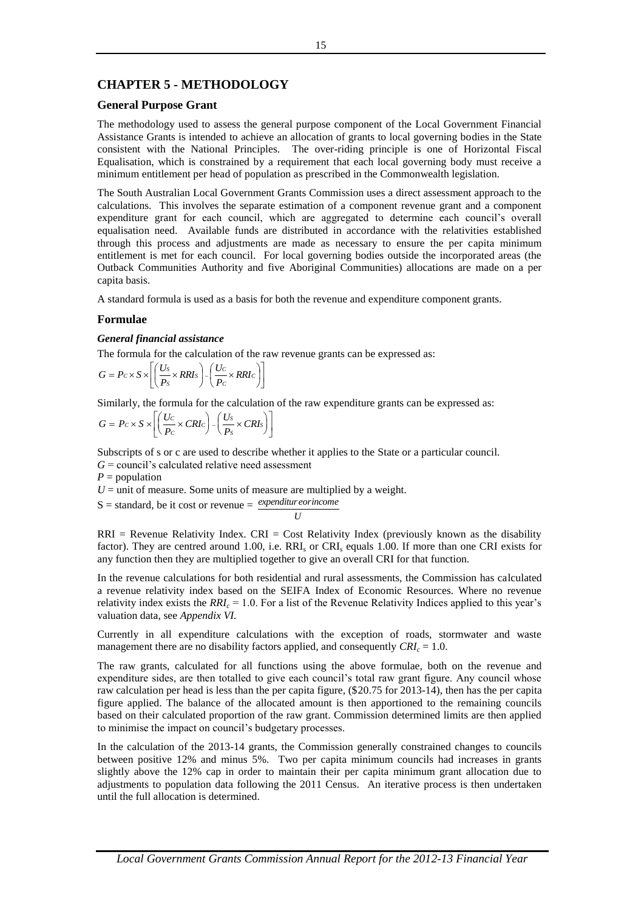# CHAPTER 5 - METHODOLOGY

## General Purpose Grant

The methodology used to assess the general purpose component of the Local Government Financial Assistance Grants is intended to achieve an allocation of grants to local governing bodies in the State consistent with the National Principles. The over-riding principle is one of Horizontal Fiscal Equalisation, which is constrained by a requirement that each local governing body must receive a minimum entitlement per head of population as prescribed in the Commonwealth legislation.

The South Australian Local Government Grants Commission uses a direct assessment approach to the calculations. This involves the separate estimation of a component revenue grant and a component expenditure grant for each council, which are aggregated to determine each council's overall equalisation need. Available funds are distributed in accordance with the relativities established through this process and adjustments are made as necessary to ensure the per capita minimum entitlement is met for each council. For local governing bodies outside the incorporated areas (the Outback Communities Authority and five Aboriginal Communities) allocations are made on a per capita basis.

A standard formula is used as a basis for both the revenue and expenditure component grants.

## Formulae

### *General financial assistance*

The formula for the calculation of the raw revenue grants can be expressed as:

$$G = P_C \times S \times \left[ \left( \frac{U_S}{P_S} \times RRI_S \right) - \left( \frac{U_C}{P_C} \times RRI_C \right) \right]$$

Similarly, the formula for the calculation of the raw expenditure grants can be expressed as:

$$G = P_C \times S \times \left[ \left( \frac{U_C}{P_C} \times CRI_C \right) - \left( \frac{U_S}{P_S} \times CRI_S \right) \right]$$

Subscripts of s or c are used to describe whether it applies to the State or a particular council.
$G$ = council's calculated relative need assessment
$P$ = population
$U$ = unit of measure. Some units of measure are multiplied by a weight.
S = standard, be it cost or revenue = $\frac{expenditure\ or\ income}{U}$

RRI = Revenue Relativity Index. CRI = Cost Relativity Index (previously known as the disability factor). They are centred around 1.00, i.e. $RRI_s$ or $CRI_s$ equals 1.00. If more than one CRI exists for any function then they are multiplied together to give an overall CRI for that function.

In the revenue calculations for both residential and rural assessments, the Commission has calculated a revenue relativity index based on the SEIFA Index of Economic Resources. Where no revenue relativity index exists the $RRI_c$ = 1.0. For a list of the Revenue Relativity Indices applied to this year's valuation data, see *Appendix VI.*

Currently in all expenditure calculations with the exception of roads, stormwater and waste management there are no disability factors applied, and consequently $CRI_c$ = 1.0.

The raw grants, calculated for all functions using the above formulae, both on the revenue and expenditure sides, are then totalled to give each council's total raw grant figure. Any council whose raw calculation per head is less than the per capita figure, ($20.75 for 2013-14), then has the per capita figure applied. The balance of the allocated amount is then apportioned to the remaining councils based on their calculated proportion of the raw grant. Commission determined limits are then applied to minimise the impact on council's budgetary processes.

In the calculation of the 2013-14 grants, the Commission generally constrained changes to councils between positive 12% and minus 5%. Two per capita minimum councils had increases in grants slightly above the 12% cap in order to maintain their per capita minimum grant allocation due to adjustments to population data following the 2011 Census. An iterative process is then undertaken until the full allocation is determined.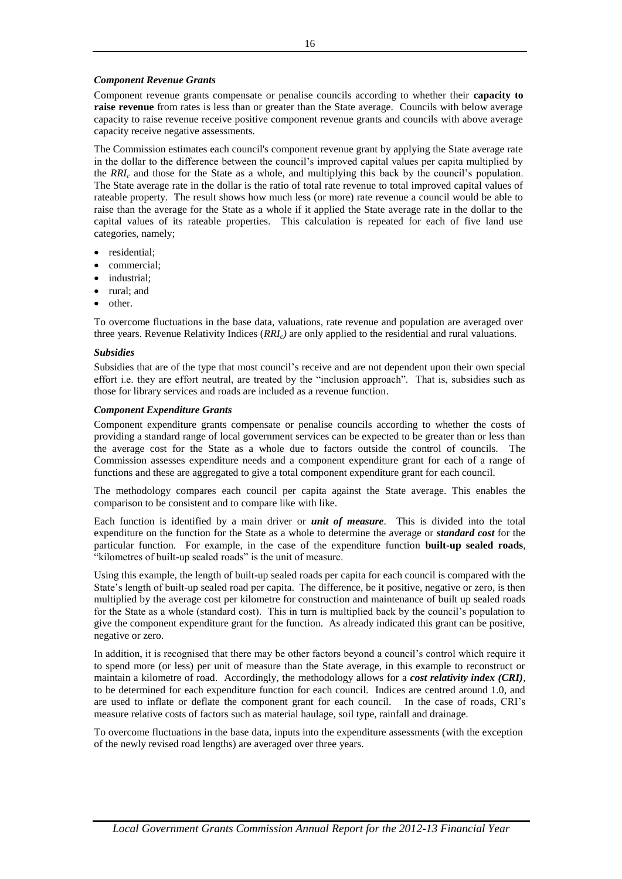### *Component Revenue Grants*

Component revenue grants compensate or penalise councils according to whether their **capacity to raise revenue** from rates is less than or greater than the State average. Councils with below average capacity to raise revenue receive positive component revenue grants and councils with above average capacity receive negative assessments.

The Commission estimates each council's component revenue grant by applying the State average rate in the dollar to the difference between the council's improved capital values per capita multiplied by the $RRI_c$ and those for the State as a whole, and multiplying this back by the council's population. The State average rate in the dollar is the ratio of total rate revenue to total improved capital values of rateable property. The result shows how much less (or more) rate revenue a council would be able to raise than the average for the State as a whole if it applied the State average rate in the dollar to the capital values of its rateable properties. This calculation is repeated for each of five land use categories, namely;

- residential;
- commercial;
- industrial;
- rural; and
- other.

To overcome fluctuations in the base data, valuations, rate revenue and population are averaged over three years. Revenue Relativity Indices ($RRI_c$) are only applied to the residential and rural valuations.

### *Subsidies*

Subsidies that are of the type that most council's receive and are not dependent upon their own special effort i.e. they are effort neutral, are treated by the "inclusion approach". That is, subsidies such as those for library services and roads are included as a revenue function.

### *Component Expenditure Grants*

Component expenditure grants compensate or penalise councils according to whether the costs of providing a standard range of local government services can be expected to be greater than or less than the average cost for the State as a whole due to factors outside the control of councils. The Commission assesses expenditure needs and a component expenditure grant for each of a range of functions and these are aggregated to give a total component expenditure grant for each council.

The methodology compares each council per capita against the State average. This enables the comparison to be consistent and to compare like with like.

Each function is identified by a main driver or ***unit of measure***. This is divided into the total expenditure on the function for the State as a whole to determine the average or ***standard cost*** for the particular function. For example, in the case of the expenditure function **built-up sealed roads**, "kilometres of built-up sealed roads" is the unit of measure.

Using this example, the length of built-up sealed roads per capita for each council is compared with the State's length of built-up sealed road per capita. The difference, be it positive, negative or zero, is then multiplied by the average cost per kilometre for construction and maintenance of built up sealed roads for the State as a whole (standard cost). This in turn is multiplied back by the council's population to give the component expenditure grant for the function. As already indicated this grant can be positive, negative or zero.

In addition, it is recognised that there may be other factors beyond a council's control which require it to spend more (or less) per unit of measure than the State average, in this example to reconstruct or maintain a kilometre of road. Accordingly, the methodology allows for a ***cost relativity index (CRI)***, to be determined for each expenditure function for each council. Indices are centred around 1.0, and are used to inflate or deflate the component grant for each council. In the case of roads, CRI's measure relative costs of factors such as material haulage, soil type, rainfall and drainage.

To overcome fluctuations in the base data, inputs into the expenditure assessments (with the exception of the newly revised road lengths) are averaged over three years.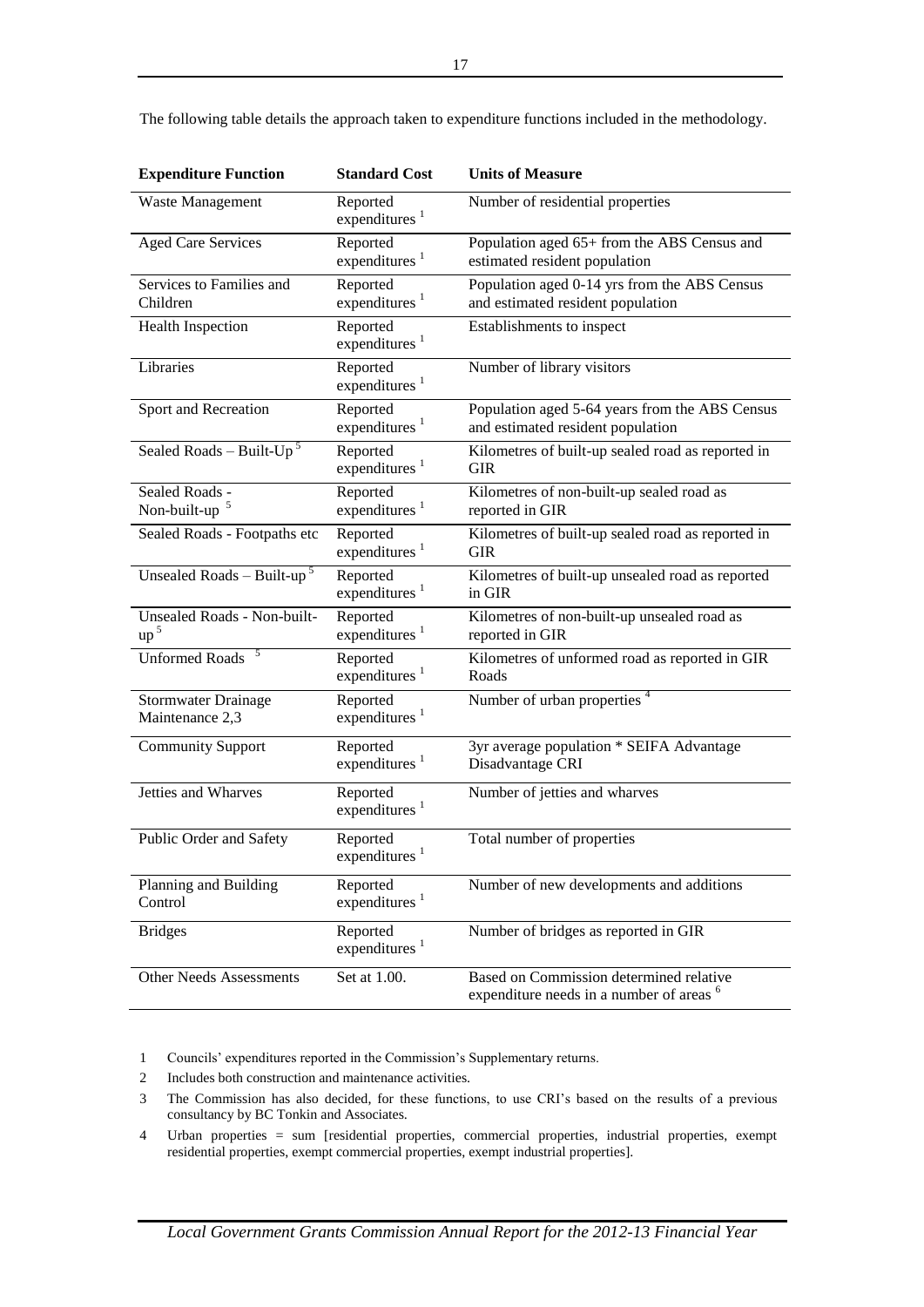The following table details the approach taken to expenditure functions included in the methodology.

| Expenditure Function | Standard Cost | Units of Measure |
|---|---|---|
| Waste Management | Reported expenditures [1] | Number of residential properties |
| Aged Care Services | Reported expenditures [1] | Population aged 65+ from the ABS Census and estimated resident population |
| Services to Families and Children | Reported expenditures [1] | Population aged 0-14 yrs from the ABS Census and estimated resident population |
| Health Inspection | Reported expenditures [1] | Establishments to inspect |
| Libraries | Reported expenditures [1] | Number of library visitors |
| Sport and Recreation | Reported expenditures [1] | Population aged 5-64 years from the ABS Census and estimated resident population |
| Sealed Roads – Built-Up [5] | Reported expenditures [1] | Kilometres of built-up sealed road as reported in GIR |
| Sealed Roads - Non-built-up [5] | Reported expenditures [1] | Kilometres of non-built-up sealed road as reported in GIR |
| Sealed Roads - Footpaths etc | Reported expenditures [1] | Kilometres of built-up sealed road as reported in GIR |
| Unsealed Roads – Built-up [5] | Reported expenditures [1] | Kilometres of built-up unsealed road as reported in GIR |
| Unsealed Roads - Non-built-up [5] | Reported expenditures [1] | Kilometres of non-built-up unsealed road as reported in GIR |
| Unformed Roads [5] | Reported expenditures [1] | Kilometres of unformed road as reported in GIR Roads |
| Stormwater Drainage Maintenance 2,3 | Reported expenditures [1] | Number of urban properties [4] |
| Community Support | Reported expenditures [1] | 3yr average population * SEIFA Advantage Disadvantage CRI |
| Jetties and Wharves | Reported expenditures [1] | Number of jetties and wharves |
| Public Order and Safety | Reported expenditures [1] | Total number of properties |
| Planning and Building Control | Reported expenditures [1] | Number of new developments and additions |
| Bridges | Reported expenditures [1] | Number of bridges as reported in GIR |
| Other Needs Assessments | Set at 1.00. | Based on Commission determined relative expenditure needs in a number of areas [6] |

1 Councils' expenditures reported in the Commission's Supplementary returns.

2 Includes both construction and maintenance activities.

3 The Commission has also decided, for these functions, to use CRI's based on the results of a previous consultancy by BC Tonkin and Associates.

4 Urban properties = sum [residential properties, commercial properties, industrial properties, exempt residential properties, exempt commercial properties, exempt industrial properties].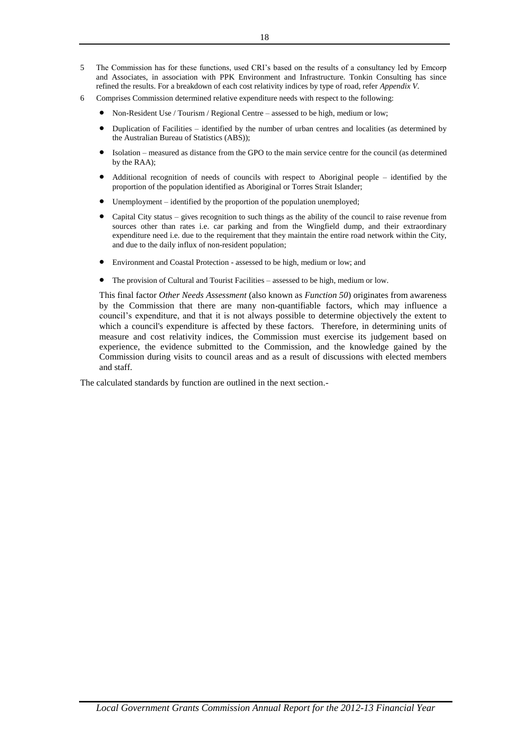5 The Commission has for these functions, used CRI's based on the results of a consultancy led by Emcorp and Associates, in association with PPK Environment and Infrastructure. Tonkin Consulting has since refined the results. For a breakdown of each cost relativity indices by type of road, refer *Appendix V*.

6 Comprises Commission determined relative expenditure needs with respect to the following:

- Non-Resident Use / Tourism / Regional Centre – assessed to be high, medium or low;
- Duplication of Facilities – identified by the number of urban centres and localities (as determined by the Australian Bureau of Statistics (ABS));
- Isolation – measured as distance from the GPO to the main service centre for the council (as determined by the RAA);
- Additional recognition of needs of councils with respect to Aboriginal people – identified by the proportion of the population identified as Aboriginal or Torres Strait Islander;
- Unemployment – identified by the proportion of the population unemployed;
- Capital City status – gives recognition to such things as the ability of the council to raise revenue from sources other than rates i.e. car parking and from the Wingfield dump, and their extraordinary expenditure need i.e. due to the requirement that they maintain the entire road network within the City, and due to the daily influx of non-resident population;
- Environment and Coastal Protection - assessed to be high, medium or low; and
- The provision of Cultural and Tourist Facilities – assessed to be high, medium or low.

This final factor *Other Needs Assessment* (also known as *Function 50*) originates from awareness by the Commission that there are many non-quantifiable factors, which may influence a council's expenditure, and that it is not always possible to determine objectively the extent to which a council's expenditure is affected by these factors. Therefore, in determining units of measure and cost relativity indices, the Commission must exercise its judgement based on experience, the evidence submitted to the Commission, and the knowledge gained by the Commission during visits to council areas and as a result of discussions with elected members and staff.

The calculated standards by function are outlined in the next section.-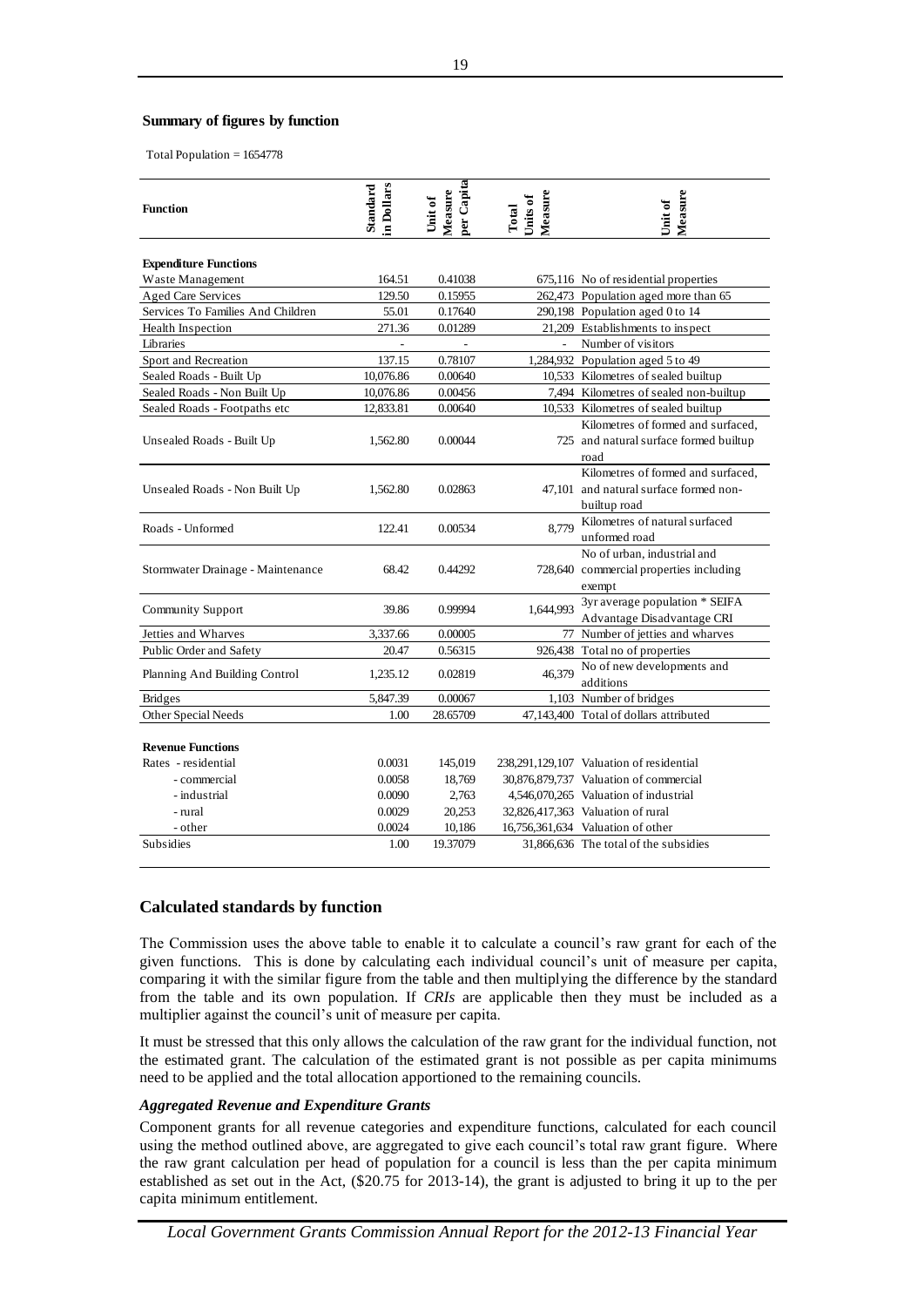**Summary of figures by function**

Total Population = 1654778

| Function | Standard in Dollars | Unit of Measure per Capita | Total Units of Measure | Unit of Measure |
|---|---|---|---|---|
| **Expenditure Functions** | | | | |
| Waste Management | 164.51 | 0.41038 | 675,116 | No of residential properties |
| Aged Care Services | 129.50 | 0.15955 | 262,473 | Population aged more than 65 |
| Services To Families And Children | 55.01 | 0.17640 | 290,198 | Population aged 0 to 14 |
| Health Inspection | 271.36 | 0.01289 | 21,209 | Establishments to inspect |
| Libraries | - | - | - | Number of visitors |
| Sport and Recreation | 137.15 | 0.78107 | 1,284,932 | Population aged 5 to 49 |
| Sealed Roads - Built Up | 10,076.86 | 0.00640 | 10,533 | Kilometres of sealed builtup |
| Sealed Roads - Non Built Up | 10,076.86 | 0.00456 | 7,494 | Kilometres of sealed non-builtup |
| Sealed Roads - Footpaths etc | 12,833.81 | 0.00640 | 10,533 | Kilometres of sealed builtup |
| Unsealed Roads - Built Up | 1,562.80 | 0.00044 | 725 | Kilometres of formed and surfaced, and natural surface formed builtup road |
| Unsealed Roads - Non Built Up | 1,562.80 | 0.02863 | 47,101 | Kilometres of formed and surfaced, and natural surface formed non-builtup road |
| Roads - Unformed | 122.41 | 0.00534 | 8,779 | Kilometres of natural surfaced unformed road |
| Stormwater Drainage - Maintenance | 68.42 | 0.44292 | 728,640 | No of urban, industrial and commercial properties including exempt |
| Community Support | 39.86 | 0.99994 | 1,644,993 | 3yr average population * SEIFA Advantage Disadvantage CRI |
| Jetties and Wharves | 3,337.66 | 0.00005 | 77 | Number of jetties and wharves |
| Public Order and Safety | 20.47 | 0.56315 | 926,438 | Total no of properties |
| Planning And Building Control | 1,235.12 | 0.02819 | 46,379 | No of new developments and additions |
| Bridges | 5,847.39 | 0.00067 | 1,103 | Number of bridges |
| Other Special Needs | 1.00 | 28.65709 | 47,143,400 | Total of dollars attributed |
| **Revenue Functions** | | | | |
| Rates - residential | 0.0031 | 145,019 | 238,291,129,107 | Valuation of residential |
| - commercial | 0.0058 | 18,769 | 30,876,879,737 | Valuation of commercial |
| - industrial | 0.0090 | 2,763 | 4,546,070,265 | Valuation of industrial |
| - rural | 0.0029 | 20,253 | 32,826,417,363 | Valuation of rural |
| - other | 0.0024 | 10,186 | 16,756,361,634 | Valuation of other |
| Subsidies | 1.00 | 19.37079 | 31,866,636 | The total of the subsidies |

## Calculated standards by function

The Commission uses the above table to enable it to calculate a council's raw grant for each of the given functions. This is done by calculating each individual council's unit of measure per capita, comparing it with the similar figure from the table and then multiplying the difference by the standard from the table and its own population. If *CRIs* are applicable then they must be included as a multiplier against the council's unit of measure per capita.

It must be stressed that this only allows the calculation of the raw grant for the individual function, not the estimated grant. The calculation of the estimated grant is not possible as per capita minimums need to be applied and the total allocation apportioned to the remaining councils.

### *Aggregated Revenue and Expenditure Grants*

Component grants for all revenue categories and expenditure functions, calculated for each council using the method outlined above, are aggregated to give each council's total raw grant figure. Where the raw grant calculation per head of population for a council is less than the per capita minimum established as set out in the Act, ($20.75 for 2013-14), the grant is adjusted to bring it up to the per capita minimum entitlement.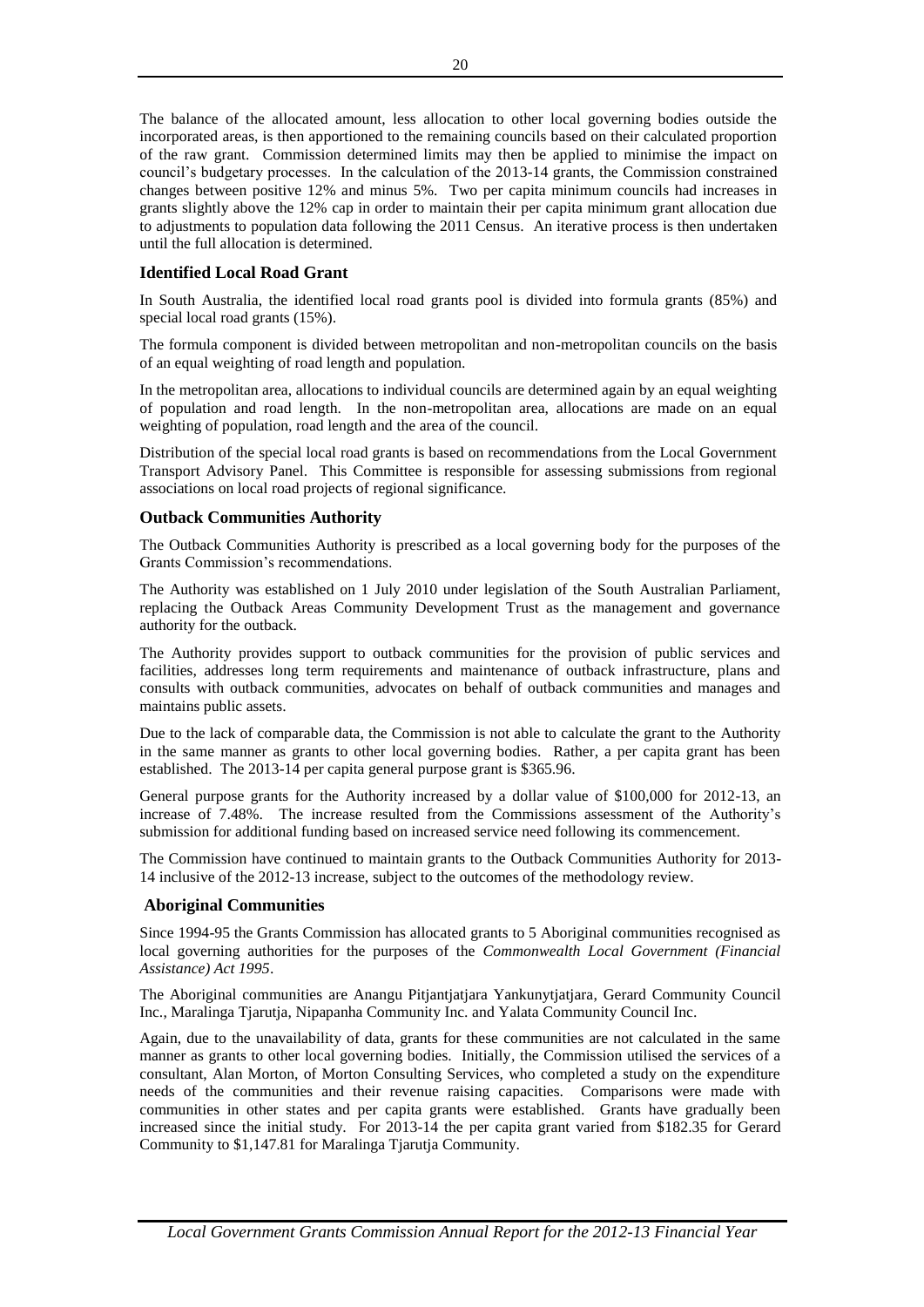The balance of the allocated amount, less allocation to other local governing bodies outside the incorporated areas, is then apportioned to the remaining councils based on their calculated proportion of the raw grant. Commission determined limits may then be applied to minimise the impact on council's budgetary processes. In the calculation of the 2013-14 grants, the Commission constrained changes between positive 12% and minus 5%. Two per capita minimum councils had increases in grants slightly above the 12% cap in order to maintain their per capita minimum grant allocation due to adjustments to population data following the 2011 Census. An iterative process is then undertaken until the full allocation is determined.

### Identified Local Road Grant

In South Australia, the identified local road grants pool is divided into formula grants (85%) and special local road grants (15%).

The formula component is divided between metropolitan and non-metropolitan councils on the basis of an equal weighting of road length and population.

In the metropolitan area, allocations to individual councils are determined again by an equal weighting of population and road length. In the non-metropolitan area, allocations are made on an equal weighting of population, road length and the area of the council.

Distribution of the special local road grants is based on recommendations from the Local Government Transport Advisory Panel. This Committee is responsible for assessing submissions from regional associations on local road projects of regional significance.

### Outback Communities Authority

The Outback Communities Authority is prescribed as a local governing body for the purposes of the Grants Commission's recommendations.

The Authority was established on 1 July 2010 under legislation of the South Australian Parliament, replacing the Outback Areas Community Development Trust as the management and governance authority for the outback.

The Authority provides support to outback communities for the provision of public services and facilities, addresses long term requirements and maintenance of outback infrastructure, plans and consults with outback communities, advocates on behalf of outback communities and manages and maintains public assets.

Due to the lack of comparable data, the Commission is not able to calculate the grant to the Authority in the same manner as grants to other local governing bodies. Rather, a per capita grant has been established. The 2013-14 per capita general purpose grant is $365.96.

General purpose grants for the Authority increased by a dollar value of $100,000 for 2012-13, an increase of 7.48%. The increase resulted from the Commissions assessment of the Authority's submission for additional funding based on increased service need following its commencement.

The Commission have continued to maintain grants to the Outback Communities Authority for 2013-14 inclusive of the 2012-13 increase, subject to the outcomes of the methodology review.

### Aboriginal Communities

Since 1994-95 the Grants Commission has allocated grants to 5 Aboriginal communities recognised as local governing authorities for the purposes of the *Commonwealth Local Government (Financial Assistance) Act 1995*.

The Aboriginal communities are Anangu Pitjantjatjara Yankunytjatjara, Gerard Community Council Inc., Maralinga Tjarutja, Nipapanha Community Inc. and Yalata Community Council Inc.

Again, due to the unavailability of data, grants for these communities are not calculated in the same manner as grants to other local governing bodies. Initially, the Commission utilised the services of a consultant, Alan Morton, of Morton Consulting Services, who completed a study on the expenditure needs of the communities and their revenue raising capacities. Comparisons were made with communities in other states and per capita grants were established. Grants have gradually been increased since the initial study. For 2013-14 the per capita grant varied from $182.35 for Gerard Community to $1,147.81 for Maralinga Tjarutja Community.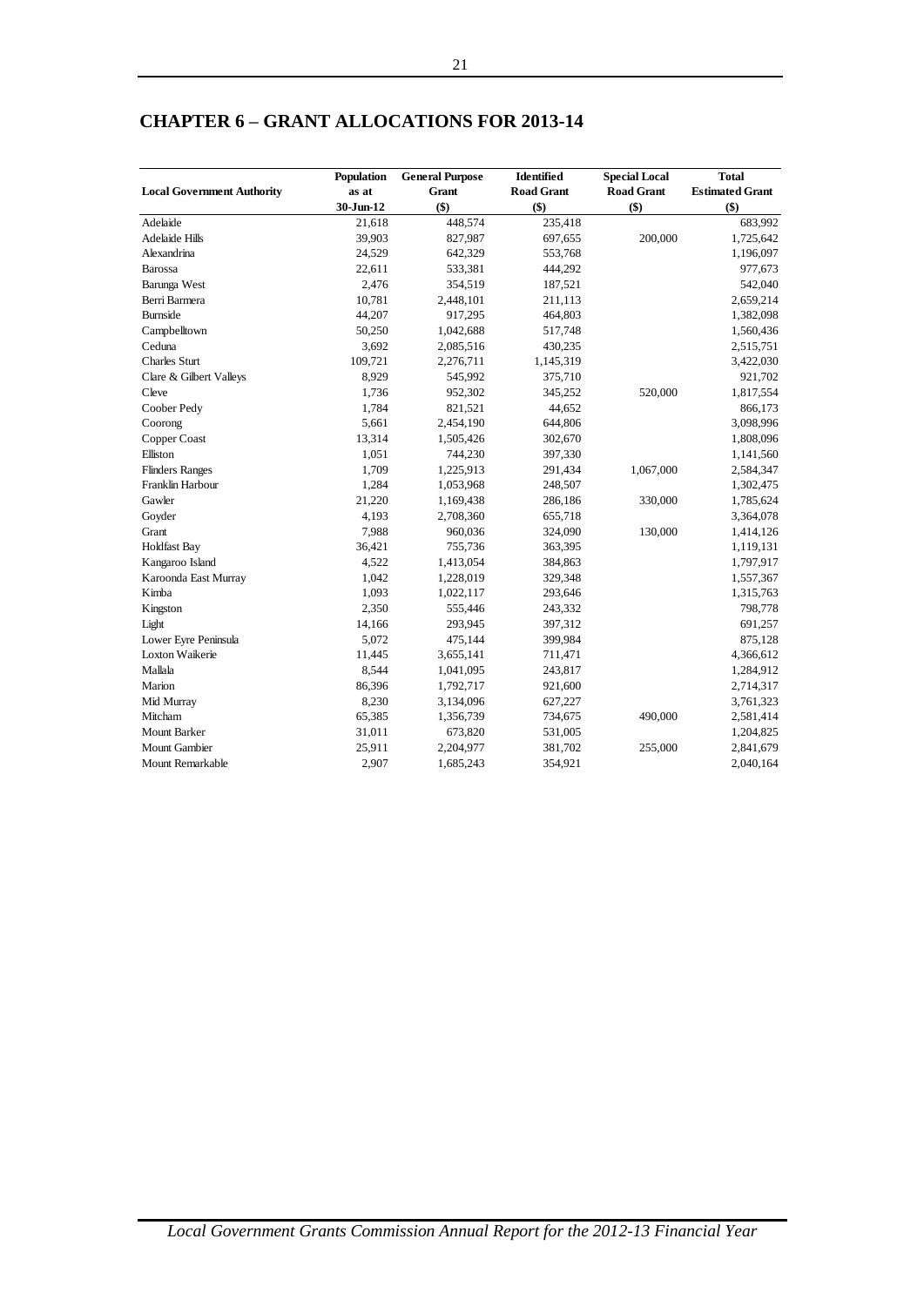# CHAPTER 6 – GRANT ALLOCATIONS FOR 2013-14

| Local Government Authority | Population as at 30-Jun-12 | General Purpose Grant ($) | Identified Road Grant ($) | Special Local Road Grant ($) | Total Estimated Grant ($) |
|---|---|---|---|---|---|
| Adelaide | 21,618 | 448,574 | 235,418 | | 683,992 |
| Adelaide Hills | 39,903 | 827,987 | 697,655 | 200,000 | 1,725,642 |
| Alexandrina | 24,529 | 642,329 | 553,768 | | 1,196,097 |
| Barossa | 22,611 | 533,381 | 444,292 | | 977,673 |
| Barunga West | 2,476 | 354,519 | 187,521 | | 542,040 |
| Berri Barmera | 10,781 | 2,448,101 | 211,113 | | 2,659,214 |
| Burnside | 44,207 | 917,295 | 464,803 | | 1,382,098 |
| Campbelltown | 50,250 | 1,042,688 | 517,748 | | 1,560,436 |
| Ceduna | 3,692 | 2,085,516 | 430,235 | | 2,515,751 |
| Charles Sturt | 109,721 | 2,276,711 | 1,145,319 | | 3,422,030 |
| Clare & Gilbert Valleys | 8,929 | 545,992 | 375,710 | | 921,702 |
| Cleve | 1,736 | 952,302 | 345,252 | 520,000 | 1,817,554 |
| Coober Pedy | 1,784 | 821,521 | 44,652 | | 866,173 |
| Coorong | 5,661 | 2,454,190 | 644,806 | | 3,098,996 |
| Copper Coast | 13,314 | 1,505,426 | 302,670 | | 1,808,096 |
| Elliston | 1,051 | 744,230 | 397,330 | | 1,141,560 |
| Flinders Ranges | 1,709 | 1,225,913 | 291,434 | 1,067,000 | 2,584,347 |
| Franklin Harbour | 1,284 | 1,053,968 | 248,507 | | 1,302,475 |
| Gawler | 21,220 | 1,169,438 | 286,186 | 330,000 | 1,785,624 |
| Goyder | 4,193 | 2,708,360 | 655,718 | | 3,364,078 |
| Grant | 7,988 | 960,036 | 324,090 | 130,000 | 1,414,126 |
| Holdfast Bay | 36,421 | 755,736 | 363,395 | | 1,119,131 |
| Kangaroo Island | 4,522 | 1,413,054 | 384,863 | | 1,797,917 |
| Karoonda East Murray | 1,042 | 1,228,019 | 329,348 | | 1,557,367 |
| Kimba | 1,093 | 1,022,117 | 293,646 | | 1,315,763 |
| Kingston | 2,350 | 555,446 | 243,332 | | 798,778 |
| Light | 14,166 | 293,945 | 397,312 | | 691,257 |
| Lower Eyre Peninsula | 5,072 | 475,144 | 399,984 | | 875,128 |
| Loxton Waikerie | 11,445 | 3,655,141 | 711,471 | | 4,366,612 |
| Mallala | 8,544 | 1,041,095 | 243,817 | | 1,284,912 |
| Marion | 86,396 | 1,792,717 | 921,600 | | 2,714,317 |
| Mid Murray | 8,230 | 3,134,096 | 627,227 | | 3,761,323 |
| Mitcham | 65,385 | 1,356,739 | 734,675 | 490,000 | 2,581,414 |
| Mount Barker | 31,011 | 673,820 | 531,005 | | 1,204,825 |
| Mount Gambier | 25,911 | 2,204,977 | 381,702 | 255,000 | 2,841,679 |
| Mount Remarkable | 2,907 | 1,685,243 | 354,921 | | 2,040,164 |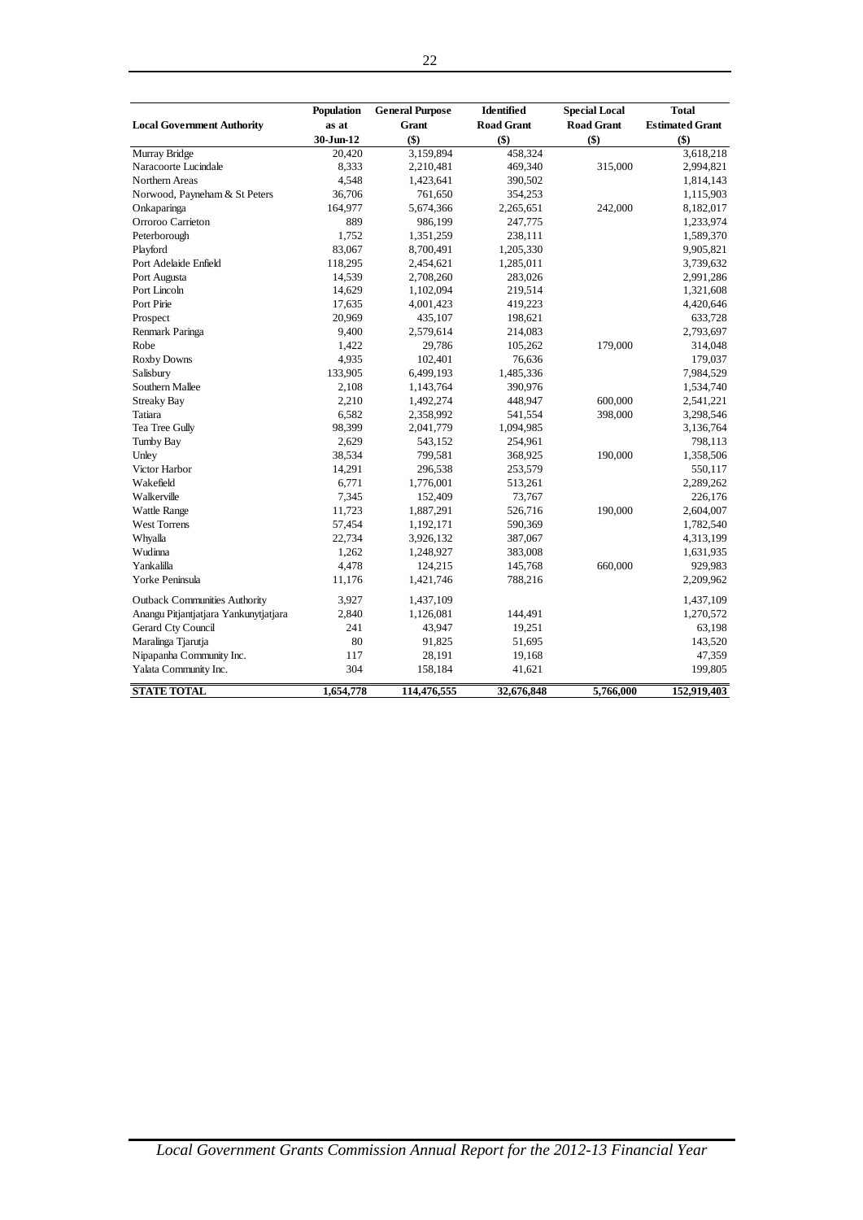| Local Government Authority | Population as at 30-Jun-12 | General Purpose Grant ($) | Identified Road Grant ($) | Special Local Road Grant ($) | Total Estimated Grant ($) |
|---|---|---|---|---|---|
| Murray Bridge | 20,420 | 3,159,894 | 458,324 | | 3,618,218 |
| Naracoorte Lucindale | 8,333 | 2,210,481 | 469,340 | 315,000 | 2,994,821 |
| Northern Areas | 4,548 | 1,423,641 | 390,502 | | 1,814,143 |
| Norwood, Payneham & St Peters | 36,706 | 761,650 | 354,253 | | 1,115,903 |
| Onkaparinga | 164,977 | 5,674,366 | 2,265,651 | 242,000 | 8,182,017 |
| Orroroo Carrieton | 889 | 986,199 | 247,775 | | 1,233,974 |
| Peterborough | 1,752 | 1,351,259 | 238,111 | | 1,589,370 |
| Playford | 83,067 | 8,700,491 | 1,205,330 | | 9,905,821 |
| Port Adelaide Enfield | 118,295 | 2,454,621 | 1,285,011 | | 3,739,632 |
| Port Augusta | 14,539 | 2,708,260 | 283,026 | | 2,991,286 |
| Port Lincoln | 14,629 | 1,102,094 | 219,514 | | 1,321,608 |
| Port Pirie | 17,635 | 4,001,423 | 419,223 | | 4,420,646 |
| Prospect | 20,969 | 435,107 | 198,621 | | 633,728 |
| Renmark Paringa | 9,400 | 2,579,614 | 214,083 | | 2,793,697 |
| Robe | 1,422 | 29,786 | 105,262 | 179,000 | 314,048 |
| Roxby Downs | 4,935 | 102,401 | 76,636 | | 179,037 |
| Salisbury | 133,905 | 6,499,193 | 1,485,336 | | 7,984,529 |
| Southern Mallee | 2,108 | 1,143,764 | 390,976 | | 1,534,740 |
| Streaky Bay | 2,210 | 1,492,274 | 448,947 | 600,000 | 2,541,221 |
| Tatiara | 6,582 | 2,358,992 | 541,554 | 398,000 | 3,298,546 |
| Tea Tree Gully | 98,399 | 2,041,779 | 1,094,985 | | 3,136,764 |
| Tumby Bay | 2,629 | 543,152 | 254,961 | | 798,113 |
| Unley | 38,534 | 799,581 | 368,925 | 190,000 | 1,358,506 |
| Victor Harbor | 14,291 | 296,538 | 253,579 | | 550,117 |
| Wakefield | 6,771 | 1,776,001 | 513,261 | | 2,289,262 |
| Walkerville | 7,345 | 152,409 | 73,767 | | 226,176 |
| Wattle Range | 11,723 | 1,887,291 | 526,716 | 190,000 | 2,604,007 |
| West Torrens | 57,454 | 1,192,171 | 590,369 | | 1,782,540 |
| Whyalla | 22,734 | 3,926,132 | 387,067 | | 4,313,199 |
| Wudinna | 1,262 | 1,248,927 | 383,008 | | 1,631,935 |
| Yankalilla | 4,478 | 124,215 | 145,768 | 660,000 | 929,983 |
| Yorke Peninsula | 11,176 | 1,421,746 | 788,216 | | 2,209,962 |
| Outback Communities Authority | 3,927 | 1,437,109 | | | 1,437,109 |
| Anangu Pitjantjatjara Yankunytjatjara | 2,840 | 1,126,081 | 144,491 | | 1,270,572 |
| Gerard Cty Council | 241 | 43,947 | 19,251 | | 63,198 |
| Maralinga Tjarutja | 80 | 91,825 | 51,695 | | 143,520 |
| Nipapanha Community Inc. | 117 | 28,191 | 19,168 | | 47,359 |
| Yalata Community Inc. | 304 | 158,184 | 41,621 | | 199,805 |
| **STATE TOTAL** | **1,654,778** | **114,476,555** | **32,676,848** | **5,766,000** | **152,919,403** |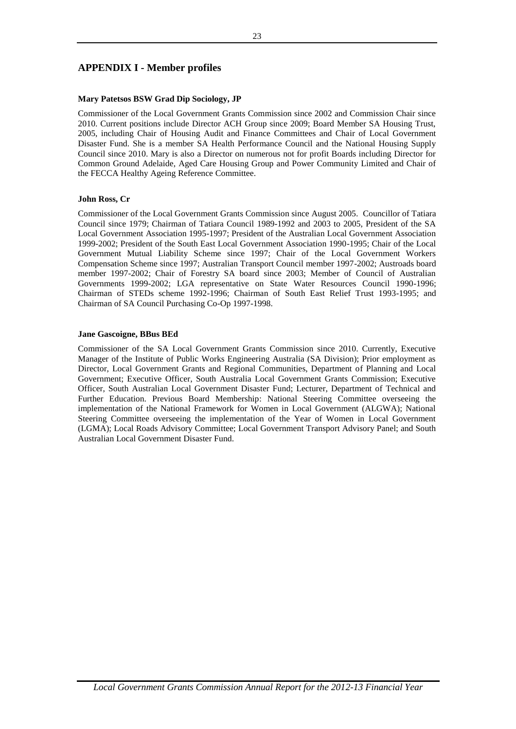## APPENDIX I - Member profiles

**Mary Patetsos BSW Grad Dip Sociology, JP**

Commissioner of the Local Government Grants Commission since 2002 and Commission Chair since 2010. Current positions include Director ACH Group since 2009; Board Member SA Housing Trust, 2005, including Chair of Housing Audit and Finance Committees and Chair of Local Government Disaster Fund. She is a member SA Health Performance Council and the National Housing Supply Council since 2010. Mary is also a Director on numerous not for profit Boards including Director for Common Ground Adelaide, Aged Care Housing Group and Power Community Limited and Chair of the FECCA Healthy Ageing Reference Committee.

**John Ross, Cr**

Commissioner of the Local Government Grants Commission since August 2005. Councillor of Tatiara Council since 1979; Chairman of Tatiara Council 1989-1992 and 2003 to 2005, President of the SA Local Government Association 1995-1997; President of the Australian Local Government Association 1999-2002; President of the South East Local Government Association 1990-1995; Chair of the Local Government Mutual Liability Scheme since 1997; Chair of the Local Government Workers Compensation Scheme since 1997; Australian Transport Council member 1997-2002; Austroads board member 1997-2002; Chair of Forestry SA board since 2003; Member of Council of Australian Governments 1999-2002; LGA representative on State Water Resources Council 1990-1996; Chairman of STEDs scheme 1992-1996; Chairman of South East Relief Trust 1993-1995; and Chairman of SA Council Purchasing Co-Op 1997-1998.

**Jane Gascoigne, BBus BEd**

Commissioner of the SA Local Government Grants Commission since 2010. Currently, Executive Manager of the Institute of Public Works Engineering Australia (SA Division); Prior employment as Director, Local Government Grants and Regional Communities, Department of Planning and Local Government; Executive Officer, South Australia Local Government Grants Commission; Executive Officer, South Australian Local Government Disaster Fund; Lecturer, Department of Technical and Further Education. Previous Board Membership: National Steering Committee overseeing the implementation of the National Framework for Women in Local Government (ALGWA); National Steering Committee overseeing the implementation of the Year of Women in Local Government (LGMA); Local Roads Advisory Committee; Local Government Transport Advisory Panel; and South Australian Local Government Disaster Fund.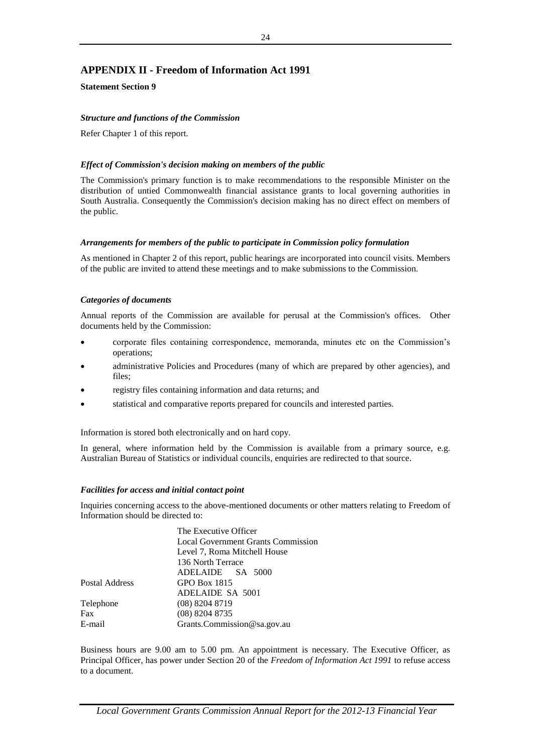## APPENDIX II - Freedom of Information Act 1991

**Statement Section 9**

***Structure and functions of the Commission***

Refer Chapter 1 of this report.

***Effect of Commission's decision making on members of the public***

The Commission's primary function is to make recommendations to the responsible Minister on the distribution of untied Commonwealth financial assistance grants to local governing authorities in South Australia. Consequently the Commission's decision making has no direct effect on members of the public.

***Arrangements for members of the public to participate in Commission policy formulation***

As mentioned in Chapter 2 of this report, public hearings are incorporated into council visits. Members of the public are invited to attend these meetings and to make submissions to the Commission.

***Categories of documents***

Annual reports of the Commission are available for perusal at the Commission's offices. Other documents held by the Commission:

- corporate files containing correspondence, memoranda, minutes etc on the Commission's operations;
- administrative Policies and Procedures (many of which are prepared by other agencies), and files;
- registry files containing information and data returns; and
- statistical and comparative reports prepared for councils and interested parties.

Information is stored both electronically and on hard copy.

In general, where information held by the Commission is available from a primary source, e.g. Australian Bureau of Statistics or individual councils, enquiries are redirected to that source.

***Facilities for access and initial contact point***

Inquiries concerning access to the above-mentioned documents or other matters relating to Freedom of Information should be directed to:

| | |
|---|---|
| | The Executive Officer |
| | Local Government Grants Commission |
| | Level 7, Roma Mitchell House |
| | 136 North Terrace |
| | ADELAIDE SA 5000 |
| Postal Address | GPO Box 1815 |
| | ADELAIDE SA 5001 |
| Telephone | (08) 8204 8719 |
| Fax | (08) 8204 8735 |
| E-mail | Grants.Commission@sa.gov.au |

Business hours are 9.00 am to 5.00 pm. An appointment is necessary. The Executive Officer, as Principal Officer, has power under Section 20 of the *Freedom of Information Act 1991* to refuse access to a document.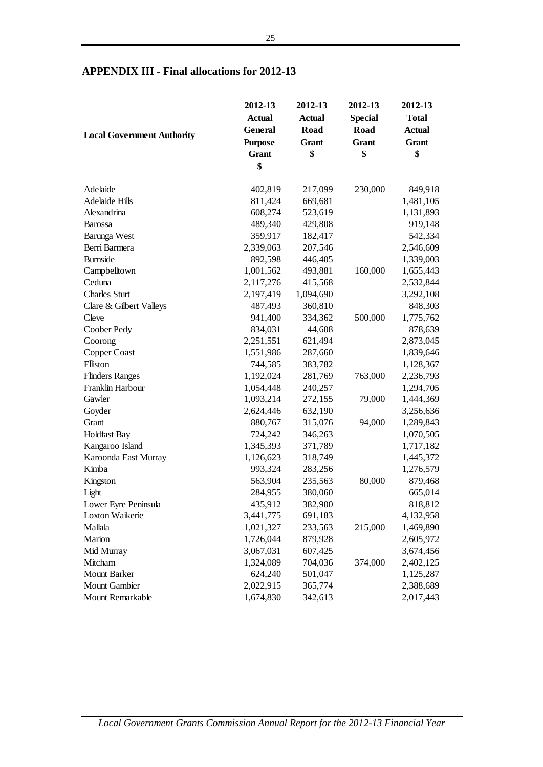## APPENDIX III - Final allocations for 2012-13

| Local Government Authority | 2012-13 Actual General Purpose Grant $ | 2012-13 Actual Road Grant $ | 2012-13 Special Road Grant $ | 2012-13 Total Actual Grant $ |
|---|---|---|---|---|
| Adelaide | 402,819 | 217,099 | 230,000 | 849,918 |
| Adelaide Hills | 811,424 | 669,681 | | 1,481,105 |
| Alexandrina | 608,274 | 523,619 | | 1,131,893 |
| Barossa | 489,340 | 429,808 | | 919,148 |
| Barunga West | 359,917 | 182,417 | | 542,334 |
| Berri Barmera | 2,339,063 | 207,546 | | 2,546,609 |
| Burnside | 892,598 | 446,405 | | 1,339,003 |
| Campbelltown | 1,001,562 | 493,881 | 160,000 | 1,655,443 |
| Ceduna | 2,117,276 | 415,568 | | 2,532,844 |
| Charles Sturt | 2,197,419 | 1,094,690 | | 3,292,108 |
| Clare & Gilbert Valleys | 487,493 | 360,810 | | 848,303 |
| Cleve | 941,400 | 334,362 | 500,000 | 1,775,762 |
| Coober Pedy | 834,031 | 44,608 | | 878,639 |
| Coorong | 2,251,551 | 621,494 | | 2,873,045 |
| Copper Coast | 1,551,986 | 287,660 | | 1,839,646 |
| Elliston | 744,585 | 383,782 | | 1,128,367 |
| Flinders Ranges | 1,192,024 | 281,769 | 763,000 | 2,236,793 |
| Franklin Harbour | 1,054,448 | 240,257 | | 1,294,705 |
| Gawler | 1,093,214 | 272,155 | 79,000 | 1,444,369 |
| Goyder | 2,624,446 | 632,190 | | 3,256,636 |
| Grant | 880,767 | 315,076 | 94,000 | 1,289,843 |
| Holdfast Bay | 724,242 | 346,263 | | 1,070,505 |
| Kangaroo Island | 1,345,393 | 371,789 | | 1,717,182 |
| Karoonda East Murray | 1,126,623 | 318,749 | | 1,445,372 |
| Kimba | 993,324 | 283,256 | | 1,276,579 |
| Kingston | 563,904 | 235,563 | 80,000 | 879,468 |
| Light | 284,955 | 380,060 | | 665,014 |
| Lower Eyre Peninsula | 435,912 | 382,900 | | 818,812 |
| Loxton Waikerie | 3,441,775 | 691,183 | | 4,132,958 |
| Mallala | 1,021,327 | 233,563 | 215,000 | 1,469,890 |
| Marion | 1,726,044 | 879,928 | | 2,605,972 |
| Mid Murray | 3,067,031 | 607,425 | | 3,674,456 |
| Mitcham | 1,324,089 | 704,036 | 374,000 | 2,402,125 |
| Mount Barker | 624,240 | 501,047 | | 1,125,287 |
| Mount Gambier | 2,022,915 | 365,774 | | 2,388,689 |
| Mount Remarkable | 1,674,830 | 342,613 | | 2,017,443 |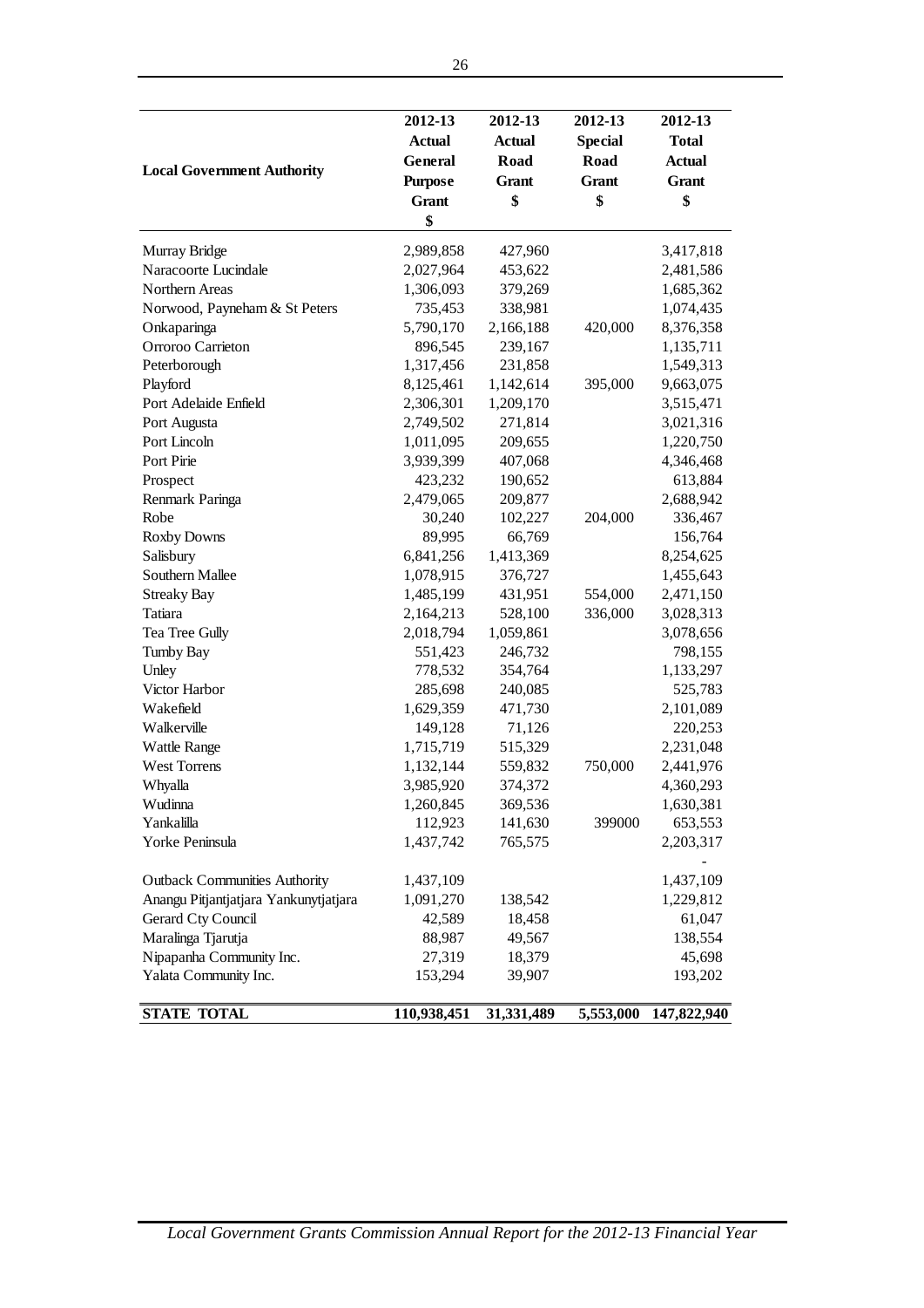| Local Government Authority | 2012-13 Actual General Purpose Grant $ | 2012-13 Actual Road Grant $ | 2012-13 Special Road Grant $ | 2012-13 Total Actual Grant $ |
|---|---|---|---|---|
| Murray Bridge | 2,989,858 | 427,960 | | 3,417,818 |
| Naracoorte Lucindale | 2,027,964 | 453,622 | | 2,481,586 |
| Northern Areas | 1,306,093 | 379,269 | | 1,685,362 |
| Norwood, Payneham & St Peters | 735,453 | 338,981 | | 1,074,435 |
| Onkaparinga | 5,790,170 | 2,166,188 | 420,000 | 8,376,358 |
| Orroroo Carrieton | 896,545 | 239,167 | | 1,135,711 |
| Peterborough | 1,317,456 | 231,858 | | 1,549,313 |
| Playford | 8,125,461 | 1,142,614 | 395,000 | 9,663,075 |
| Port Adelaide Enfield | 2,306,301 | 1,209,170 | | 3,515,471 |
| Port Augusta | 2,749,502 | 271,814 | | 3,021,316 |
| Port Lincoln | 1,011,095 | 209,655 | | 1,220,750 |
| Port Pirie | 3,939,399 | 407,068 | | 4,346,468 |
| Prospect | 423,232 | 190,652 | | 613,884 |
| Renmark Paringa | 2,479,065 | 209,877 | | 2,688,942 |
| Robe | 30,240 | 102,227 | 204,000 | 336,467 |
| Roxby Downs | 89,995 | 66,769 | | 156,764 |
| Salisbury | 6,841,256 | 1,413,369 | | 8,254,625 |
| Southern Mallee | 1,078,915 | 376,727 | | 1,455,643 |
| Streaky Bay | 1,485,199 | 431,951 | 554,000 | 2,471,150 |
| Tatiara | 2,164,213 | 528,100 | 336,000 | 3,028,313 |
| Tea Tree Gully | 2,018,794 | 1,059,861 | | 3,078,656 |
| Tumby Bay | 551,423 | 246,732 | | 798,155 |
| Unley | 778,532 | 354,764 | | 1,133,297 |
| Victor Harbor | 285,698 | 240,085 | | 525,783 |
| Wakefield | 1,629,359 | 471,730 | | 2,101,089 |
| Walkerville | 149,128 | 71,126 | | 220,253 |
| Wattle Range | 1,715,719 | 515,329 | | 2,231,048 |
| West Torrens | 1,132,144 | 559,832 | 750,000 | 2,441,976 |
| Whyalla | 3,985,920 | 374,372 | | 4,360,293 |
| Wudinna | 1,260,845 | 369,536 | | 1,630,381 |
| Yankalilla | 112,923 | 141,630 | 399000 | 653,553 |
| Yorke Peninsula | 1,437,742 | 765,575 | | 2,203,317 |
| | | | | - |
| Outback Communities Authority | 1,437,109 | | | 1,437,109 |
| Anangu Pitjantjatjara Yankunytjatjara | 1,091,270 | 138,542 | | 1,229,812 |
| Gerard Cty Council | 42,589 | 18,458 | | 61,047 |
| Maralinga Tjarutja | 88,987 | 49,567 | | 138,554 |
| Nipapanha Community Inc. | 27,319 | 18,379 | | 45,698 |
| Yalata Community Inc. | 153,294 | 39,907 | | 193,202 |
| **STATE TOTAL** | **110,938,451** | **31,331,489** | **5,553,000** | **147,822,940** |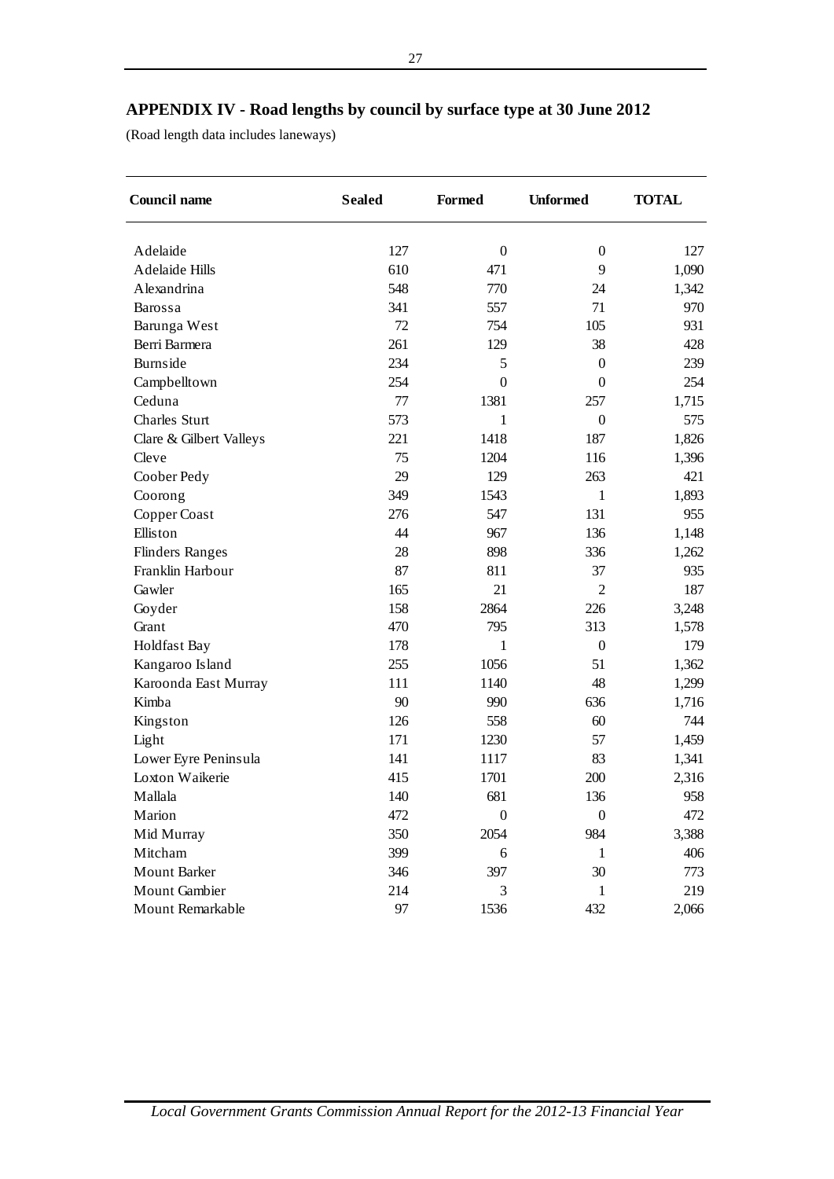## APPENDIX IV - Road lengths by council by surface type at 30 June 2012

(Road length data includes laneways)

| Council name | Sealed | Formed | Unformed | TOTAL |
|---|---|---|---|---|
| Adelaide | 127 | 0 | 0 | 127 |
| Adelaide Hills | 610 | 471 | 9 | 1,090 |
| Alexandrina | 548 | 770 | 24 | 1,342 |
| Barossa | 341 | 557 | 71 | 970 |
| Barunga West | 72 | 754 | 105 | 931 |
| Berri Barmera | 261 | 129 | 38 | 428 |
| Burnside | 234 | 5 | 0 | 239 |
| Campbelltown | 254 | 0 | 0 | 254 |
| Ceduna | 77 | 1381 | 257 | 1,715 |
| Charles Sturt | 573 | 1 | 0 | 575 |
| Clare & Gilbert Valleys | 221 | 1418 | 187 | 1,826 |
| Cleve | 75 | 1204 | 116 | 1,396 |
| Coober Pedy | 29 | 129 | 263 | 421 |
| Coorong | 349 | 1543 | 1 | 1,893 |
| Copper Coast | 276 | 547 | 131 | 955 |
| Elliston | 44 | 967 | 136 | 1,148 |
| Flinders Ranges | 28 | 898 | 336 | 1,262 |
| Franklin Harbour | 87 | 811 | 37 | 935 |
| Gawler | 165 | 21 | 2 | 187 |
| Goyder | 158 | 2864 | 226 | 3,248 |
| Grant | 470 | 795 | 313 | 1,578 |
| Holdfast Bay | 178 | 1 | 0 | 179 |
| Kangaroo Island | 255 | 1056 | 51 | 1,362 |
| Karoonda East Murray | 111 | 1140 | 48 | 1,299 |
| Kimba | 90 | 990 | 636 | 1,716 |
| Kingston | 126 | 558 | 60 | 744 |
| Light | 171 | 1230 | 57 | 1,459 |
| Lower Eyre Peninsula | 141 | 1117 | 83 | 1,341 |
| Loxton Waikerie | 415 | 1701 | 200 | 2,316 |
| Mallala | 140 | 681 | 136 | 958 |
| Marion | 472 | 0 | 0 | 472 |
| Mid Murray | 350 | 2054 | 984 | 3,388 |
| Mitcham | 399 | 6 | 1 | 406 |
| Mount Barker | 346 | 397 | 30 | 773 |
| Mount Gambier | 214 | 3 | 1 | 219 |
| Mount Remarkable | 97 | 1536 | 432 | 2,066 |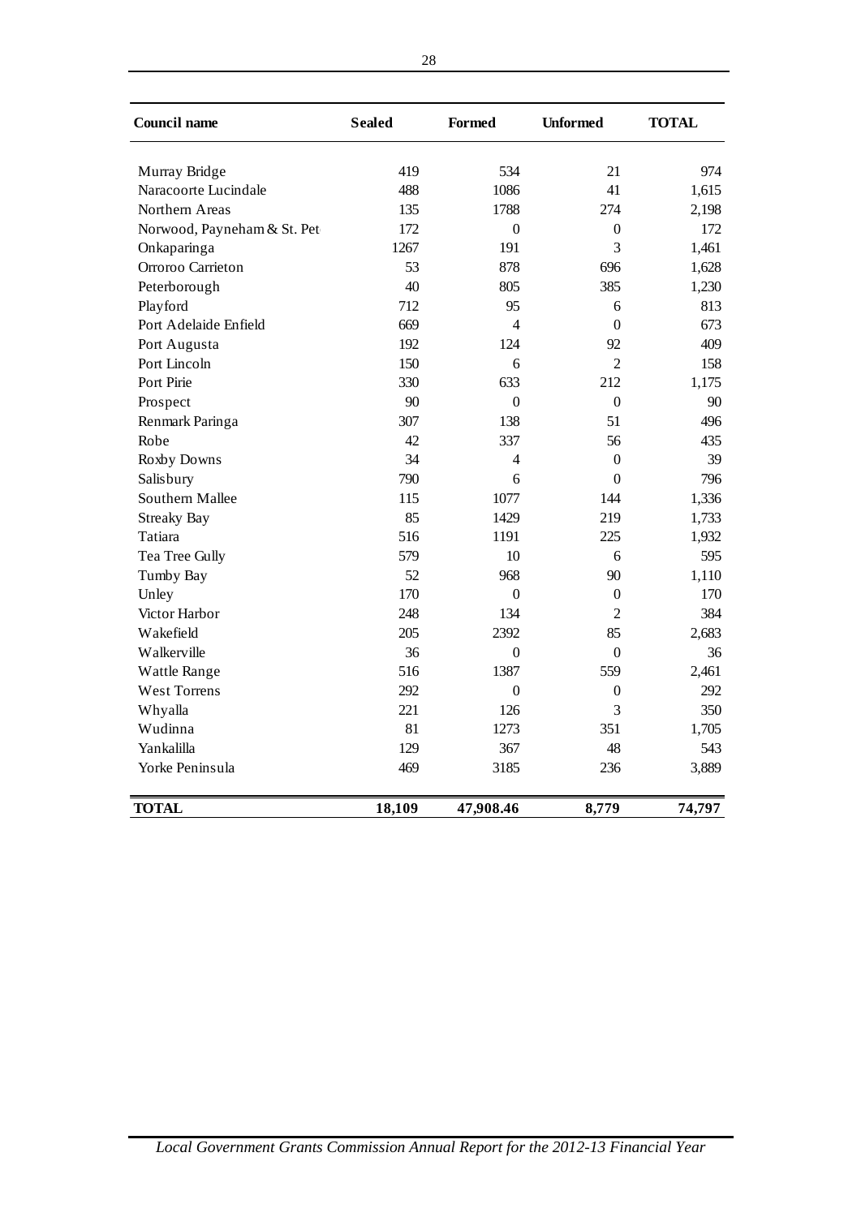| Council name | Sealed | Formed | Unformed | TOTAL |
|---|---|---|---|---|
| Murray Bridge | 419 | 534 | 21 | 974 |
| Naracoorte Lucindale | 488 | 1086 | 41 | 1,615 |
| Northern Areas | 135 | 1788 | 274 | 2,198 |
| Norwood, Payneham & St. Pet | 172 | 0 | 0 | 172 |
| Onkaparinga | 1267 | 191 | 3 | 1,461 |
| Orroroo Carrieton | 53 | 878 | 696 | 1,628 |
| Peterborough | 40 | 805 | 385 | 1,230 |
| Playford | 712 | 95 | 6 | 813 |
| Port Adelaide Enfield | 669 | 4 | 0 | 673 |
| Port Augusta | 192 | 124 | 92 | 409 |
| Port Lincoln | 150 | 6 | 2 | 158 |
| Port Pirie | 330 | 633 | 212 | 1,175 |
| Prospect | 90 | 0 | 0 | 90 |
| Renmark Paringa | 307 | 138 | 51 | 496 |
| Robe | 42 | 337 | 56 | 435 |
| Roxby Downs | 34 | 4 | 0 | 39 |
| Salisbury | 790 | 6 | 0 | 796 |
| Southern Mallee | 115 | 1077 | 144 | 1,336 |
| Streaky Bay | 85 | 1429 | 219 | 1,733 |
| Tatiara | 516 | 1191 | 225 | 1,932 |
| Tea Tree Gully | 579 | 10 | 6 | 595 |
| Tumby Bay | 52 | 968 | 90 | 1,110 |
| Unley | 170 | 0 | 0 | 170 |
| Victor Harbor | 248 | 134 | 2 | 384 |
| Wakefield | 205 | 2392 | 85 | 2,683 |
| Walkerville | 36 | 0 | 0 | 36 |
| Wattle Range | 516 | 1387 | 559 | 2,461 |
| West Torrens | 292 | 0 | 0 | 292 |
| Whyalla | 221 | 126 | 3 | 350 |
| Wudinna | 81 | 1273 | 351 | 1,705 |
| Yankalilla | 129 | 367 | 48 | 543 |
| Yorke Peninsula | 469 | 3185 | 236 | 3,889 |
| **TOTAL** | **18,109** | **47,908.46** | **8,779** | **74,797** |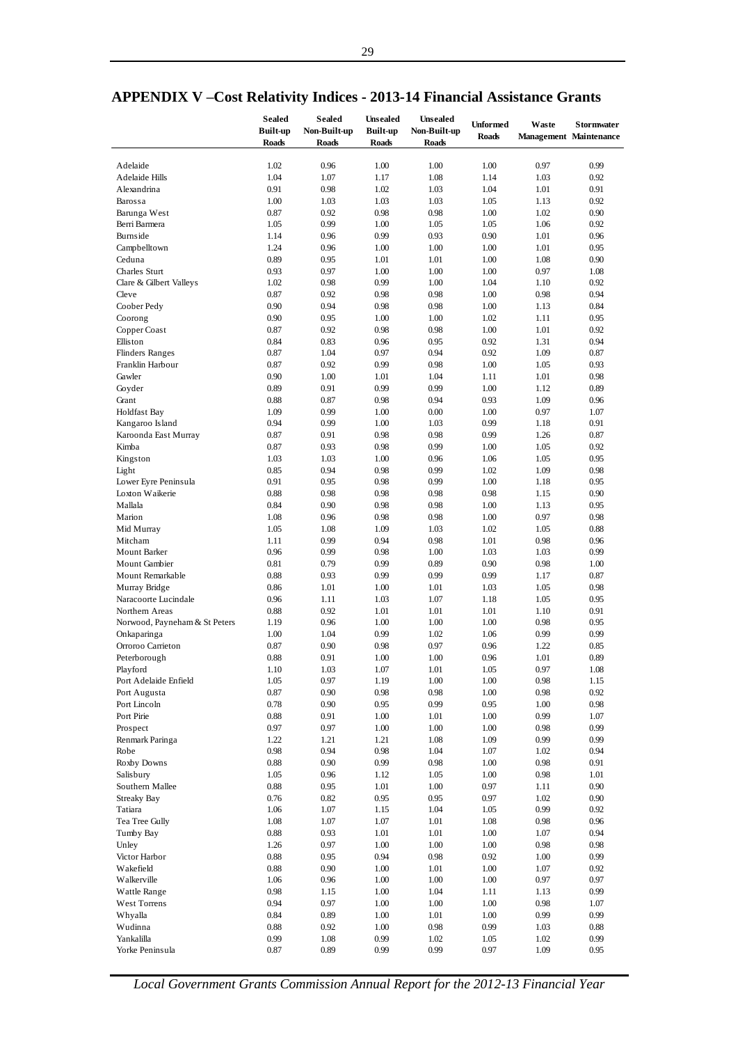## APPENDIX V –Cost Relativity Indices - 2013-14 Financial Assistance Grants

| | Sealed Built-up Roads | Sealed Non-Built-up Roads | Unsealed Built-up Roads | Unsealed Non-Built-up Roads | Unformed Roads | Waste Management | Stormwater Maintenance |
|---|---|---|---|---|---|---|---|
| Adelaide | 1.02 | 0.96 | 1.00 | 1.00 | 1.00 | 0.97 | 0.99 |
| Adelaide Hills | 1.04 | 1.07 | 1.17 | 1.08 | 1.14 | 1.03 | 0.92 |
| Alexandrina | 0.91 | 0.98 | 1.02 | 1.03 | 1.04 | 1.01 | 0.91 |
| Barossa | 1.00 | 1.03 | 1.03 | 1.03 | 1.05 | 1.13 | 0.92 |
| Barunga West | 0.87 | 0.92 | 0.98 | 0.98 | 1.00 | 1.02 | 0.90 |
| Berri Barmera | 1.05 | 0.99 | 1.00 | 1.05 | 1.05 | 1.06 | 0.92 |
| Burnside | 1.14 | 0.96 | 0.99 | 0.93 | 0.90 | 1.01 | 0.96 |
| Campbelltown | 1.24 | 0.96 | 1.00 | 1.00 | 1.00 | 1.01 | 0.95 |
| Ceduna | 0.89 | 0.95 | 1.01 | 1.01 | 1.00 | 1.08 | 0.90 |
| Charles Sturt | 0.93 | 0.97 | 1.00 | 1.00 | 1.00 | 0.97 | 1.08 |
| Clare & Gilbert Valleys | 1.02 | 0.98 | 0.99 | 1.00 | 1.04 | 1.10 | 0.92 |
| Cleve | 0.87 | 0.92 | 0.98 | 0.98 | 1.00 | 0.98 | 0.94 |
| Coober Pedy | 0.90 | 0.94 | 0.98 | 0.98 | 1.00 | 1.13 | 0.84 |
| Coorong | 0.90 | 0.95 | 1.00 | 1.00 | 1.02 | 1.11 | 0.95 |
| Copper Coast | 0.87 | 0.92 | 0.98 | 0.98 | 1.00 | 1.01 | 0.92 |
| Elliston | 0.84 | 0.83 | 0.96 | 0.95 | 0.92 | 1.31 | 0.94 |
| Flinders Ranges | 0.87 | 1.04 | 0.97 | 0.94 | 0.92 | 1.09 | 0.87 |
| Franklin Harbour | 0.87 | 0.92 | 0.99 | 0.98 | 1.00 | 1.05 | 0.93 |
| Gawler | 0.90 | 1.00 | 1.01 | 1.04 | 1.11 | 1.01 | 0.98 |
| Goyder | 0.89 | 0.91 | 0.99 | 0.99 | 1.00 | 1.12 | 0.89 |
| Grant | 0.88 | 0.87 | 0.98 | 0.94 | 0.93 | 1.09 | 0.96 |
| Holdfast Bay | 1.09 | 0.99 | 1.00 | 0.00 | 1.00 | 0.97 | 1.07 |
| Kangaroo Island | 0.94 | 0.99 | 1.00 | 1.03 | 0.99 | 1.18 | 0.91 |
| Karoonda East Murray | 0.87 | 0.91 | 0.98 | 0.98 | 0.99 | 1.26 | 0.87 |
| Kimba | 0.87 | 0.93 | 0.98 | 0.99 | 1.00 | 1.05 | 0.92 |
| Kingston | 1.03 | 1.03 | 1.00 | 0.96 | 1.06 | 1.05 | 0.95 |
| Light | 0.85 | 0.94 | 0.98 | 0.99 | 1.02 | 1.09 | 0.98 |
| Lower Eyre Peninsula | 0.91 | 0.95 | 0.98 | 0.99 | 1.00 | 1.18 | 0.95 |
| Loxton Waikerie | 0.88 | 0.98 | 0.98 | 0.98 | 0.98 | 1.15 | 0.90 |
| Mallala | 0.84 | 0.90 | 0.98 | 0.98 | 1.00 | 1.13 | 0.95 |
| Marion | 1.08 | 0.96 | 0.98 | 0.98 | 1.00 | 0.97 | 0.98 |
| Mid Murray | 1.05 | 1.08 | 1.09 | 1.03 | 1.02 | 1.05 | 0.88 |
| Mitcham | 1.11 | 0.99 | 0.94 | 0.98 | 1.01 | 0.98 | 0.96 |
| Mount Barker | 0.96 | 0.99 | 0.98 | 1.00 | 1.03 | 1.03 | 0.99 |
| Mount Gambier | 0.81 | 0.79 | 0.99 | 0.89 | 0.90 | 0.98 | 1.00 |
| Mount Remarkable | 0.88 | 0.93 | 0.99 | 0.99 | 0.99 | 1.17 | 0.87 |
| Murray Bridge | 0.86 | 1.01 | 1.00 | 1.01 | 1.03 | 1.05 | 0.98 |
| Naracoorte Lucindale | 0.96 | 1.11 | 1.03 | 1.07 | 1.18 | 1.05 | 0.95 |
| Northern Areas | 0.88 | 0.92 | 1.01 | 1.01 | 1.01 | 1.10 | 0.91 |
| Norwood, Payneham & St Peters | 1.19 | 0.96 | 1.00 | 1.00 | 1.00 | 0.98 | 0.95 |
| Onkaparinga | 1.00 | 1.04 | 0.99 | 1.02 | 1.06 | 0.99 | 0.99 |
| Orroroo Carrieton | 0.87 | 0.90 | 0.98 | 0.97 | 0.96 | 1.22 | 0.85 |
| Peterborough | 0.88 | 0.91 | 1.00 | 1.00 | 0.96 | 1.01 | 0.89 |
| Playford | 1.10 | 1.03 | 1.07 | 1.01 | 1.05 | 0.97 | 1.08 |
| Port Adelaide Enfield | 1.05 | 0.97 | 1.19 | 1.00 | 1.00 | 0.98 | 1.15 |
| Port Augusta | 0.87 | 0.90 | 0.98 | 0.98 | 1.00 | 0.98 | 0.92 |
| Port Lincoln | 0.78 | 0.90 | 0.95 | 0.99 | 0.95 | 1.00 | 0.98 |
| Port Pirie | 0.88 | 0.91 | 1.00 | 1.01 | 1.00 | 0.99 | 1.07 |
| Prospect | 0.97 | 0.97 | 1.00 | 1.00 | 1.00 | 0.98 | 0.99 |
| Renmark Paringa | 1.22 | 1.21 | 1.21 | 1.08 | 1.09 | 0.99 | 0.99 |
| Robe | 0.98 | 0.94 | 0.98 | 1.04 | 1.07 | 1.02 | 0.94 |
| Roxby Downs | 0.88 | 0.90 | 0.99 | 0.98 | 1.00 | 0.98 | 0.91 |
| Salisbury | 1.05 | 0.96 | 1.12 | 1.05 | 1.00 | 0.98 | 1.01 |
| Southern Mallee | 0.88 | 0.95 | 1.01 | 1.00 | 0.97 | 1.11 | 0.90 |
| Streaky Bay | 0.76 | 0.82 | 0.95 | 0.95 | 0.97 | 1.02 | 0.90 |
| Tatiara | 1.06 | 1.07 | 1.15 | 1.04 | 1.05 | 0.99 | 0.92 |
| Tea Tree Gully | 1.08 | 1.07 | 1.07 | 1.01 | 1.08 | 0.98 | 0.96 |
| Tumby Bay | 0.88 | 0.93 | 1.01 | 1.01 | 1.00 | 1.07 | 0.94 |
| Unley | 1.26 | 0.97 | 1.00 | 1.00 | 1.00 | 0.98 | 0.98 |
| Victor Harbor | 0.88 | 0.95 | 0.94 | 0.98 | 0.92 | 1.00 | 0.99 |
| Wakefield | 0.88 | 0.90 | 1.00 | 1.01 | 1.00 | 1.07 | 0.92 |
| Walkerville | 1.06 | 0.96 | 1.00 | 1.00 | 1.00 | 0.97 | 0.97 |
| Wattle Range | 0.98 | 1.15 | 1.00 | 1.04 | 1.11 | 1.13 | 0.99 |
| West Torrens | 0.94 | 0.97 | 1.00 | 1.00 | 1.00 | 0.98 | 1.07 |
| Whyalla | 0.84 | 0.89 | 1.00 | 1.01 | 1.00 | 0.99 | 0.99 |
| Wudinna | 0.88 | 0.92 | 1.00 | 0.98 | 0.99 | 1.03 | 0.88 |
| Yankalilla | 0.99 | 1.08 | 0.99 | 1.02 | 1.05 | 1.02 | 0.99 |
| Yorke Peninsula | 0.87 | 0.89 | 0.99 | 0.99 | 0.97 | 1.09 | 0.95 |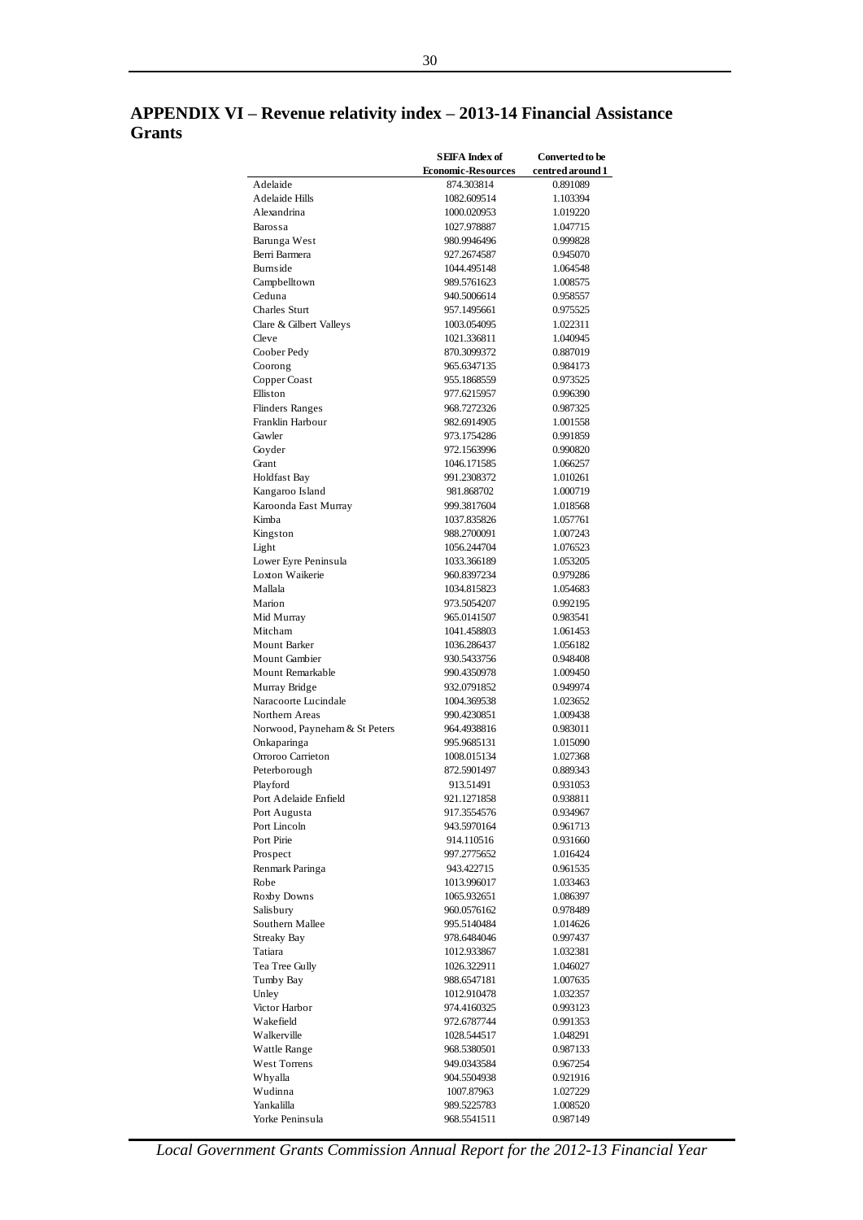## APPENDIX VI – Revenue relativity index – 2013-14 Financial Assistance Grants

| | SEIFA Index of Economic-Resources | Converted to be centred around 1 |
|---|---|---|
| Adelaide | 874.303814 | 0.891089 |
| Adelaide Hills | 1082.609514 | 1.103394 |
| Alexandrina | 1000.020953 | 1.019220 |
| Barossa | 1027.978887 | 1.047715 |
| Barunga West | 980.9946496 | 0.999828 |
| Berri Barmera | 927.2674587 | 0.945070 |
| Burnside | 1044.495148 | 1.064548 |
| Campbelltown | 989.5761623 | 1.008575 |
| Ceduna | 940.5006614 | 0.958557 |
| Charles Sturt | 957.1495661 | 0.975525 |
| Clare & Gilbert Valleys | 1003.054095 | 1.022311 |
| Cleve | 1021.336811 | 1.040945 |
| Coober Pedy | 870.3099372 | 0.887019 |
| Coorong | 965.6347135 | 0.984173 |
| Copper Coast | 955.1868559 | 0.973525 |
| Elliston | 977.6215957 | 0.996390 |
| Flinders Ranges | 968.7272326 | 0.987325 |
| Franklin Harbour | 982.6914905 | 1.001558 |
| Gawler | 973.1754286 | 0.991859 |
| Goyder | 972.1563996 | 0.990820 |
| Grant | 1046.171585 | 1.066257 |
| Holdfast Bay | 991.2308372 | 1.010261 |
| Kangaroo Island | 981.868702 | 1.000719 |
| Karoonda East Murray | 999.3817604 | 1.018568 |
| Kimba | 1037.835826 | 1.057761 |
| Kingston | 988.2700091 | 1.007243 |
| Light | 1056.244704 | 1.076523 |
| Lower Eyre Peninsula | 1033.366189 | 1.053205 |
| Loxton Waikerie | 960.8397234 | 0.979286 |
| Mallala | 1034.815823 | 1.054683 |
| Marion | 973.5054207 | 0.992195 |
| Mid Murray | 965.0141507 | 0.983541 |
| Mitcham | 1041.458803 | 1.061453 |
| Mount Barker | 1036.286437 | 1.056182 |
| Mount Gambier | 930.5433756 | 0.948408 |
| Mount Remarkable | 990.4350978 | 1.009450 |
| Murray Bridge | 932.0791852 | 0.949974 |
| Naracoorte Lucindale | 1004.369538 | 1.023652 |
| Northern Areas | 990.4230851 | 1.009438 |
| Norwood, Payneham & St Peters | 964.4938816 | 0.983011 |
| Onkaparinga | 995.9685131 | 1.015090 |
| Orroroo Carrieton | 1008.015134 | 1.027368 |
| Peterborough | 872.5901497 | 0.889343 |
| Playford | 913.51491 | 0.931053 |
| Port Adelaide Enfield | 921.1271858 | 0.938811 |
| Port Augusta | 917.3554576 | 0.934967 |
| Port Lincoln | 943.5970164 | 0.961713 |
| Port Pirie | 914.110516 | 0.931660 |
| Prospect | 997.2775652 | 1.016424 |
| Renmark Paringa | 943.422715 | 0.961535 |
| Robe | 1013.996017 | 1.033463 |
| Roxby Downs | 1065.932651 | 1.086397 |
| Salisbury | 960.0576162 | 0.978489 |
| Southern Mallee | 995.5140484 | 1.014626 |
| Streaky Bay | 978.6484046 | 0.997437 |
| Tatiara | 1012.933867 | 1.032381 |
| Tea Tree Gully | 1026.322911 | 1.046027 |
| Tumby Bay | 988.6547181 | 1.007635 |
| Unley | 1012.910478 | 1.032357 |
| Victor Harbor | 974.4160325 | 0.993123 |
| Wakefield | 972.6787744 | 0.991353 |
| Walkerville | 1028.544517 | 1.048291 |
| Wattle Range | 968.5380501 | 0.987133 |
| West Torrens | 949.0343584 | 0.967254 |
| Whyalla | 904.5504938 | 0.921916 |
| Wudinna | 1007.87963 | 1.027229 |
| Yankalilla | 989.5225783 | 1.008520 |
| Yorke Peninsula | 968.5541511 | 0.987149 |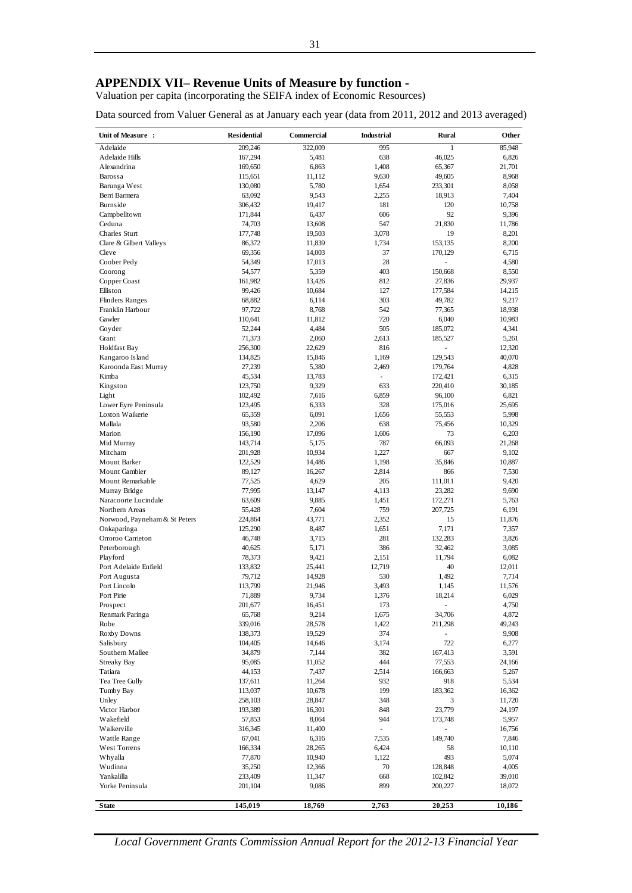## APPENDIX VII– Revenue Units of Measure by function -

Valuation per capita (incorporating the SEIFA index of Economic Resources)

Data sourced from Valuer General as at January each year (data from 2011, 2012 and 2013 averaged)

| Unit of Measure : | Residential | Commercial | Industrial | Rural | Other |
|---|---|---|---|---|---|
| Adelaide | 209,246 | 322,009 | 995 | 1 | 85,948 |
| Adelaide Hills | 167,294 | 5,481 | 638 | 46,025 | 6,826 |
| Alexandrina | 169,650 | 6,863 | 1,408 | 65,367 | 21,701 |
| Barossa | 115,651 | 11,112 | 9,630 | 49,605 | 8,968 |
| Barunga West | 130,080 | 5,780 | 1,654 | 233,301 | 8,058 |
| Berri Barmera | 63,092 | 9,543 | 2,255 | 18,913 | 7,404 |
| Burnside | 306,432 | 19,417 | 181 | 120 | 10,758 |
| Campbelltown | 171,844 | 6,437 | 606 | 92 | 9,396 |
| Ceduna | 74,703 | 13,608 | 547 | 21,830 | 11,786 |
| Charles Sturt | 177,748 | 19,503 | 3,078 | 19 | 8,201 |
| Clare & Gilbert Valleys | 86,372 | 11,839 | 1,734 | 153,135 | 8,200 |
| Cleve | 69,356 | 14,003 | 37 | 170,129 | 6,715 |
| Coober Pedy | 54,349 | 17,013 | 28 | - | 4,580 |
| Coorong | 54,577 | 5,359 | 403 | 150,668 | 8,550 |
| Copper Coast | 161,982 | 13,426 | 812 | 27,836 | 29,937 |
| Elliston | 99,426 | 10,684 | 127 | 177,584 | 14,215 |
| Flinders Ranges | 68,882 | 6,114 | 303 | 49,782 | 9,217 |
| Franklin Harbour | 97,722 | 8,768 | 542 | 77,365 | 18,938 |
| Gawler | 110,641 | 11,812 | 720 | 6,040 | 10,983 |
| Goyder | 52,244 | 4,484 | 505 | 185,072 | 4,341 |
| Grant | 71,373 | 2,060 | 2,613 | 185,527 | 5,261 |
| Holdfast Bay | 256,300 | 22,629 | 816 | - | 12,320 |
| Kangaroo Island | 134,825 | 15,846 | 1,169 | 129,543 | 40,070 |
| Karoonda East Murray | 27,239 | 5,380 | 2,469 | 179,764 | 4,828 |
| Kimba | 45,534 | 13,783 | - | 172,421 | 6,315 |
| Kingston | 123,750 | 9,329 | 633 | 220,410 | 30,185 |
| Light | 102,492 | 7,616 | 6,859 | 96,100 | 6,821 |
| Lower Eyre Peninsula | 123,495 | 6,333 | 328 | 175,016 | 25,695 |
| Loxton Waikerie | 65,359 | 6,091 | 1,656 | 55,553 | 5,998 |
| Mallala | 93,580 | 2,206 | 638 | 75,456 | 10,329 |
| Marion | 156,190 | 17,096 | 1,606 | 73 | 6,203 |
| Mid Murray | 143,714 | 5,175 | 787 | 66,093 | 21,268 |
| Mitcham | 201,928 | 10,934 | 1,227 | 667 | 9,102 |
| Mount Barker | 122,529 | 14,486 | 1,198 | 35,846 | 10,887 |
| Mount Gambier | 89,127 | 16,267 | 2,814 | 866 | 7,530 |
| Mount Remarkable | 77,525 | 4,629 | 205 | 111,011 | 9,420 |
| Murray Bridge | 77,995 | 13,147 | 4,113 | 23,282 | 9,690 |
| Naracoorte Lucindale | 63,609 | 9,885 | 1,451 | 172,271 | 5,763 |
| Northern Areas | 55,428 | 7,604 | 759 | 207,725 | 6,191 |
| Norwood, Payneham & St Peters | 224,864 | 43,771 | 2,352 | 15 | 11,876 |
| Onkaparinga | 125,290 | 8,487 | 1,651 | 7,171 | 7,357 |
| Orroroo Carrieton | 46,748 | 3,715 | 281 | 132,283 | 3,826 |
| Peterborough | 40,625 | 5,171 | 386 | 32,462 | 3,085 |
| Playford | 78,373 | 9,421 | 2,151 | 11,794 | 6,082 |
| Port Adelaide Enfield | 133,832 | 25,441 | 12,719 | 40 | 12,011 |
| Port Augusta | 79,712 | 14,928 | 530 | 1,492 | 7,714 |
| Port Lincoln | 113,799 | 21,946 | 3,493 | 1,145 | 11,576 |
| Port Pirie | 71,889 | 9,734 | 1,376 | 18,214 | 6,029 |
| Prospect | 201,677 | 16,451 | 173 | - | 4,750 |
| Renmark Paringa | 65,768 | 9,214 | 1,675 | 34,706 | 4,872 |
| Robe | 339,016 | 28,578 | 1,422 | 211,298 | 49,243 |
| Roxby Downs | 138,373 | 19,529 | 374 | - | 9,908 |
| Salisbury | 104,405 | 14,646 | 3,174 | 722 | 6,277 |
| Southern Mallee | 34,879 | 7,144 | 382 | 167,413 | 3,591 |
| Streaky Bay | 95,085 | 11,052 | 444 | 77,553 | 24,166 |
| Tatiara | 44,153 | 7,437 | 2,514 | 166,663 | 5,267 |
| Tea Tree Gully | 137,611 | 11,264 | 932 | 918 | 5,534 |
| Tumby Bay | 113,037 | 10,678 | 199 | 183,362 | 16,362 |
| Unley | 258,103 | 28,847 | 348 | 3 | 11,720 |
| Victor Harbor | 193,389 | 16,301 | 848 | 23,779 | 24,197 |
| Wakefield | 57,853 | 8,064 | 944 | 173,748 | 5,957 |
| Walkerville | 316,345 | 11,400 | - | - | 16,756 |
| Wattle Range | 67,041 | 6,316 | 7,535 | 149,740 | 7,846 |
| West Torrens | 166,334 | 28,265 | 6,424 | 58 | 10,110 |
| Whyalla | 77,870 | 10,940 | 1,122 | 493 | 5,074 |
| Wudinna | 35,250 | 12,366 | 70 | 128,848 | 4,005 |
| Yankalilla | 233,409 | 11,347 | 668 | 102,842 | 39,010 |
| Yorke Peninsula | 201,104 | 9,086 | 899 | 200,227 | 18,072 |
| **State** | **145,019** | **18,769** | **2,763** | **20,253** | **10,186** |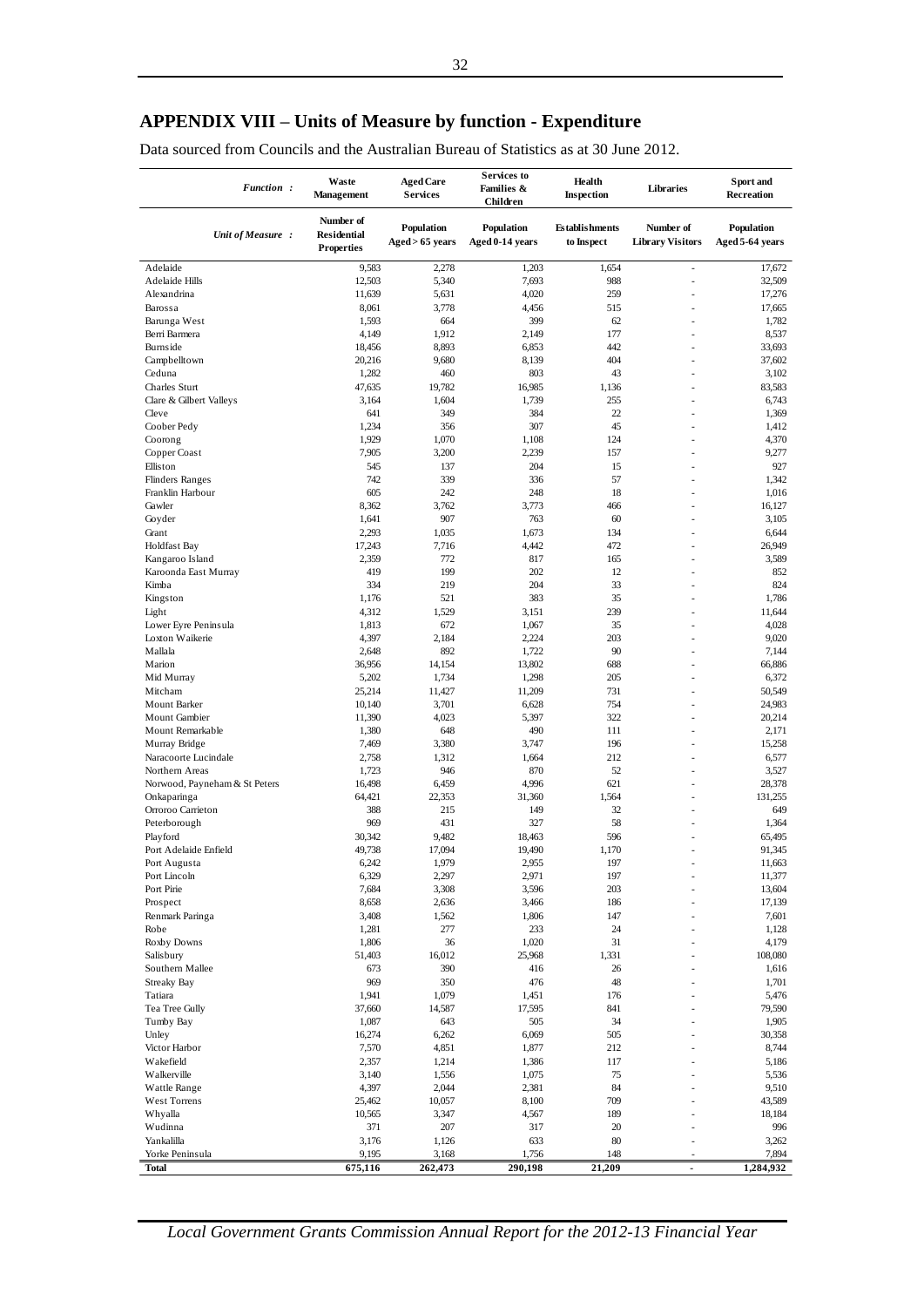## APPENDIX VIII – Units of Measure by function - Expenditure

Data sourced from Councils and the Australian Bureau of Statistics as at 30 June 2012.

| *Function :* | Waste Management | Aged Care Services | Services to Families & Children | Health Inspection | Libraries | Sport and Recreation |
|---|---|---|---|---|---|---|
| *Unit of Measure :* | Number of Residential Properties | Population Aged > 65 years | Population Aged 0-14 years | Establishments to Inspect | Number of Library Visitors | Population Aged 5-64 years |
| Adelaide | 9,583 | 2,278 | 1,203 | 1,654 | - | 17,672 |
| Adelaide Hills | 12,503 | 5,340 | 7,693 | 988 | - | 32,509 |
| Alexandrina | 11,639 | 5,631 | 4,020 | 259 | - | 17,276 |
| Barossa | 8,061 | 3,778 | 4,456 | 515 | - | 17,665 |
| Barunga West | 1,593 | 664 | 399 | 62 | - | 1,782 |
| Berri Barmera | 4,149 | 1,912 | 2,149 | 177 | - | 8,537 |
| Burnside | 18,456 | 8,893 | 6,853 | 442 | - | 33,693 |
| Campbelltown | 20,216 | 9,680 | 8,139 | 404 | - | 37,602 |
| Ceduna | 1,282 | 460 | 803 | 43 | - | 3,102 |
| Charles Sturt | 47,635 | 19,782 | 16,985 | 1,136 | - | 83,583 |
| Clare & Gilbert Valleys | 3,164 | 1,604 | 1,739 | 255 | - | 6,743 |
| Cleve | 641 | 349 | 384 | 22 | - | 1,369 |
| Coober Pedy | 1,234 | 356 | 307 | 45 | - | 1,412 |
| Coorong | 1,929 | 1,070 | 1,108 | 124 | - | 4,370 |
| Copper Coast | 7,905 | 3,200 | 2,239 | 157 | - | 9,277 |
| Elliston | 545 | 137 | 204 | 15 | - | 927 |
| Flinders Ranges | 742 | 339 | 336 | 57 | - | 1,342 |
| Franklin Harbour | 605 | 242 | 248 | 18 | - | 1,016 |
| Gawler | 8,362 | 3,762 | 3,773 | 466 | - | 16,127 |
| Goyder | 1,641 | 907 | 763 | 60 | - | 3,105 |
| Grant | 2,293 | 1,035 | 1,673 | 134 | - | 6,644 |
| Holdfast Bay | 17,243 | 7,716 | 4,442 | 472 | - | 26,949 |
| Kangaroo Island | 2,359 | 772 | 817 | 165 | - | 3,589 |
| Karoonda East Murray | 419 | 199 | 202 | 12 | - | 852 |
| Kimba | 334 | 219 | 204 | 33 | - | 824 |
| Kingston | 1,176 | 521 | 383 | 35 | - | 1,786 |
| Light | 4,312 | 1,529 | 3,151 | 239 | - | 11,644 |
| Lower Eyre Peninsula | 1,813 | 672 | 1,067 | 35 | - | 4,028 |
| Loxton Waikerie | 4,397 | 2,184 | 2,224 | 203 | - | 9,020 |
| Mallala | 2,648 | 892 | 1,722 | 90 | - | 7,144 |
| Marion | 36,956 | 14,154 | 13,802 | 688 | - | 66,886 |
| Mid Murray | 5,202 | 1,734 | 1,298 | 205 | - | 6,372 |
| Mitcham | 25,214 | 11,427 | 11,209 | 731 | - | 50,549 |
| Mount Barker | 10,140 | 3,701 | 6,628 | 754 | - | 24,983 |
| Mount Gambier | 11,390 | 4,023 | 5,397 | 322 | - | 20,214 |
| Mount Remarkable | 1,380 | 648 | 490 | 111 | - | 2,171 |
| Murray Bridge | 7,469 | 3,380 | 3,747 | 196 | - | 15,258 |
| Naracoorte Lucindale | 2,758 | 1,312 | 1,664 | 212 | - | 6,577 |
| Northern Areas | 1,723 | 946 | 870 | 52 | - | 3,527 |
| Norwood, Payneham & St Peters | 16,498 | 6,459 | 4,996 | 621 | - | 28,378 |
| Onkaparinga | 64,421 | 22,353 | 31,360 | 1,564 | - | 131,255 |
| Orroroo Carrieton | 388 | 215 | 149 | 32 | - | 649 |
| Peterborough | 969 | 431 | 327 | 58 | - | 1,364 |
| Playford | 30,342 | 9,482 | 18,463 | 596 | - | 65,495 |
| Port Adelaide Enfield | 49,738 | 17,094 | 19,490 | 1,170 | - | 91,345 |
| Port Augusta | 6,242 | 1,979 | 2,955 | 197 | - | 11,663 |
| Port Lincoln | 6,329 | 2,297 | 2,971 | 197 | - | 11,377 |
| Port Pirie | 7,684 | 3,308 | 3,596 | 203 | - | 13,604 |
| Prospect | 8,658 | 2,636 | 3,466 | 186 | - | 17,139 |
| Renmark Paringa | 3,408 | 1,562 | 1,806 | 147 | - | 7,601 |
| Robe | 1,281 | 277 | 233 | 24 | - | 1,128 |
| Roxby Downs | 1,806 | 36 | 1,020 | 31 | - | 4,179 |
| Salisbury | 51,403 | 16,012 | 25,968 | 1,331 | - | 108,080 |
| Southern Mallee | 673 | 390 | 416 | 26 | - | 1,616 |
| Streaky Bay | 969 | 350 | 476 | 48 | - | 1,701 |
| Tatiara | 1,941 | 1,079 | 1,451 | 176 | - | 5,476 |
| Tea Tree Gully | 37,660 | 14,587 | 17,595 | 841 | - | 79,590 |
| Tumby Bay | 1,087 | 643 | 505 | 34 | - | 1,905 |
| Unley | 16,274 | 6,262 | 6,069 | 505 | - | 30,358 |
| Victor Harbor | 7,570 | 4,851 | 1,877 | 212 | - | 8,744 |
| Wakefield | 2,357 | 1,214 | 1,386 | 117 | - | 5,186 |
| Walkerville | 3,140 | 1,556 | 1,075 | 75 | - | 5,536 |
| Wattle Range | 4,397 | 2,044 | 2,381 | 84 | - | 9,510 |
| West Torrens | 25,462 | 10,057 | 8,100 | 709 | - | 43,589 |
| Whyalla | 10,565 | 3,347 | 4,567 | 189 | - | 18,184 |
| Wudinna | 371 | 207 | 317 | 20 | - | 996 |
| Yankalilla | 3,176 | 1,126 | 633 | 80 | - | 3,262 |
| Yorke Peninsula | 9,195 | 3,168 | 1,756 | 148 | - | 7,894 |
| **Total** | **675,116** | **262,473** | **290,198** | **21,209** | **-** | **1,284,932** |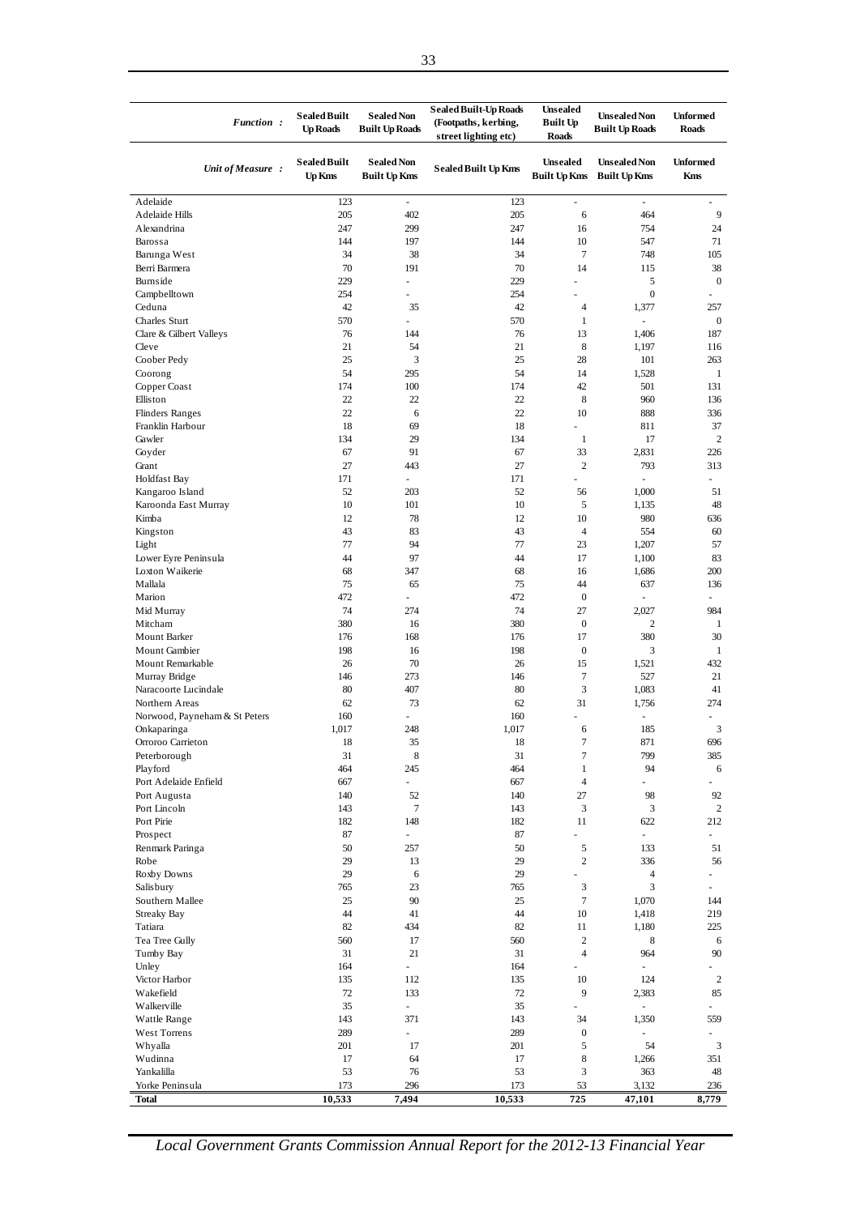| Function : | Sealed Built Up Roads | Sealed Non Built Up Roads | Sealed Built-Up Roads (Footpaths, kerbing, street lighting etc) | Unsealed Built Up Roads | Unsealed Non Built Up Roads | Unformed Roads |
|---|---|---|---|---|---|---|
| Unit of Measure : | Sealed Built Up Kms | Sealed Non Built Up Kms | Sealed Built Up Kms | Unsealed Built Up Kms | Unsealed Non Built Up Kms | Unformed Kms |
| Adelaide | 123 | - | 123 | - | - | - |
| Adelaide Hills | 205 | 402 | 205 | 6 | 464 | 9 |
| Alexandrina | 247 | 299 | 247 | 16 | 754 | 24 |
| Barossa | 144 | 197 | 144 | 10 | 547 | 71 |
| Barunga West | 34 | 38 | 34 | 7 | 748 | 105 |
| Berri Barmera | 70 | 191 | 70 | 14 | 115 | 38 |
| Burnside | 229 | - | 229 | - | 5 | 0 |
| Campbelltown | 254 | - | 254 | - | 0 | - |
| Ceduna | 42 | 35 | 42 | 4 | 1,377 | 257 |
| Charles Sturt | 570 | - | 570 | 1 | - | 0 |
| Clare & Gilbert Valleys | 76 | 144 | 76 | 13 | 1,406 | 187 |
| Cleve | 21 | 54 | 21 | 8 | 1,197 | 116 |
| Coober Pedy | 25 | 3 | 25 | 28 | 101 | 263 |
| Coorong | 54 | 295 | 54 | 14 | 1,528 | 1 |
| Copper Coast | 174 | 100 | 174 | 42 | 501 | 131 |
| Elliston | 22 | 22 | 22 | 8 | 960 | 136 |
| Flinders Ranges | 22 | 6 | 22 | 10 | 888 | 336 |
| Franklin Harbour | 18 | 69 | 18 | - | 811 | 37 |
| Gawler | 134 | 29 | 134 | 1 | 17 | 2 |
| Goyder | 67 | 91 | 67 | 33 | 2,831 | 226 |
| Grant | 27 | 443 | 27 | 2 | 793 | 313 |
| Holdfast Bay | 171 | - | 171 | - | - | - |
| Kangaroo Island | 52 | 203 | 52 | 56 | 1,000 | 51 |
| Karoonda East Murray | 10 | 101 | 10 | 5 | 1,135 | 48 |
| Kimba | 12 | 78 | 12 | 10 | 980 | 636 |
| Kingston | 43 | 83 | 43 | 4 | 554 | 60 |
| Light | 77 | 94 | 77 | 23 | 1,207 | 57 |
| Lower Eyre Peninsula | 44 | 97 | 44 | 17 | 1,100 | 83 |
| Loxton Waikerie | 68 | 347 | 68 | 16 | 1,686 | 200 |
| Mallala | 75 | 65 | 75 | 44 | 637 | 136 |
| Marion | 472 | - | 472 | 0 | - | - |
| Mid Murray | 74 | 274 | 74 | 27 | 2,027 | 984 |
| Mitcham | 380 | 16 | 380 | 0 | 2 | 1 |
| Mount Barker | 176 | 168 | 176 | 17 | 380 | 30 |
| Mount Gambier | 198 | 16 | 198 | 0 | 3 | 1 |
| Mount Remarkable | 26 | 70 | 26 | 15 | 1,521 | 432 |
| Murray Bridge | 146 | 273 | 146 | 7 | 527 | 21 |
| Naracoorte Lucindale | 80 | 407 | 80 | 3 | 1,083 | 41 |
| Northern Areas | 62 | 73 | 62 | 31 | 1,756 | 274 |
| Norwood, Payneham & St Peters | 160 | - | 160 | - | - | - |
| Onkaparinga | 1,017 | 248 | 1,017 | 6 | 185 | 3 |
| Orroroo Carrieton | 18 | 35 | 18 | 7 | 871 | 696 |
| Peterborough | 31 | 8 | 31 | 7 | 799 | 385 |
| Playford | 464 | 245 | 464 | 1 | 94 | 6 |
| Port Adelaide Enfield | 667 | - | 667 | 4 | - | - |
| Port Augusta | 140 | 52 | 140 | 27 | 98 | 92 |
| Port Lincoln | 143 | 7 | 143 | 3 | 3 | 2 |
| Port Pirie | 182 | 148 | 182 | 11 | 622 | 212 |
| Prospect | 87 | - | 87 | - | - | - |
| Renmark Paringa | 50 | 257 | 50 | 5 | 133 | 51 |
| Robe | 29 | 13 | 29 | 2 | 336 | 56 |
| Roxby Downs | 29 | 6 | 29 | - | 4 | - |
| Salisbury | 765 | 23 | 765 | 3 | 3 | - |
| Southern Mallee | 25 | 90 | 25 | 7 | 1,070 | 144 |
| Streaky Bay | 44 | 41 | 44 | 10 | 1,418 | 219 |
| Tatiara | 82 | 434 | 82 | 11 | 1,180 | 225 |
| Tea Tree Gully | 560 | 17 | 560 | 2 | 8 | 6 |
| Tumby Bay | 31 | 21 | 31 | 4 | 964 | 90 |
| Unley | 164 | - | 164 | - | - | - |
| Victor Harbor | 135 | 112 | 135 | 10 | 124 | 2 |
| Wakefield | 72 | 133 | 72 | 9 | 2,383 | 85 |
| Walkerville | 35 | - | 35 | - | - | - |
| Wattle Range | 143 | 371 | 143 | 34 | 1,350 | 559 |
| West Torrens | 289 | - | 289 | 0 | - | - |
| Whyalla | 201 | 17 | 201 | 5 | 54 | 3 |
| Wudinna | 17 | 64 | 17 | 8 | 1,266 | 351 |
| Yankalilla | 53 | 76 | 53 | 3 | 363 | 48 |
| Yorke Peninsula | 173 | 296 | 173 | 53 | 3,132 | 236 |
| **Total** | **10,533** | **7,494** | **10,533** | **725** | **47,101** | **8,779** |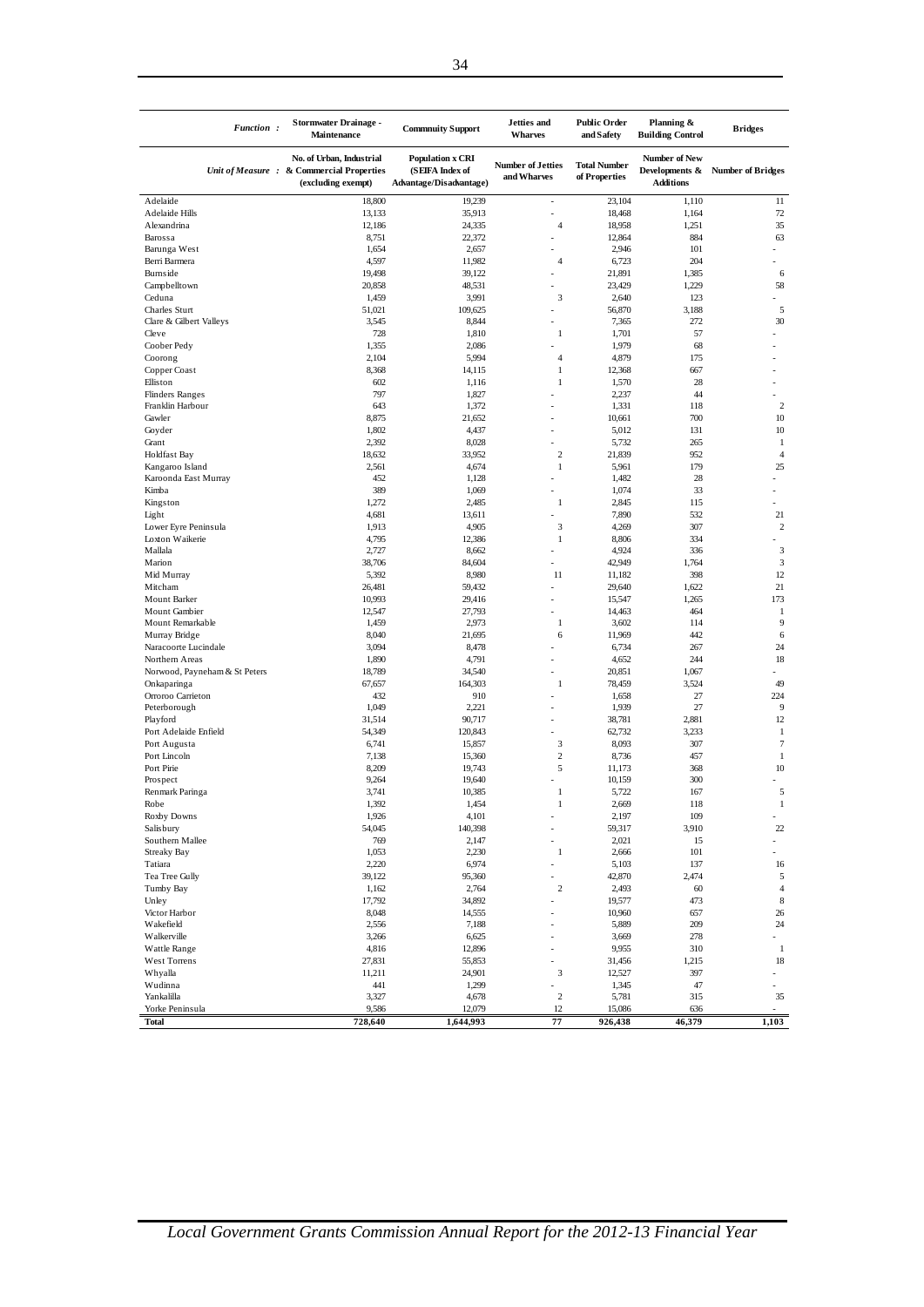| Function : | Stormwater Drainage - Maintenance | Community Support | Jetties and Wharves | Public Order and Safety | Planning & Building Control | Bridges |
|---|---|---|---|---|---|---|
| Unit of Measure : | No. of Urban, Industrial & Commercial Properties (excluding exempt) | Population x CRI (SEIFA Index of Advantage/Disadvantage) | Number of Jetties and Wharves | Total Number of Properties | Number of New Developments & Additions | Number of Bridges |
| Adelaide | 18,800 | 19,239 | - | 23,104 | 1,110 | 11 |
| Adelaide Hills | 13,133 | 35,913 | - | 18,468 | 1,164 | 72 |
| Alexandrina | 12,186 | 24,335 | 4 | 18,958 | 1,251 | 35 |
| Barossa | 8,751 | 22,372 | - | 12,864 | 884 | 63 |
| Barunga West | 1,654 | 2,657 | - | 2,946 | 101 | - |
| Berri Barmera | 4,597 | 11,982 | 4 | 6,723 | 204 | - |
| Burnside | 19,498 | 39,122 | - | 21,891 | 1,385 | 6 |
| Campbelltown | 20,858 | 48,531 | - | 23,429 | 1,229 | 58 |
| Ceduna | 1,459 | 3,991 | 3 | 2,640 | 123 | - |
| Charles Sturt | 51,021 | 109,625 | - | 56,870 | 3,188 | 5 |
| Clare & Gilbert Valleys | 3,545 | 8,844 | - | 7,365 | 272 | 30 |
| Cleve | 728 | 1,810 | 1 | 1,701 | 57 | - |
| Coober Pedy | 1,355 | 2,086 | - | 1,979 | 68 | - |
| Coorong | 2,104 | 5,994 | 4 | 4,879 | 175 | - |
| Copper Coast | 8,368 | 14,115 | 1 | 12,368 | 667 | - |
| Elliston | 602 | 1,116 | 1 | 1,570 | 28 | - |
| Flinders Ranges | 797 | 1,827 | - | 2,237 | 44 | - |
| Franklin Harbour | 643 | 1,372 | - | 1,331 | 118 | 2 |
| Gawler | 8,875 | 21,652 | - | 10,661 | 700 | 10 |
| Goyder | 1,802 | 4,437 | - | 5,012 | 131 | 10 |
| Grant | 2,392 | 8,028 | - | 5,732 | 265 | 1 |
| Holdfast Bay | 18,632 | 33,952 | 2 | 21,839 | 952 | 4 |
| Kangaroo Island | 2,561 | 4,674 | 1 | 5,961 | 179 | 25 |
| Karoonda East Murray | 452 | 1,128 | - | 1,482 | 28 | - |
| Kimba | 389 | 1,069 | - | 1,074 | 33 | - |
| Kingston | 1,272 | 2,485 | 1 | 2,845 | 115 | - |
| Light | 4,681 | 13,611 | - | 7,890 | 532 | 21 |
| Lower Eyre Peninsula | 1,913 | 4,905 | 3 | 4,269 | 307 | 2 |
| Loxton Waikerie | 4,795 | 12,386 | 1 | 8,806 | 334 | - |
| Mallala | 2,727 | 8,662 | - | 4,924 | 336 | 3 |
| Marion | 38,706 | 84,604 | - | 42,949 | 1,764 | 3 |
| Mid Murray | 5,392 | 8,980 | 11 | 11,182 | 398 | 12 |
| Mitcham | 26,481 | 59,432 | - | 29,640 | 1,622 | 21 |
| Mount Barker | 10,993 | 29,416 | - | 15,547 | 1,265 | 173 |
| Mount Gambier | 12,547 | 27,793 | - | 14,463 | 464 | 1 |
| Mount Remarkable | 1,459 | 2,973 | 1 | 3,602 | 114 | 9 |
| Murray Bridge | 8,040 | 21,695 | 6 | 11,969 | 442 | 6 |
| Naracoorte Lucindale | 3,094 | 8,478 | - | 6,734 | 267 | 24 |
| Northern Areas | 1,890 | 4,791 | - | 4,652 | 244 | 18 |
| Norwood, Payneham & St Peters | 18,789 | 34,540 | - | 20,851 | 1,067 | - |
| Onkaparinga | 67,657 | 164,303 | 1 | 78,459 | 3,524 | 49 |
| Orroroo Carrieton | 432 | 910 | - | 1,658 | 27 | 224 |
| Peterborough | 1,049 | 2,221 | - | 1,939 | 27 | 9 |
| Playford | 31,514 | 90,717 | - | 38,781 | 2,881 | 12 |
| Port Adelaide Enfield | 54,349 | 120,843 | - | 62,732 | 3,233 | 1 |
| Port Augusta | 6,741 | 15,857 | 3 | 8,093 | 307 | 7 |
| Port Lincoln | 7,138 | 15,360 | 2 | 8,736 | 457 | 1 |
| Port Pirie | 8,209 | 19,743 | 5 | 11,173 | 368 | 10 |
| Prospect | 9,264 | 19,640 | - | 10,159 | 300 | - |
| Renmark Paringa | 3,741 | 10,385 | 1 | 5,722 | 167 | 5 |
| Robe | 1,392 | 1,454 | 1 | 2,669 | 118 | 1 |
| Roxby Downs | 1,926 | 4,101 | - | 2,197 | 109 | - |
| Salisbury | 54,045 | 140,398 | - | 59,317 | 3,910 | 22 |
| Southern Mallee | 769 | 2,147 | - | 2,021 | 15 | - |
| Streaky Bay | 1,053 | 2,230 | 1 | 2,666 | 101 | - |
| Tatiara | 2,220 | 6,974 | - | 5,103 | 137 | 16 |
| Tea Tree Gully | 39,122 | 95,360 | - | 42,870 | 2,474 | 5 |
| Tumby Bay | 1,162 | 2,764 | 2 | 2,493 | 60 | 4 |
| Unley | 17,792 | 34,892 | - | 19,577 | 473 | 8 |
| Victor Harbor | 8,048 | 14,555 | - | 10,960 | 657 | 26 |
| Wakefield | 2,556 | 7,188 | - | 5,889 | 209 | 24 |
| Walkerville | 3,266 | 6,625 | - | 3,669 | 278 | - |
| Wattle Range | 4,816 | 12,896 | - | 9,955 | 310 | 1 |
| West Torrens | 27,831 | 55,853 | - | 31,456 | 1,215 | 18 |
| Whyalla | 11,211 | 24,901 | 3 | 12,527 | 397 | - |
| Wudinna | 441 | 1,299 | - | 1,345 | 47 | - |
| Yankalilla | 3,327 | 4,678 | 2 | 5,781 | 315 | 35 |
| Yorke Peninsula | 9,586 | 12,079 | 12 | 15,086 | 636 | - |
| **Total** | **728,640** | **1,644,993** | **77** | **926,438** | **46,379** | **1,103** |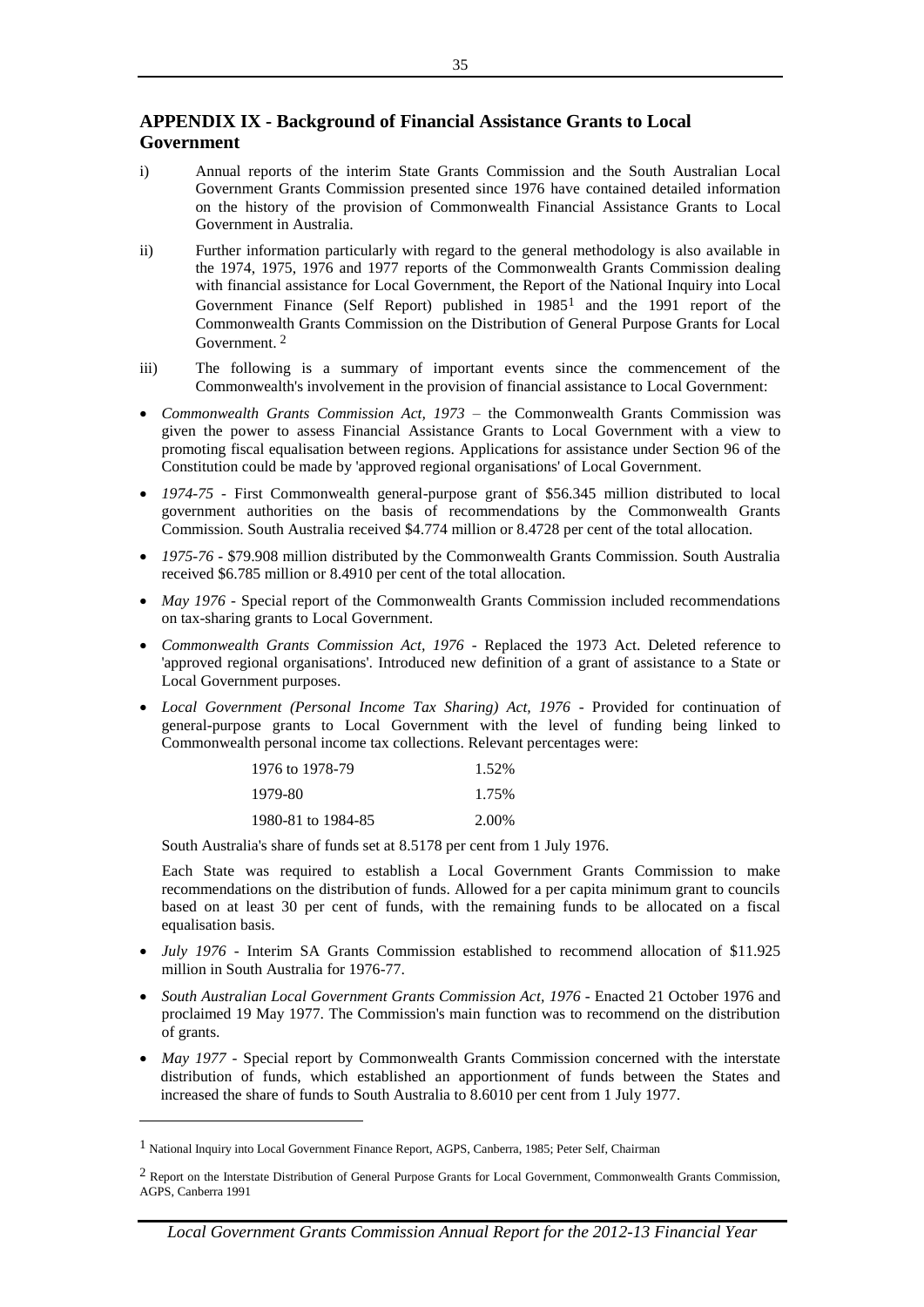## APPENDIX IX - Background of Financial Assistance Grants to Local Government

i) Annual reports of the interim State Grants Commission and the South Australian Local Government Grants Commission presented since 1976 have contained detailed information on the history of the provision of Commonwealth Financial Assistance Grants to Local Government in Australia.

ii) Further information particularly with regard to the general methodology is also available in the 1974, 1975, 1976 and 1977 reports of the Commonwealth Grants Commission dealing with financial assistance for Local Government, the Report of the National Inquiry into Local Government Finance (Self Report) published in 1985[1] and the 1991 report of the Commonwealth Grants Commission on the Distribution of General Purpose Grants for Local Government. [2]

iii) The following is a summary of important events since the commencement of the Commonwealth's involvement in the provision of financial assistance to Local Government:

- *Commonwealth Grants Commission Act, 1973* – the Commonwealth Grants Commission was given the power to assess Financial Assistance Grants to Local Government with a view to promoting fiscal equalisation between regions. Applications for assistance under Section 96 of the Constitution could be made by 'approved regional organisations' of Local Government.
- *1974-75* - First Commonwealth general-purpose grant of $56.345 million distributed to local government authorities on the basis of recommendations by the Commonwealth Grants Commission. South Australia received $4.774 million or 8.4728 per cent of the total allocation.
- *1975-76* - $79.908 million distributed by the Commonwealth Grants Commission. South Australia received $6.785 million or 8.4910 per cent of the total allocation.
- *May 1976* - Special report of the Commonwealth Grants Commission included recommendations on tax-sharing grants to Local Government.
- *Commonwealth Grants Commission Act, 1976* - Replaced the 1973 Act. Deleted reference to 'approved regional organisations'. Introduced new definition of a grant of assistance to a State or Local Government purposes.
- *Local Government (Personal Income Tax Sharing) Act, 1976* - Provided for continuation of general-purpose grants to Local Government with the level of funding being linked to Commonwealth personal income tax collections. Relevant percentages were:

  | | |
  |---|---|
  | 1976 to 1978-79 | 1.52% |
  | 1979-80 | 1.75% |
  | 1980-81 to 1984-85 | 2.00% |

  South Australia's share of funds set at 8.5178 per cent from 1 July 1976.

  Each State was required to establish a Local Government Grants Commission to make recommendations on the distribution of funds. Allowed for a per capita minimum grant to councils based on at least 30 per cent of funds, with the remaining funds to be allocated on a fiscal equalisation basis.

- *July 1976* - Interim SA Grants Commission established to recommend allocation of $11.925 million in South Australia for 1976-77.
- *South Australian Local Government Grants Commission Act, 1976* - Enacted 21 October 1976 and proclaimed 19 May 1977. The Commission's main function was to recommend on the distribution of grants.
- *May 1977* - Special report by Commonwealth Grants Commission concerned with the interstate distribution of funds, which established an apportionment of funds between the States and increased the share of funds to South Australia to 8.6010 per cent from 1 July 1977.

---

[1] National Inquiry into Local Government Finance Report, AGPS, Canberra, 1985; Peter Self, Chairman

[2] Report on the Interstate Distribution of General Purpose Grants for Local Government, Commonwealth Grants Commission, AGPS, Canberra 1991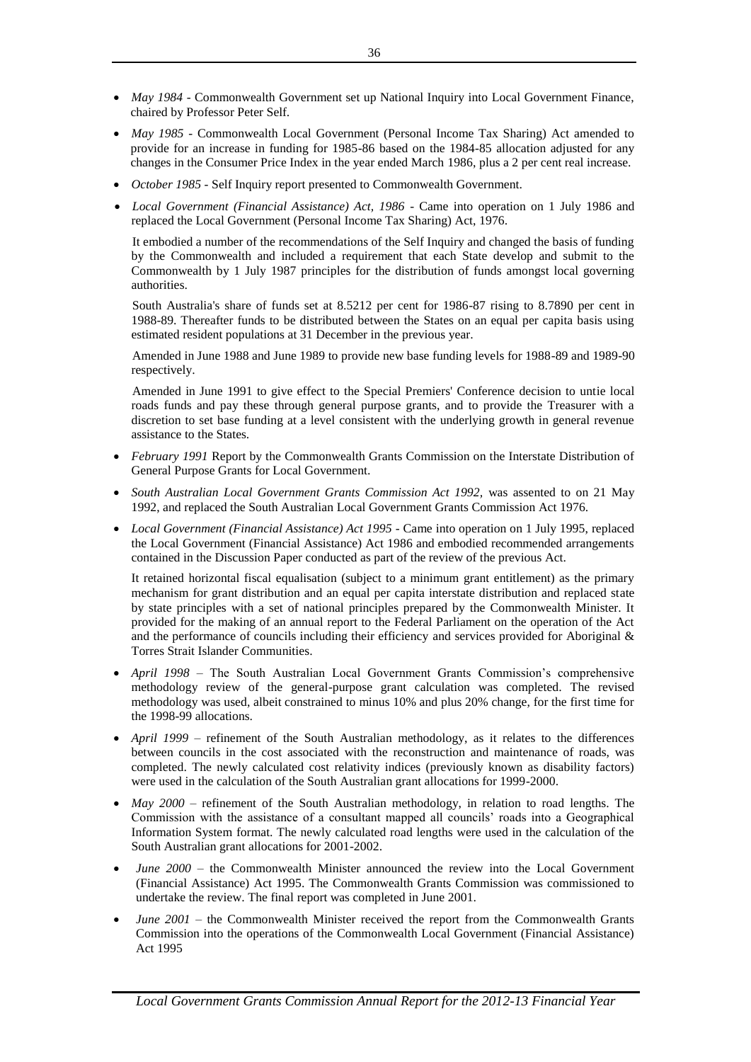- *May 1984* - Commonwealth Government set up National Inquiry into Local Government Finance, chaired by Professor Peter Self.

- *May 1985* - Commonwealth Local Government (Personal Income Tax Sharing) Act amended to provide for an increase in funding for 1985-86 based on the 1984-85 allocation adjusted for any changes in the Consumer Price Index in the year ended March 1986, plus a 2 per cent real increase.

- *October 1985* - Self Inquiry report presented to Commonwealth Government.

- *Local Government (Financial Assistance) Act, 1986* - Came into operation on 1 July 1986 and replaced the Local Government (Personal Income Tax Sharing) Act, 1976.

  It embodied a number of the recommendations of the Self Inquiry and changed the basis of funding by the Commonwealth and included a requirement that each State develop and submit to the Commonwealth by 1 July 1987 principles for the distribution of funds amongst local governing authorities.

  South Australia's share of funds set at 8.5212 per cent for 1986-87 rising to 8.7890 per cent in 1988-89. Thereafter funds to be distributed between the States on an equal per capita basis using estimated resident populations at 31 December in the previous year.

  Amended in June 1988 and June 1989 to provide new base funding levels for 1988-89 and 1989-90 respectively.

  Amended in June 1991 to give effect to the Special Premiers' Conference decision to untie local roads funds and pay these through general purpose grants, and to provide the Treasurer with a discretion to set base funding at a level consistent with the underlying growth in general revenue assistance to the States.

- *February 1991* Report by the Commonwealth Grants Commission on the Interstate Distribution of General Purpose Grants for Local Government.

- *South Australian Local Government Grants Commission Act 1992*, was assented to on 21 May 1992, and replaced the South Australian Local Government Grants Commission Act 1976.

- *Local Government (Financial Assistance) Act 1995* - Came into operation on 1 July 1995, replaced the Local Government (Financial Assistance) Act 1986 and embodied recommended arrangements contained in the Discussion Paper conducted as part of the review of the previous Act.

  It retained horizontal fiscal equalisation (subject to a minimum grant entitlement) as the primary mechanism for grant distribution and an equal per capita interstate distribution and replaced state by state principles with a set of national principles prepared by the Commonwealth Minister. It provided for the making of an annual report to the Federal Parliament on the operation of the Act and the performance of councils including their efficiency and services provided for Aboriginal & Torres Strait Islander Communities.

- *April 1998* – The South Australian Local Government Grants Commission's comprehensive methodology review of the general-purpose grant calculation was completed. The revised methodology was used, albeit constrained to minus 10% and plus 20% change, for the first time for the 1998-99 allocations.

- *April 1999* – refinement of the South Australian methodology, as it relates to the differences between councils in the cost associated with the reconstruction and maintenance of roads, was completed. The newly calculated cost relativity indices (previously known as disability factors) were used in the calculation of the South Australian grant allocations for 1999-2000.

- *May 2000* – refinement of the South Australian methodology, in relation to road lengths. The Commission with the assistance of a consultant mapped all councils' roads into a Geographical Information System format. The newly calculated road lengths were used in the calculation of the South Australian grant allocations for 2001-2002.

- *June 2000* – the Commonwealth Minister announced the review into the Local Government (Financial Assistance) Act 1995. The Commonwealth Grants Commission was commissioned to undertake the review. The final report was completed in June 2001.

- *June 2001* – the Commonwealth Minister received the report from the Commonwealth Grants Commission into the operations of the Commonwealth Local Government (Financial Assistance) Act 1995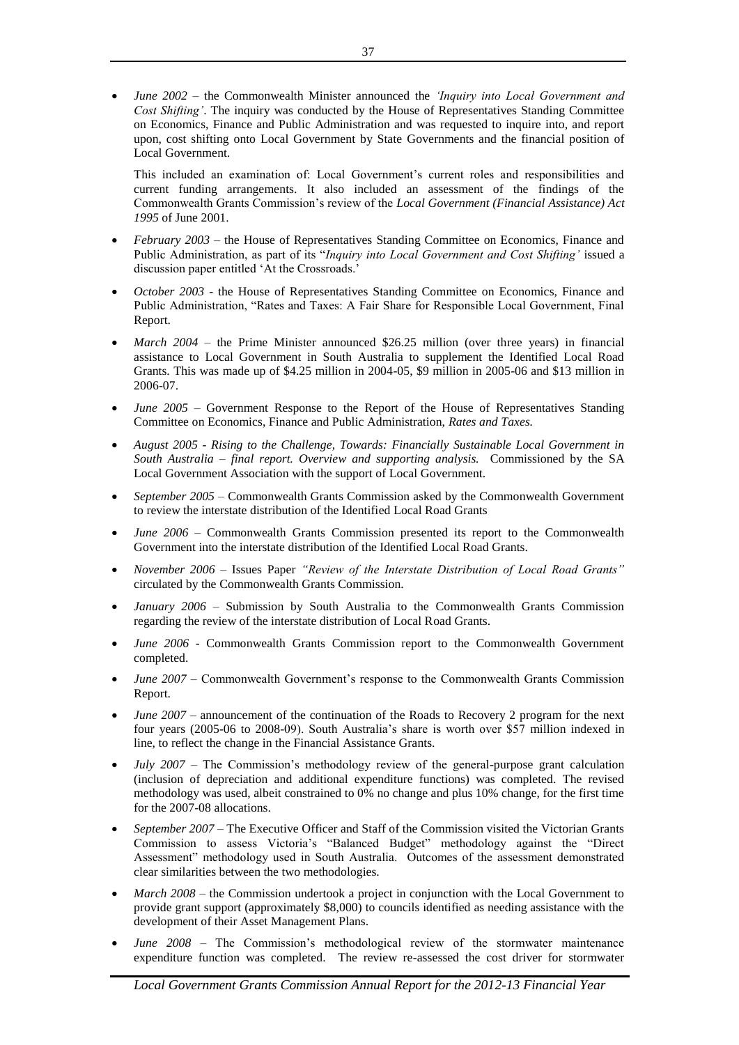- *June 2002* – the Commonwealth Minister announced the *'Inquiry into Local Government and Cost Shifting'*. The inquiry was conducted by the House of Representatives Standing Committee on Economics, Finance and Public Administration and was requested to inquire into, and report upon, cost shifting onto Local Government by State Governments and the financial position of Local Government.

  This included an examination of: Local Government's current roles and responsibilities and current funding arrangements. It also included an assessment of the findings of the Commonwealth Grants Commission's review of the *Local Government (Financial Assistance) Act 1995* of June 2001.

- *February 2003* – the House of Representatives Standing Committee on Economics, Finance and Public Administration, as part of its "*Inquiry into Local Government and Cost Shifting'* issued a discussion paper entitled 'At the Crossroads.'

- *October 2003* - the House of Representatives Standing Committee on Economics, Finance and Public Administration, "Rates and Taxes: A Fair Share for Responsible Local Government, Final Report.

- *March 2004* – the Prime Minister announced \$26.25 million (over three years) in financial assistance to Local Government in South Australia to supplement the Identified Local Road Grants. This was made up of \$4.25 million in 2004-05, \$9 million in 2005-06 and \$13 million in 2006-07.

- *June 2005* – Government Response to the Report of the House of Representatives Standing Committee on Economics, Finance and Public Administration, *Rates and Taxes.*

- *August 2005 - Rising to the Challenge, Towards: Financially Sustainable Local Government in South Australia – final report. Overview and supporting analysis.* Commissioned by the SA Local Government Association with the support of Local Government.

- *September 2005* – Commonwealth Grants Commission asked by the Commonwealth Government to review the interstate distribution of the Identified Local Road Grants

- *June 2006* – Commonwealth Grants Commission presented its report to the Commonwealth Government into the interstate distribution of the Identified Local Road Grants.

- *November 2006* – Issues Paper *"Review of the Interstate Distribution of Local Road Grants"* circulated by the Commonwealth Grants Commission.

- *January 2006* – Submission by South Australia to the Commonwealth Grants Commission regarding the review of the interstate distribution of Local Road Grants.

- *June 2006* - Commonwealth Grants Commission report to the Commonwealth Government completed.

- *June 2007* – Commonwealth Government's response to the Commonwealth Grants Commission Report.

- *June 2007* – announcement of the continuation of the Roads to Recovery 2 program for the next four years (2005-06 to 2008-09). South Australia's share is worth over \$57 million indexed in line, to reflect the change in the Financial Assistance Grants.

- *July 2007* – The Commission's methodology review of the general-purpose grant calculation (inclusion of depreciation and additional expenditure functions) was completed. The revised methodology was used, albeit constrained to 0% no change and plus 10% change, for the first time for the 2007-08 allocations.

- *September 2007* – The Executive Officer and Staff of the Commission visited the Victorian Grants Commission to assess Victoria's "Balanced Budget" methodology against the "Direct Assessment" methodology used in South Australia. Outcomes of the assessment demonstrated clear similarities between the two methodologies.

- *March 2008* – the Commission undertook a project in conjunction with the Local Government to provide grant support (approximately \$8,000) to councils identified as needing assistance with the development of their Asset Management Plans.

- *June 2008* – The Commission's methodological review of the stormwater maintenance expenditure function was completed. The review re-assessed the cost driver for stormwater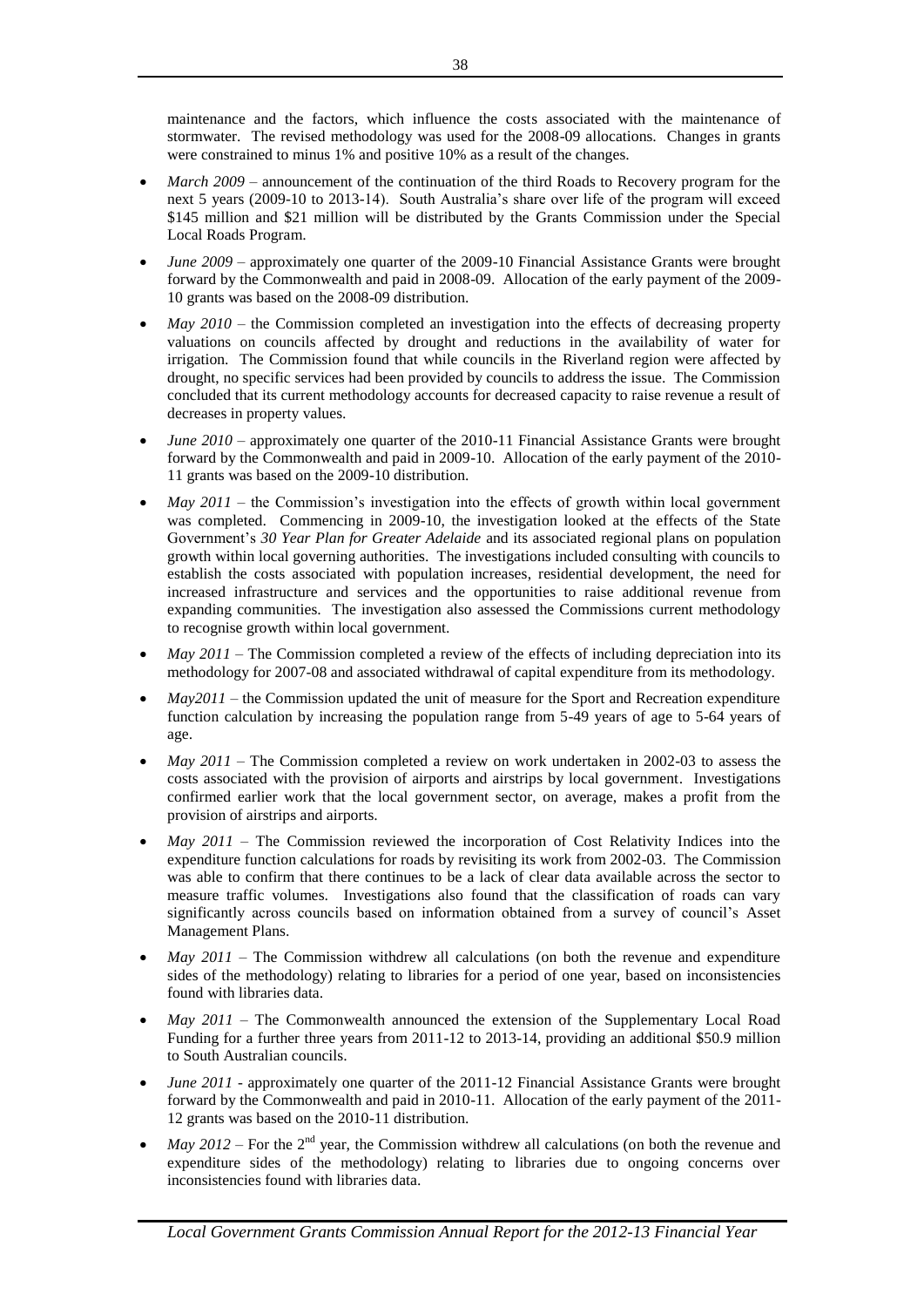maintenance and the factors, which influence the costs associated with the maintenance of stormwater. The revised methodology was used for the 2008-09 allocations. Changes in grants were constrained to minus 1% and positive 10% as a result of the changes.

- *March 2009* – announcement of the continuation of the third Roads to Recovery program for the next 5 years (2009-10 to 2013-14). South Australia's share over life of the program will exceed \$145 million and \$21 million will be distributed by the Grants Commission under the Special Local Roads Program.

- *June 2009* – approximately one quarter of the 2009-10 Financial Assistance Grants were brought forward by the Commonwealth and paid in 2008-09. Allocation of the early payment of the 2009-10 grants was based on the 2008-09 distribution.

- *May 2010* – the Commission completed an investigation into the effects of decreasing property valuations on councils affected by drought and reductions in the availability of water for irrigation. The Commission found that while councils in the Riverland region were affected by drought, no specific services had been provided by councils to address the issue. The Commission concluded that its current methodology accounts for decreased capacity to raise revenue a result of decreases in property values.

- *June 2010* – approximately one quarter of the 2010-11 Financial Assistance Grants were brought forward by the Commonwealth and paid in 2009-10. Allocation of the early payment of the 2010-11 grants was based on the 2009-10 distribution.

- *May 2011* – the Commission's investigation into the effects of growth within local government was completed. Commencing in 2009-10, the investigation looked at the effects of the State Government's *30 Year Plan for Greater Adelaide* and its associated regional plans on population growth within local governing authorities. The investigations included consulting with councils to establish the costs associated with population increases, residential development, the need for increased infrastructure and services and the opportunities to raise additional revenue from expanding communities. The investigation also assessed the Commissions current methodology to recognise growth within local government.

- *May 2011* – The Commission completed a review of the effects of including depreciation into its methodology for 2007-08 and associated withdrawal of capital expenditure from its methodology.

- *May2011* – the Commission updated the unit of measure for the Sport and Recreation expenditure function calculation by increasing the population range from 5-49 years of age to 5-64 years of age.

- *May 2011* – The Commission completed a review on work undertaken in 2002-03 to assess the costs associated with the provision of airports and airstrips by local government. Investigations confirmed earlier work that the local government sector, on average, makes a profit from the provision of airstrips and airports.

- *May 2011* – The Commission reviewed the incorporation of Cost Relativity Indices into the expenditure function calculations for roads by revisiting its work from 2002-03. The Commission was able to confirm that there continues to be a lack of clear data available across the sector to measure traffic volumes. Investigations also found that the classification of roads can vary significantly across councils based on information obtained from a survey of council's Asset Management Plans.

- *May 2011* – The Commission withdrew all calculations (on both the revenue and expenditure sides of the methodology) relating to libraries for a period of one year, based on inconsistencies found with libraries data.

- *May 2011* – The Commonwealth announced the extension of the Supplementary Local Road Funding for a further three years from 2011-12 to 2013-14, providing an additional \$50.9 million to South Australian councils.

- *June 2011* - approximately one quarter of the 2011-12 Financial Assistance Grants were brought forward by the Commonwealth and paid in 2010-11. Allocation of the early payment of the 2011-12 grants was based on the 2010-11 distribution.

- *May 2012* – For the 2nd year, the Commission withdrew all calculations (on both the revenue and expenditure sides of the methodology) relating to libraries due to ongoing concerns over inconsistencies found with libraries data.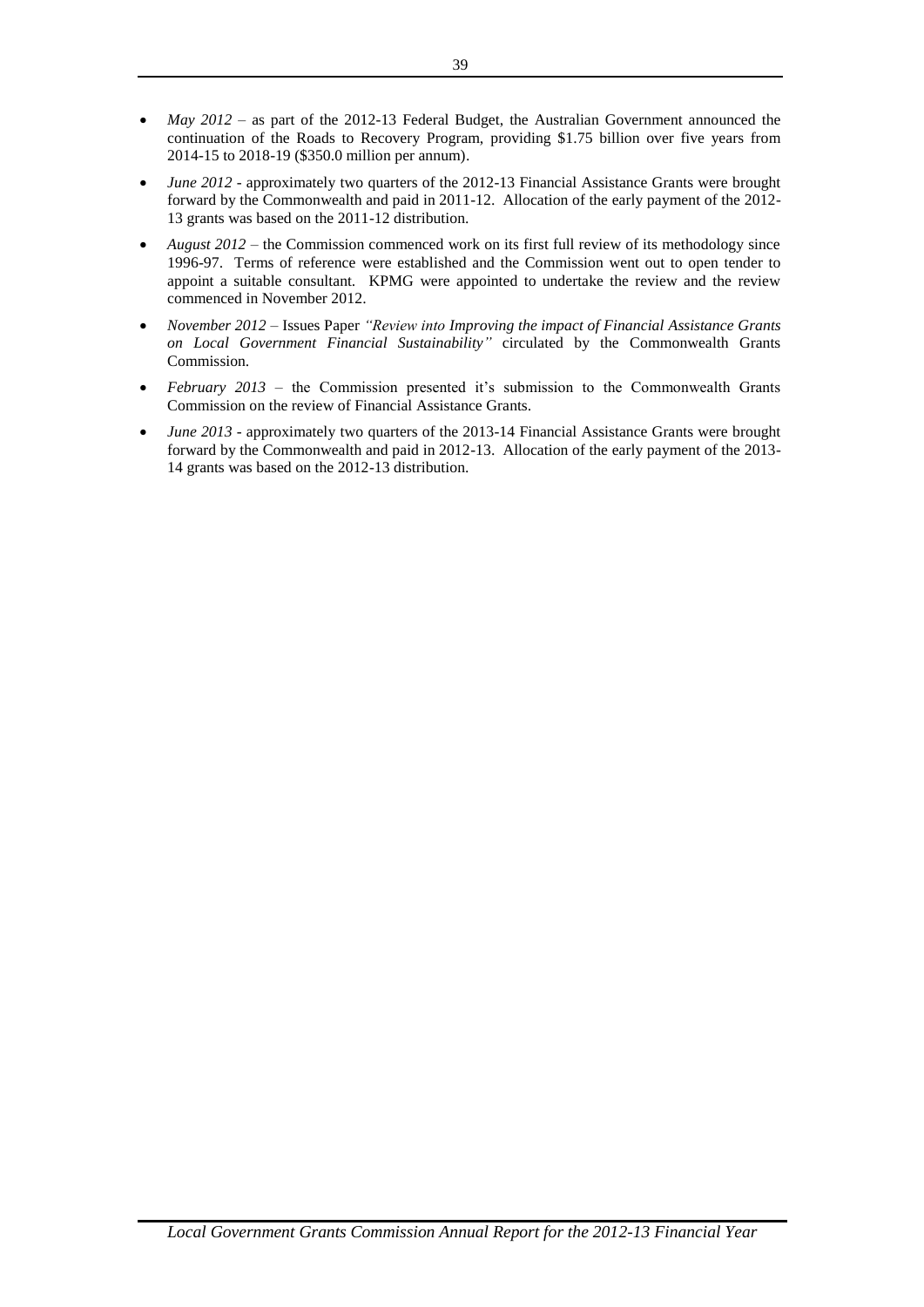- *May 2012* – as part of the 2012-13 Federal Budget, the Australian Government announced the continuation of the Roads to Recovery Program, providing $1.75 billion over five years from 2014-15 to 2018-19 ($350.0 million per annum).
- *June 2012* - approximately two quarters of the 2012-13 Financial Assistance Grants were brought forward by the Commonwealth and paid in 2011-12. Allocation of the early payment of the 2012-13 grants was based on the 2011-12 distribution.
- *August 2012* – the Commission commenced work on its first full review of its methodology since 1996-97. Terms of reference were established and the Commission went out to open tender to appoint a suitable consultant. KPMG were appointed to undertake the review and the review commenced in November 2012.
- *November 2012* – Issues Paper *"Review into Improving the impact of Financial Assistance Grants on Local Government Financial Sustainability"* circulated by the Commonwealth Grants Commission.
- *February 2013* – the Commission presented it's submission to the Commonwealth Grants Commission on the review of Financial Assistance Grants.
- *June 2013* - approximately two quarters of the 2013-14 Financial Assistance Grants were brought forward by the Commonwealth and paid in 2012-13. Allocation of the early payment of the 2013-14 grants was based on the 2012-13 distribution.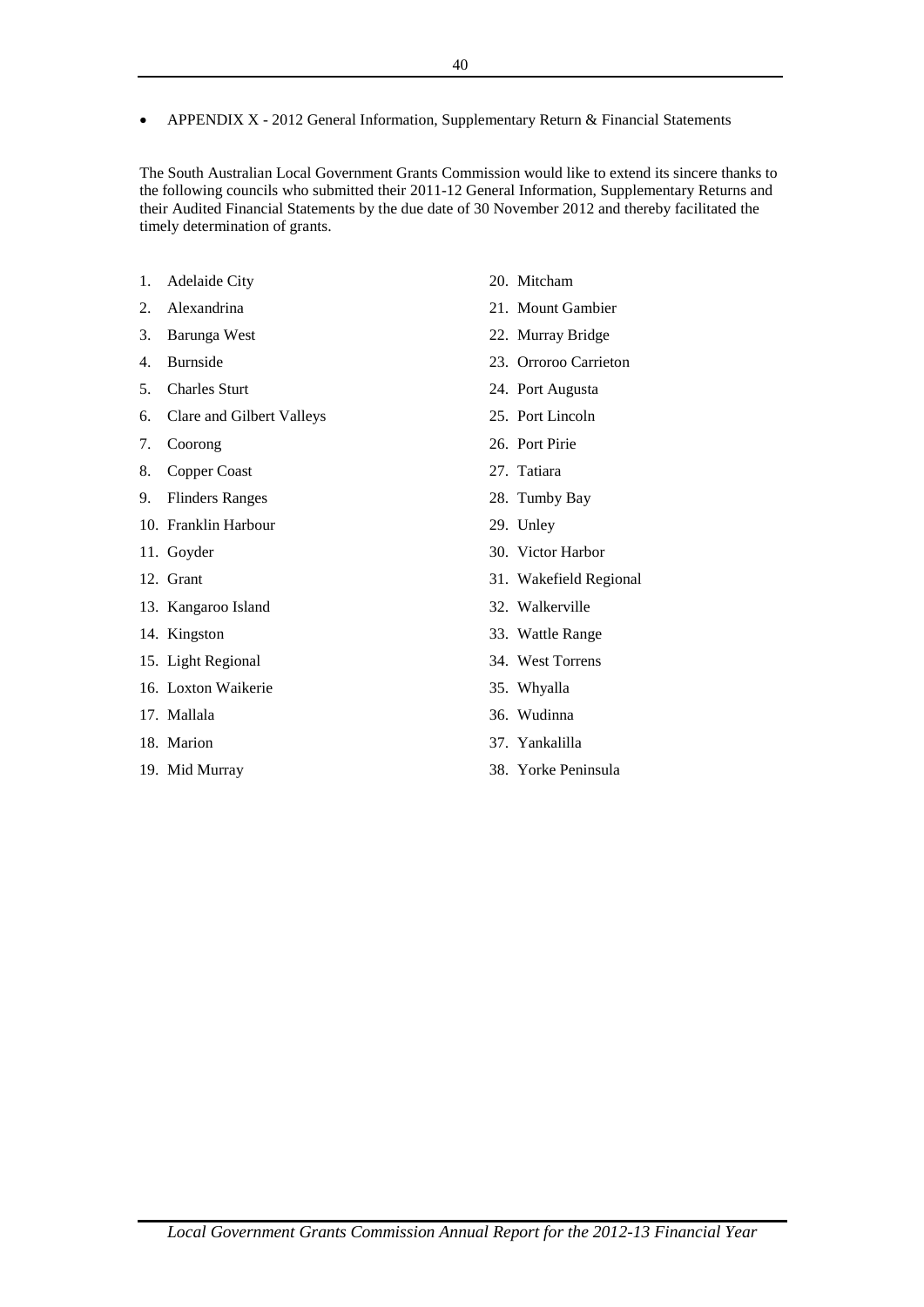- APPENDIX X - 2012 General Information, Supplementary Return & Financial Statements

The South Australian Local Government Grants Commission would like to extend its sincere thanks to the following councils who submitted their 2011-12 General Information, Supplementary Returns and their Audited Financial Statements by the due date of 30 November 2012 and thereby facilitated the timely determination of grants.

1. Adelaide City
2. Alexandrina
3. Barunga West
4. Burnside
5. Charles Sturt
6. Clare and Gilbert Valleys
7. Coorong
8. Copper Coast
9. Flinders Ranges
10. Franklin Harbour
11. Goyder
12. Grant
13. Kangaroo Island
14. Kingston
15. Light Regional
16. Loxton Waikerie
17. Mallala
18. Marion
19. Mid Murray
20. Mitcham
21. Mount Gambier
22. Murray Bridge
23. Orroroo Carrieton
24. Port Augusta
25. Port Lincoln
26. Port Pirie
27. Tatiara
28. Tumby Bay
29. Unley
30. Victor Harbor
31. Wakefield Regional
32. Walkerville
33. Wattle Range
34. West Torrens
35. Whyalla
36. Wudinna
37. Yankalilla
38. Yorke Peninsula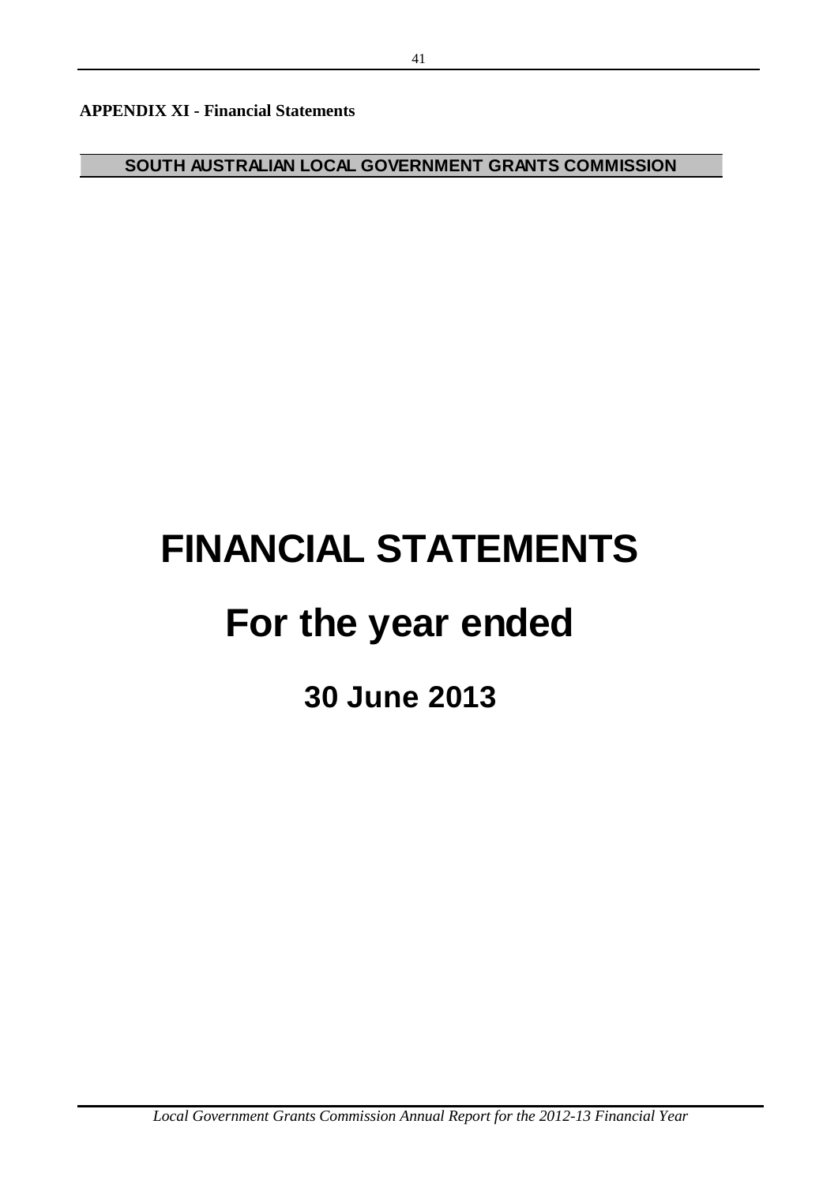**APPENDIX XI - Financial Statements**

**SOUTH AUSTRALIAN LOCAL GOVERNMENT GRANTS COMMISSION**

# FINANCIAL STATEMENTS

# For the year ended

## 30 June 2013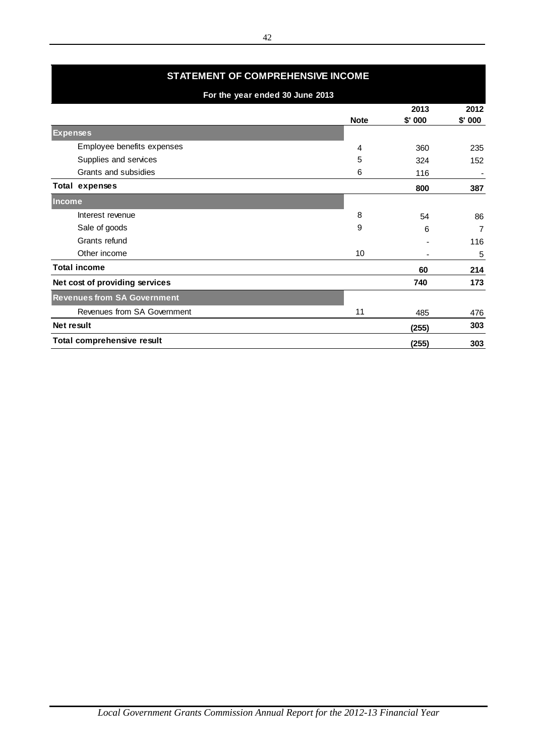# STATEMENT OF COMPREHENSIVE INCOME

## For the year ended 30 June 2013

| | Note | 2013 $' 000 | 2012 $' 000 |
|---|---|---|---|
| **Expenses** | | | |
| Employee benefits expenses | 4 | 360 | 235 |
| Supplies and services | 5 | 324 | 152 |
| Grants and subsidies | 6 | 116 | - |
| **Total expenses** | | **800** | **387** |
| **Income** | | | |
| Interest revenue | 8 | 54 | 86 |
| Sale of goods | 9 | 6 | 7 |
| Grants refund | | - | 116 |
| Other income | 10 | - | 5 |
| **Total income** | | **60** | **214** |
| **Net cost of providing services** | | **740** | **173** |
| **Revenues from SA Government** | | | |
| Revenues from SA Government | 11 | 485 | 476 |
| **Net result** | | **(255)** | **303** |
| **Total comprehensive result** | | **(255)** | **303** |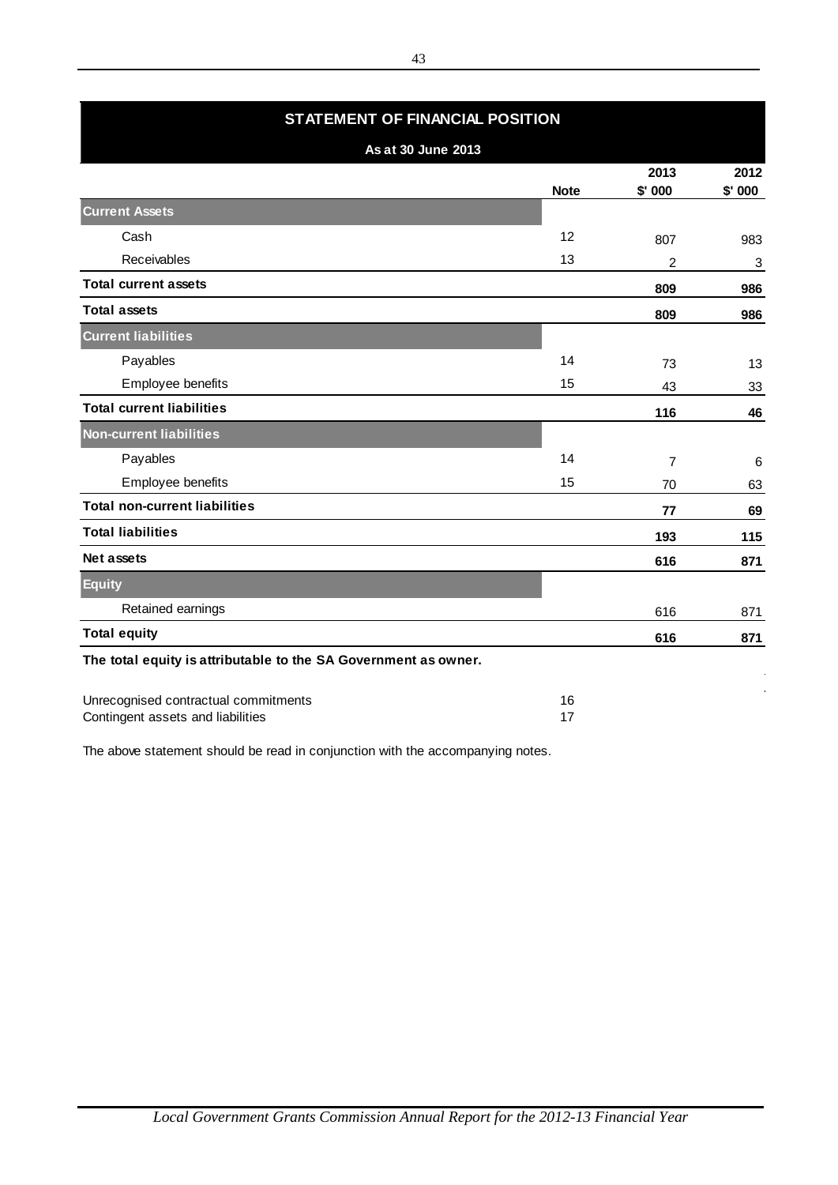## STATEMENT OF FINANCIAL POSITION

**As at 30 June 2013**

| | Note | 2013 $' 000 | 2012 $' 000 |
|---|---|---|---|
| **Current Assets** | | | |
| Cash | 12 | 807 | 983 |
| Receivables | 13 | 2 | 3 |
| **Total current assets** | | **809** | **986** |
| **Total assets** | | **809** | **986** |
| **Current liabilities** | | | |
| Payables | 14 | 73 | 13 |
| Employee benefits | 15 | 43 | 33 |
| **Total current liabilities** | | **116** | **46** |
| **Non-current liabilities** | | | |
| Payables | 14 | 7 | 6 |
| Employee benefits | 15 | 70 | 63 |
| **Total non-current liabilities** | | **77** | **69** |
| **Total liabilities** | | **193** | **115** |
| **Net assets** | | **616** | **871** |
| **Equity** | | | |
| Retained earnings | | 616 | 871 |
| **Total equity** | | **616** | **871** |

**The total equity is attributable to the SA Government as owner.**

| | Note |
|---|---|
| Unrecognised contractual commitments | 16 |
| Contingent assets and liabilities | 17 |

The above statement should be read in conjunction with the accompanying notes.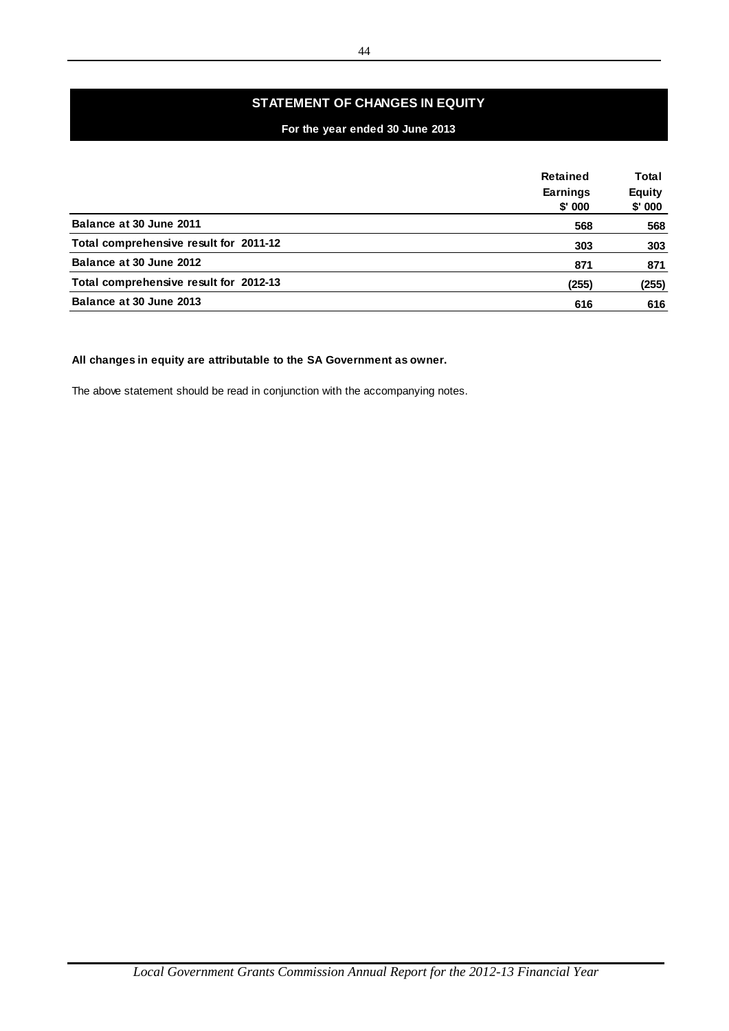# STATEMENT OF CHANGES IN EQUITY

**For the year ended 30 June 2013**

| | Retained Earnings $' 000 | Total Equity $' 000 |
|---|---|---|
| **Balance at 30 June 2011** | **568** | **568** |
| **Total comprehensive result for 2011-12** | **303** | **303** |
| **Balance at 30 June 2012** | **871** | **871** |
| **Total comprehensive result for 2012-13** | **(255)** | **(255)** |
| **Balance at 30 June 2013** | **616** | **616** |

**All changes in equity are attributable to the SA Government as owner.**

The above statement should be read in conjunction with the accompanying notes.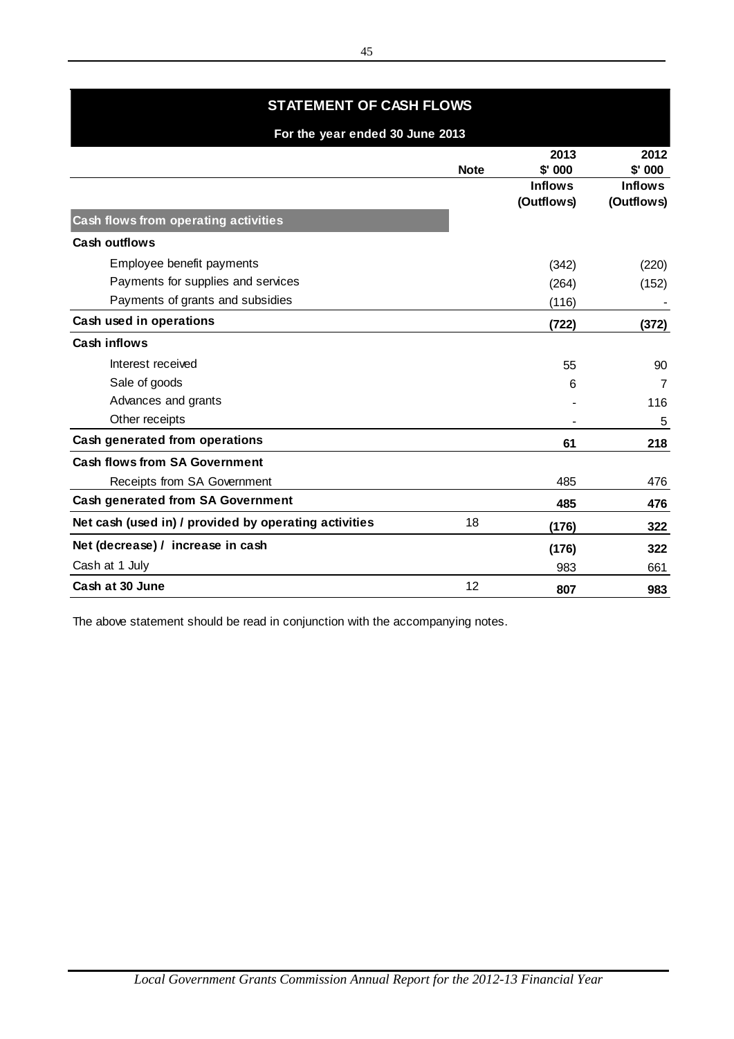## STATEMENT OF CASH FLOWS

### For the year ended 30 June 2013

| | Note | 2013 $' 000 Inflows (Outflows) | 2012 $' 000 Inflows (Outflows) |
|---|---|---|---|
| **Cash flows from operating activities** | | | |
| **Cash outflows** | | | |
| Employee benefit payments | | (342) | (220) |
| Payments for supplies and services | | (264) | (152) |
| Payments of grants and subsidies | | (116) | - |
| **Cash used in operations** | | **(722)** | **(372)** |
| **Cash inflows** | | | |
| Interest received | | 55 | 90 |
| Sale of goods | | 6 | 7 |
| Advances and grants | | - | 116 |
| Other receipts | | - | 5 |
| **Cash generated from operations** | | **61** | **218** |
| **Cash flows from SA Government** | | | |
| Receipts from SA Government | | 485 | 476 |
| **Cash generated from SA Government** | | **485** | **476** |
| **Net cash (used in) / provided by operating activities** | 18 | **(176)** | **322** |
| **Net (decrease) / increase in cash** | | **(176)** | **322** |
| Cash at 1 July | | 983 | 661 |
| **Cash at 30 June** | 12 | **807** | **983** |

The above statement should be read in conjunction with the accompanying notes.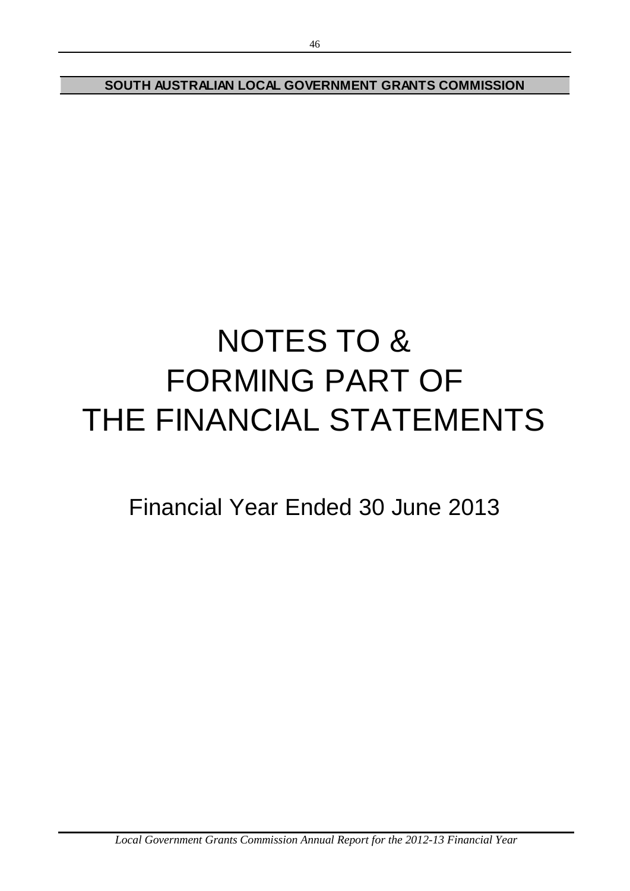# NOTES TO & FORMING PART OF THE FINANCIAL STATEMENTS

Financial Year Ended 30 June 2013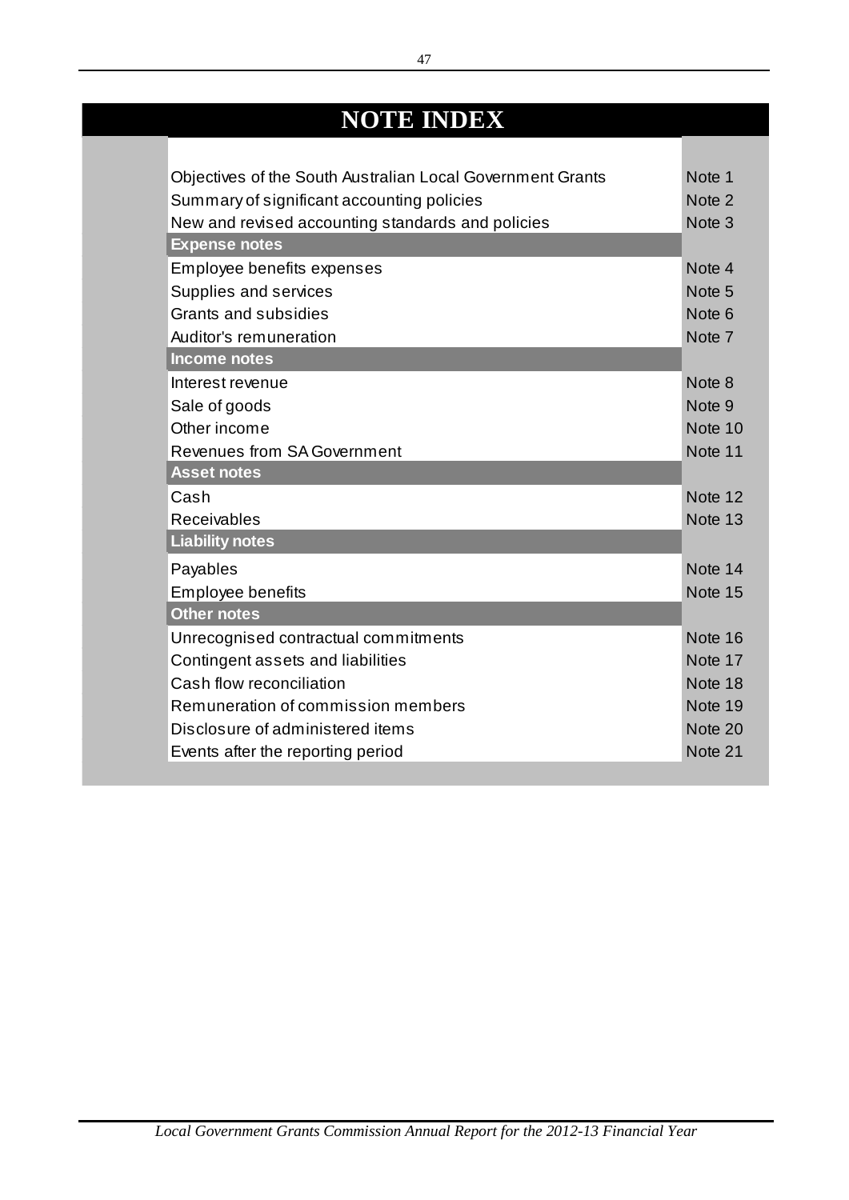# NOTE INDEX

| | |
|---|---|
| Objectives of the South Australian Local Government Grants | Note 1 |
| Summary of significant accounting policies | Note 2 |
| New and revised accounting standards and policies | Note 3 |
| **Expense notes** | |
| Employee benefits expenses | Note 4 |
| Supplies and services | Note 5 |
| Grants and subsidies | Note 6 |
| Auditor's remuneration | Note 7 |
| **Income notes** | |
| Interest revenue | Note 8 |
| Sale of goods | Note 9 |
| Other income | Note 10 |
| Revenues from SA Government | Note 11 |
| **Asset notes** | |
| Cash | Note 12 |
| Receivables | Note 13 |
| **Liability notes** | |
| Payables | Note 14 |
| Employee benefits | Note 15 |
| **Other notes** | |
| Unrecognised contractual commitments | Note 16 |
| Contingent assets and liabilities | Note 17 |
| Cash flow reconciliation | Note 18 |
| Remuneration of commission members | Note 19 |
| Disclosure of administered items | Note 20 |
| Events after the reporting period | Note 21 |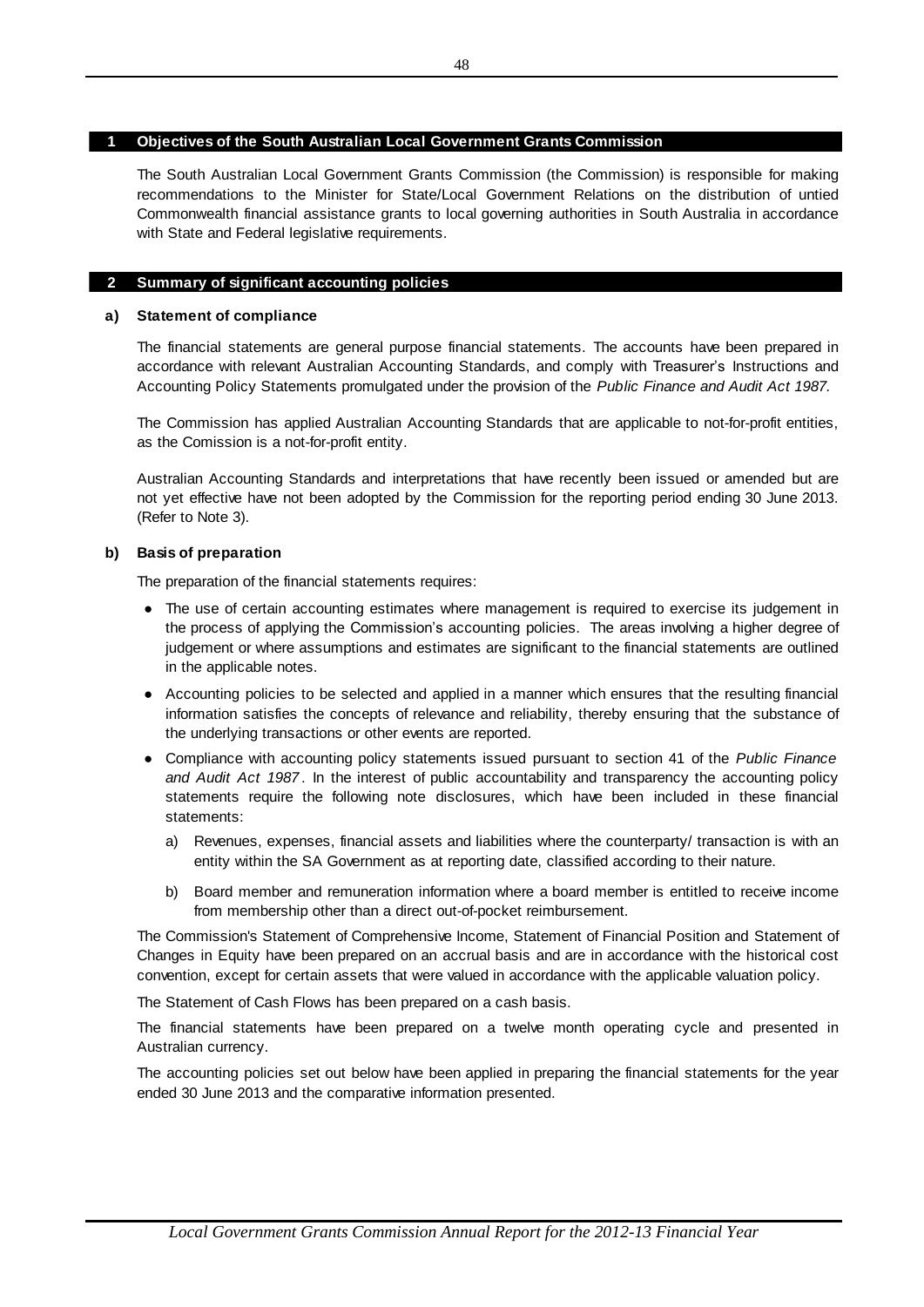## 1 Objectives of the South Australian Local Government Grants Commission

The South Australian Local Government Grants Commission (the Commission) is responsible for making recommendations to the Minister for State/Local Government Relations on the distribution of untied Commonwealth financial assistance grants to local governing authorities in South Australia in accordance with State and Federal legislative requirements.

## 2 Summary of significant accounting policies

### a) Statement of compliance

The financial statements are general purpose financial statements. The accounts have been prepared in accordance with relevant Australian Accounting Standards, and comply with Treasurer's Instructions and Accounting Policy Statements promulgated under the provision of the *Public Finance and Audit Act 1987.*

The Commission has applied Australian Accounting Standards that are applicable to not-for-profit entities, as the Comission is a not-for-profit entity.

Australian Accounting Standards and interpretations that have recently been issued or amended but are not yet effective have not been adopted by the Commission for the reporting period ending 30 June 2013. (Refer to Note 3).

### b) Basis of preparation

The preparation of the financial statements requires:

- The use of certain accounting estimates where management is required to exercise its judgement in the process of applying the Commission's accounting policies. The areas involving a higher degree of judgement or where assumptions and estimates are significant to the financial statements are outlined in the applicable notes.
- Accounting policies to be selected and applied in a manner which ensures that the resulting financial information satisfies the concepts of relevance and reliability, thereby ensuring that the substance of the underlying transactions or other events are reported.
- Compliance with accounting policy statements issued pursuant to section 41 of the *Public Finance and Audit Act 1987*. In the interest of public accountability and transparency the accounting policy statements require the following note disclosures, which have been included in these financial statements:
    a) Revenues, expenses, financial assets and liabilities where the counterparty/ transaction is with an entity within the SA Government as at reporting date, classified according to their nature.
    b) Board member and remuneration information where a board member is entitled to receive income from membership other than a direct out-of-pocket reimbursement.

The Commission's Statement of Comprehensive Income, Statement of Financial Position and Statement of Changes in Equity have been prepared on an accrual basis and are in accordance with the historical cost convention, except for certain assets that were valued in accordance with the applicable valuation policy.

The Statement of Cash Flows has been prepared on a cash basis.

The financial statements have been prepared on a twelve month operating cycle and presented in Australian currency.

The accounting policies set out below have been applied in preparing the financial statements for the year ended 30 June 2013 and the comparative information presented.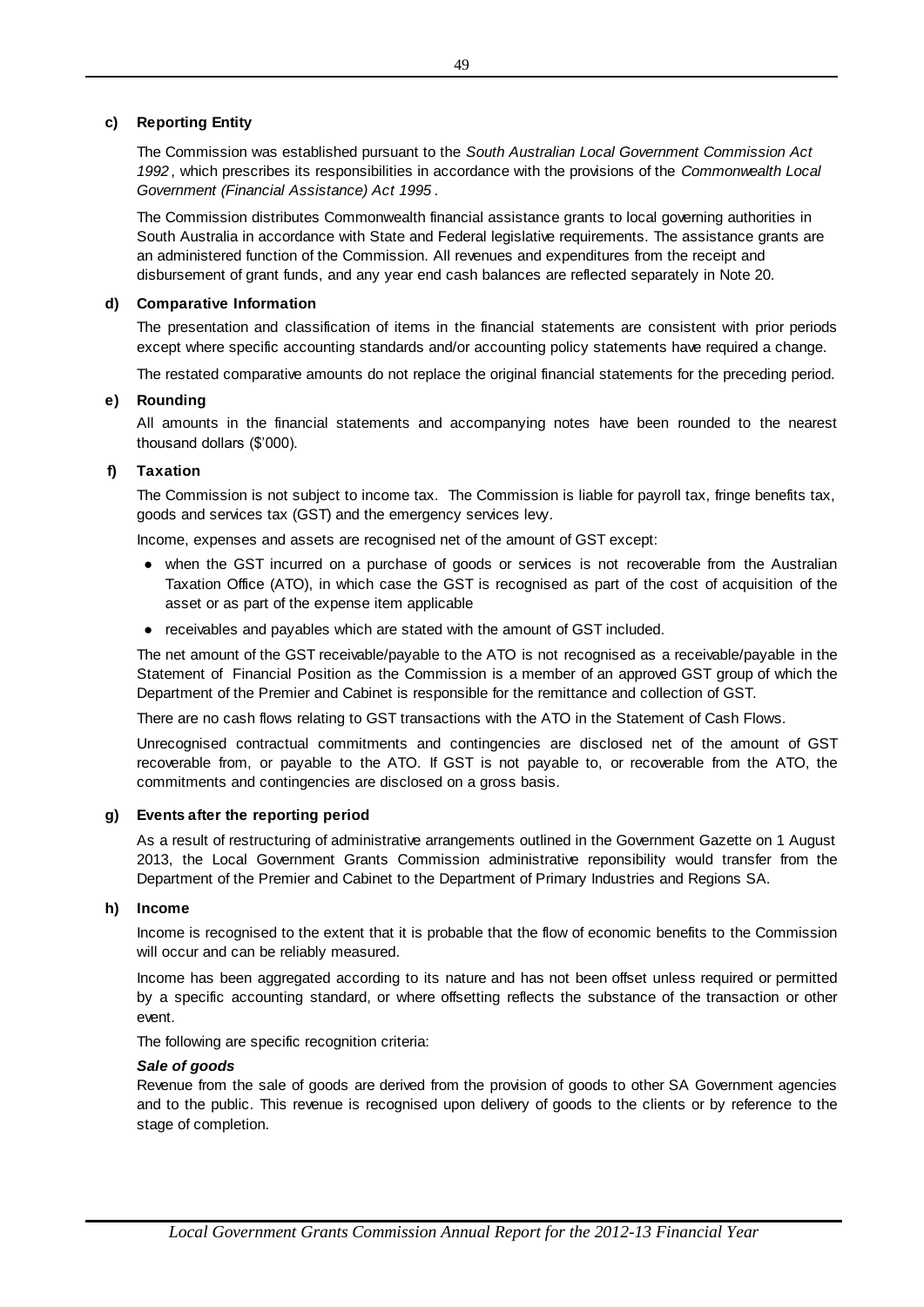**c) Reporting Entity**

The Commission was established pursuant to the *South Australian Local Government Commission Act 1992*, which prescribes its responsibilities in accordance with the provisions of the *Commonwealth Local Government (Financial Assistance) Act 1995*.

The Commission distributes Commonwealth financial assistance grants to local governing authorities in South Australia in accordance with State and Federal legislative requirements. The assistance grants are an administered function of the Commission. All revenues and expenditures from the receipt and disbursement of grant funds, and any year end cash balances are reflected separately in Note 20.

**d) Comparative Information**

The presentation and classification of items in the financial statements are consistent with prior periods except where specific accounting standards and/or accounting policy statements have required a change.

The restated comparative amounts do not replace the original financial statements for the preceding period.

**e) Rounding**

All amounts in the financial statements and accompanying notes have been rounded to the nearest thousand dollars ($'000).

**f) Taxation**

The Commission is not subject to income tax. The Commission is liable for payroll tax, fringe benefits tax, goods and services tax (GST) and the emergency services levy.

Income, expenses and assets are recognised net of the amount of GST except:

- when the GST incurred on a purchase of goods or services is not recoverable from the Australian Taxation Office (ATO), in which case the GST is recognised as part of the cost of acquisition of the asset or as part of the expense item applicable
- receivables and payables which are stated with the amount of GST included.

The net amount of the GST receivable/payable to the ATO is not recognised as a receivable/payable in the Statement of Financial Position as the Commission is a member of an approved GST group of which the Department of the Premier and Cabinet is responsible for the remittance and collection of GST.

There are no cash flows relating to GST transactions with the ATO in the Statement of Cash Flows.

Unrecognised contractual commitments and contingencies are disclosed net of the amount of GST recoverable from, or payable to the ATO. If GST is not payable to, or recoverable from the ATO, the commitments and contingencies are disclosed on a gross basis.

**g) Events after the reporting period**

As a result of restructuring of administrative arrangements outlined in the Government Gazette on 1 August 2013, the Local Government Grants Commission administrative reponsibility would transfer from the Department of the Premier and Cabinet to the Department of Primary Industries and Regions SA.

**h) Income**

Income is recognised to the extent that it is probable that the flow of economic benefits to the Commission will occur and can be reliably measured.

Income has been aggregated according to its nature and has not been offset unless required or permitted by a specific accounting standard, or where offsetting reflects the substance of the transaction or other event.

The following are specific recognition criteria:

***Sale of goods***

Revenue from the sale of goods are derived from the provision of goods to other SA Government agencies and to the public. This revenue is recognised upon delivery of goods to the clients or by reference to the stage of completion.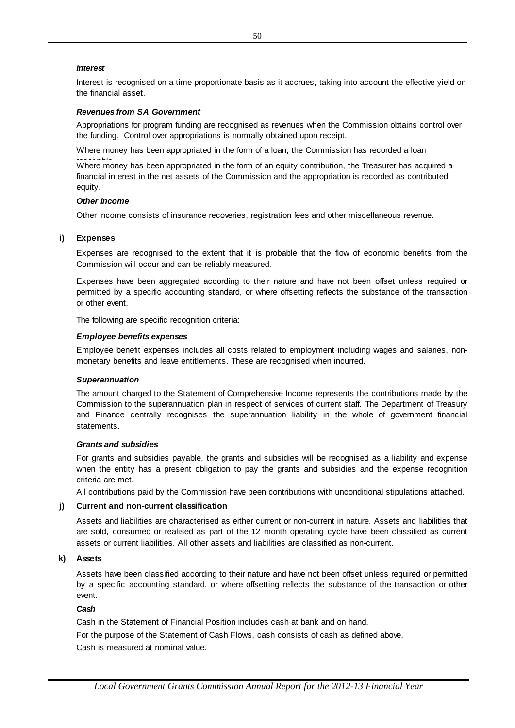***Interest***

Interest is recognised on a time proportionate basis as it accrues, taking into account the effective yield on the financial asset.

***Revenues from SA Government***

Appropriations for program funding are recognised as revenues when the Commission obtains control over the funding. Control over appropriations is normally obtained upon receipt.

Where money has been appropriated in the form of a loan, the Commission has recorded a loan receivable.

Where money has been appropriated in the form of an equity contribution, the Treasurer has acquired a financial interest in the net assets of the Commission and the appropriation is recorded as contributed equity.

***Other Income***

Other income consists of insurance recoveries, registration fees and other miscellaneous revenue.

**i) Expenses**

Expenses are recognised to the extent that it is probable that the flow of economic benefits from the Commission will occur and can be reliably measured.

Expenses have been aggregated according to their nature and have not been offset unless required or permitted by a specific accounting standard, or where offsetting reflects the substance of the transaction or other event.

The following are specific recognition criteria:

***Employee benefits expenses***

Employee benefit expenses includes all costs related to employment including wages and salaries, non-monetary benefits and leave entitlements. These are recognised when incurred.

***Superannuation***

The amount charged to the Statement of Comprehensive Income represents the contributions made by the Commission to the superannuation plan in respect of services of current staff. The Department of Treasury and Finance centrally recognises the superannuation liability in the whole of government financial statements.

***Grants and subsidies***

For grants and subsidies payable, the grants and subsidies will be recognised as a liability and expense when the entity has a present obligation to pay the grants and subsidies and the expense recognition criteria are met.

All contributions paid by the Commission have been contributions with unconditional stipulations attached.

**j) Current and non-current classification**

Assets and liabilities are characterised as either current or non-current in nature. Assets and liabilities that are sold, consumed or realised as part of the 12 month operating cycle have been classified as current assets or current liabilities. All other assets and liabilities are classified as non-current.

**k) Assets**

Assets have been classified according to their nature and have not been offset unless required or permitted by a specific accounting standard, or where offsetting reflects the substance of the transaction or other event.

***Cash***

Cash in the Statement of Financial Position includes cash at bank and on hand.

For the purpose of the Statement of Cash Flows, cash consists of cash as defined above.

Cash is measured at nominal value.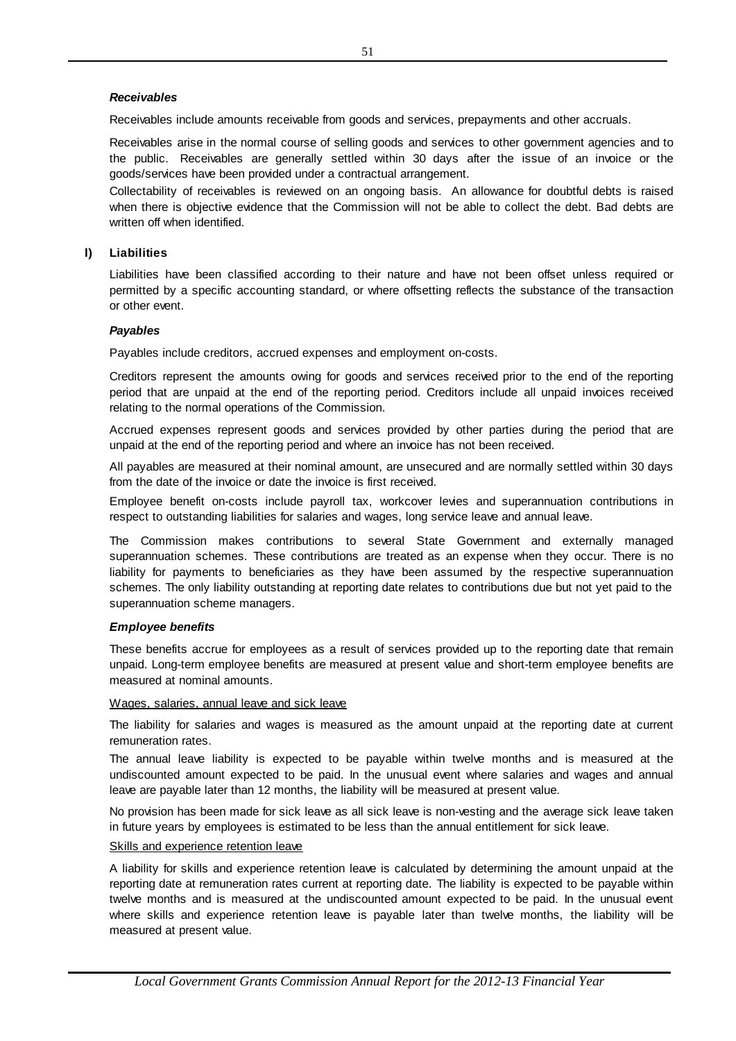***Receivables***

Receivables include amounts receivable from goods and services, prepayments and other accruals.

Receivables arise in the normal course of selling goods and services to other government agencies and to the public. Receivables are generally settled within 30 days after the issue of an invoice or the goods/services have been provided under a contractual arrangement.

Collectability of receivables is reviewed on an ongoing basis. An allowance for doubtful debts is raised when there is objective evidence that the Commission will not be able to collect the debt. Bad debts are written off when identified.

**l) Liabilities**

Liabilities have been classified according to their nature and have not been offset unless required or permitted by a specific accounting standard, or where offsetting reflects the substance of the transaction or other event.

***Payables***

Payables include creditors, accrued expenses and employment on-costs.

Creditors represent the amounts owing for goods and services received prior to the end of the reporting period that are unpaid at the end of the reporting period. Creditors include all unpaid invoices received relating to the normal operations of the Commission.

Accrued expenses represent goods and services provided by other parties during the period that are unpaid at the end of the reporting period and where an invoice has not been received.

All payables are measured at their nominal amount, are unsecured and are normally settled within 30 days from the date of the invoice or date the invoice is first received.

Employee benefit on-costs include payroll tax, workcover levies and superannuation contributions in respect to outstanding liabilities for salaries and wages, long service leave and annual leave.

The Commission makes contributions to several State Government and externally managed superannuation schemes. These contributions are treated as an expense when they occur. There is no liability for payments to beneficiaries as they have been assumed by the respective superannuation schemes. The only liability outstanding at reporting date relates to contributions due but not yet paid to the superannuation scheme managers.

***Employee benefits***

These benefits accrue for employees as a result of services provided up to the reporting date that remain unpaid. Long-term employee benefits are measured at present value and short-term employee benefits are measured at nominal amounts.

Wages, salaries, annual leave and sick leave

The liability for salaries and wages is measured as the amount unpaid at the reporting date at current remuneration rates.

The annual leave liability is expected to be payable within twelve months and is measured at the undiscounted amount expected to be paid. In the unusual event where salaries and wages and annual leave are payable later than 12 months, the liability will be measured at present value.

No provision has been made for sick leave as all sick leave is non-vesting and the average sick leave taken in future years by employees is estimated to be less than the annual entitlement for sick leave.

Skills and experience retention leave

A liability for skills and experience retention leave is calculated by determining the amount unpaid at the reporting date at remuneration rates current at reporting date. The liability is expected to be payable within twelve months and is measured at the undiscounted amount expected to be paid. In the unusual event where skills and experience retention leave is payable later than twelve months, the liability will be measured at present value.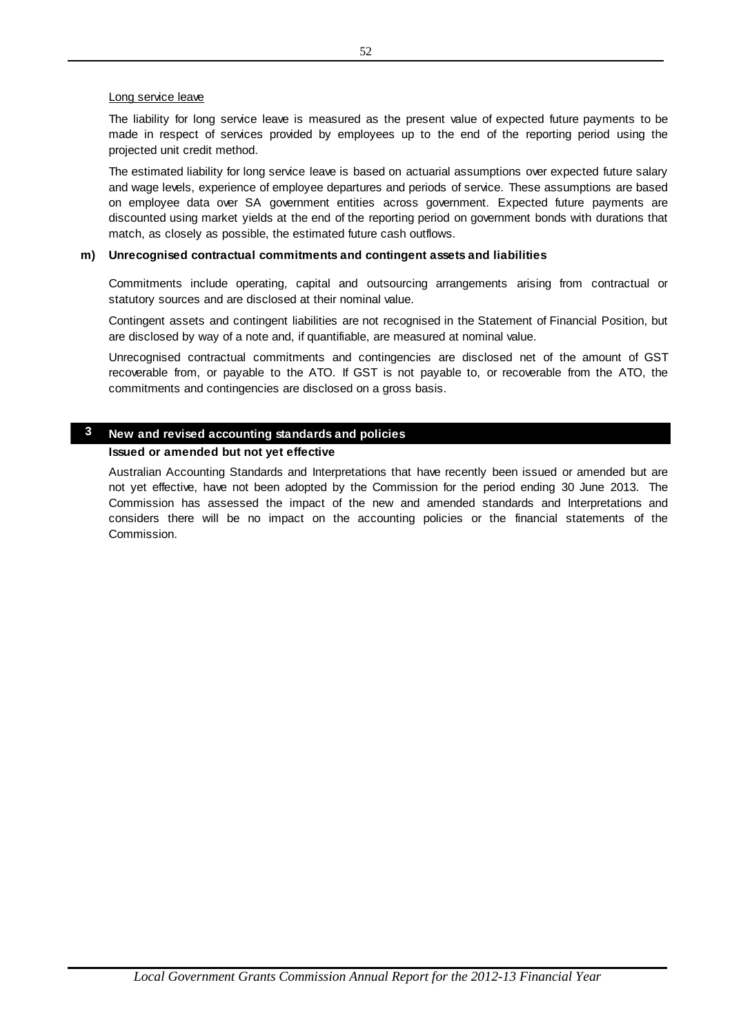Long service leave

The liability for long service leave is measured as the present value of expected future payments to be made in respect of services provided by employees up to the end of the reporting period using the projected unit credit method.

The estimated liability for long service leave is based on actuarial assumptions over expected future salary and wage levels, experience of employee departures and periods of service. These assumptions are based on employee data over SA government entities across government. Expected future payments are discounted using market yields at the end of the reporting period on government bonds with durations that match, as closely as possible, the estimated future cash outflows.

### m) Unrecognised contractual commitments and contingent assets and liabilities

Commitments include operating, capital and outsourcing arrangements arising from contractual or statutory sources and are disclosed at their nominal value.

Contingent assets and contingent liabilities are not recognised in the Statement of Financial Position, but are disclosed by way of a note and, if quantifiable, are measured at nominal value.

Unrecognised contractual commitments and contingencies are disclosed net of the amount of GST recoverable from, or payable to the ATO. If GST is not payable to, or recoverable from the ATO, the commitments and contingencies are disclosed on a gross basis.

## 3 New and revised accounting standards and policies

**Issued or amended but not yet effective**

Australian Accounting Standards and Interpretations that have recently been issued or amended but are not yet effective, have not been adopted by the Commission for the period ending 30 June 2013. The Commission has assessed the impact of the new and amended standards and Interpretations and considers there will be no impact on the accounting policies or the financial statements of the Commission.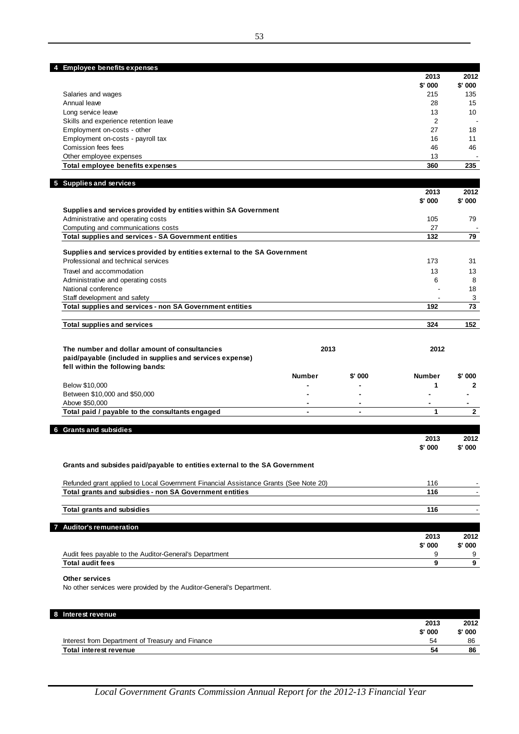## 4 Employee benefits expenses

| | 2013 | 2012 |
|---|---|---|
| | $' 000 | $' 000 |
| Salaries and wages | 215 | 135 |
| Annual leave | 28 | 15 |
| Long service leave | 13 | 10 |
| Skills and experience retention leave | 2 | - |
| Employment on-costs - other | 27 | 18 |
| Employment on-costs - payroll tax | 16 | 11 |
| Comission fees fees | 46 | 46 |
| Other employee expenses | 13 | - |
| **Total employee benefits expenses** | **360** | **235** |

## 5 Supplies and services

| | 2013 | 2012 |
|---|---|---|
| | $' 000 | $' 000 |
| **Supplies and services provided by entities within SA Government** | | |
| Administrative and operating costs | 105 | 79 |
| Computing and communications costs | 27 | - |
| **Total supplies and services - SA Government entities** | **132** | **79** |
| **Supplies and services provided by entities external to the SA Government** | | |
| Professional and technical services | 173 | 31 |
| Travel and accommodation | 13 | 13 |
| Administrative and operating costs | 6 | 8 |
| National conference | - | 18 |
| Staff development and safety | - | 3 |
| **Total supplies and services - non SA Government entities** | **192** | **73** |
| **Total supplies and services** | **324** | **152** |

| **The number and dollar amount of consultancies paid/payable (included in supplies and services expense) fell within the following bands:** | **2013** | | **2012** | |
|---|---|---|---|---|
| | **Number** | **$' 000** | **Number** | **$' 000** |
| Below $10,000 | - | - | 1 | 2 |
| Between $10,000 and $50,000 | - | - | - | - |
| Above $50,000 | - | - | - | - |
| **Total paid / payable to the consultants engaged** | - | - | **1** | **2** |

## 6 Grants and subsidies

| | 2013 | 2012 |
|---|---|---|
| | $' 000 | $' 000 |
| **Grants and subsides paid/payable to entities external to the SA Government** | | |
| Refunded grant applied to Local Government Financial Assistance Grants (See Note 20) | 116 | - |
| **Total grants and subsidies - non SA Government entities** | **116** | - |
| **Total grants and subsidies** | **116** | - |

## 7 Auditor's remuneration

| | 2013 | 2012 |
|---|---|---|
| | $' 000 | $' 000 |
| Audit fees payable to the Auditor-General's Department | 9 | 9 |
| **Total audit fees** | **9** | **9** |

**Other services**

No other services were provided by the Auditor-General's Department.

## 8 Interest revenue

| | 2013 | 2012 |
|---|---|---|
| | $' 000 | $' 000 |
| Interest from Department of Treasury and Finance | 54 | 86 |
| **Total interest revenue** | **54** | **86** |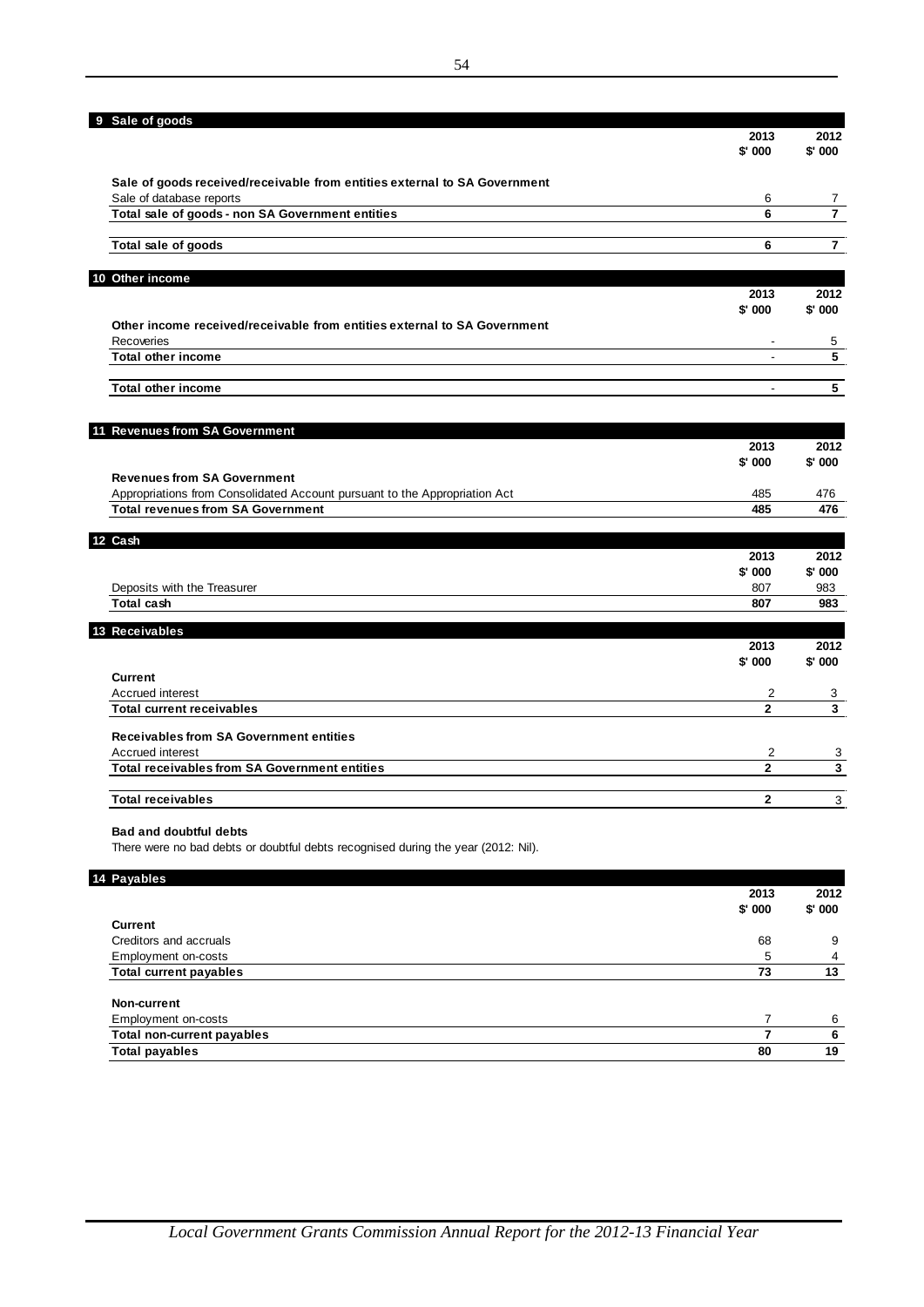## 9 Sale of goods

| | 2013 $' 000 | 2012 $' 000 |
|---|---|---|
| **Sale of goods received/receivable from entities external to SA Government** | | |
| Sale of database reports | 6 | 7 |
| **Total sale of goods - non SA Government entities** | **6** | **7** |
| **Total sale of goods** | **6** | **7** |

## 10 Other income

| | 2013 $' 000 | 2012 $' 000 |
|---|---|---|
| **Other income received/receivable from entities external to SA Government** | | |
| Recoveries | - | 5 |
| **Total other income** | - | **5** |
| **Total other income** | - | **5** |

## 11 Revenues from SA Government

| | 2013 $' 000 | 2012 $' 000 |
|---|---|---|
| **Revenues from SA Government** | | |
| Appropriations from Consolidated Account pursuant to the Appropriation Act | 485 | 476 |
| **Total revenues from SA Government** | **485** | **476** |

## 12 Cash

| | 2013 $' 000 | 2012 $' 000 |
|---|---|---|
| Deposits with the Treasurer | 807 | 983 |
| **Total cash** | **807** | **983** |

## 13 Receivables

| | 2013 $' 000 | 2012 $' 000 |
|---|---|---|
| **Current** | | |
| Accrued interest | 2 | 3 |
| **Total current receivables** | **2** | **3** |
| **Receivables from SA Government entities** | | |
| Accrued interest | 2 | 3 |
| **Total receivables from SA Government entities** | **2** | **3** |
| **Total receivables** | **2** | 3 |

**Bad and doubtful debts**

There were no bad debts or doubtful debts recognised during the year (2012: Nil).

## 14 Payables

| | 2013 $' 000 | 2012 $' 000 |
|---|---|---|
| **Current** | | |
| Creditors and accruals | 68 | 9 |
| Employment on-costs | 5 | 4 |
| **Total current payables** | **73** | **13** |
| **Non-current** | | |
| Employment on-costs | 7 | 6 |
| **Total non-current payables** | **7** | **6** |
| **Total payables** | **80** | **19** |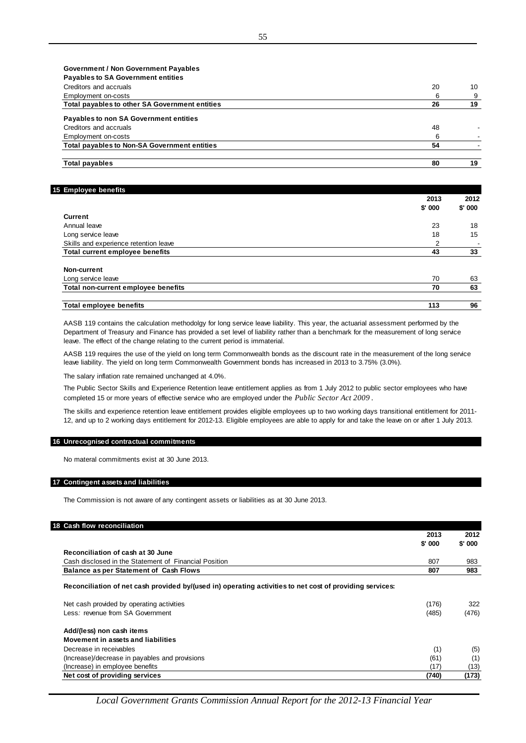| Government / Non Government Payables | | |
|---|---|---|
| **Payables to SA Government entities** | | |
| Creditors and accruals | 20 | 10 |
| Employment on-costs | 6 | 9 |
| **Total payables to other SA Government entities** | **26** | **19** |
| **Payables to non SA Government entities** | | |
| Creditors and accruals | 48 | - |
| Employment on-costs | 6 | - |
| **Total payables to Non-SA Government entities** | **54** | - |
| **Total payables** | **80** | **19** |

## 15 Employee benefits

| | 2013 $' 000 | 2012 $' 000 |
|---|---|---|
| **Current** | | |
| Annual leave | 23 | 18 |
| Long service leave | 18 | 15 |
| Skills and experience retention leave | 2 | - |
| **Total current employee benefits** | **43** | **33** |
| **Non-current** | | |
| Long service leave | 70 | 63 |
| **Total non-current employee benefits** | **70** | **63** |
| **Total employee benefits** | **113** | **96** |

AASB 119 contains the calculation methodolgy for long service leave liability. This year, the actuarial assessment performed by the Department of Treasury and Finance has provided a set level of liability rather than a benchmark for the measurement of long service leave. The effect of the change relating to the current period is immaterial.

AASB 119 requires the use of the yield on long term Commonwealth bonds as the discount rate in the measurement of the long service leave liability. The yield on long term Commonwealth Government bonds has increased in 2013 to 3.75% (3.0%).

The salary inflation rate remained unchanged at 4.0%.

The Public Sector Skills and Experience Retention leave entitlement applies as from 1 July 2012 to public sector employees who have completed 15 or more years of effective service who are employed under the *Public Sector Act 2009*.

The skills and experience retention leave entitlement provides eligible employees up to two working days transitional entitlement for 2011-12, and up to 2 working days entitlement for 2012-13. Eligible employees are able to apply for and take the leave on or after 1 July 2013.

## 16 Unrecognised contractual commitments

No materal commitments exist at 30 June 2013.

## 17 Contingent assets and liabilities

The Commission is not aware of any contingent assets or liabilities as at 30 June 2013.

## 18 Cash flow reconciliation

| | 2013 $' 000 | 2012 $' 000 |
|---|---|---|
| **Reconciliation of cash at 30 June** | | |
| Cash disclosed in the Statement of Financial Position | 807 | 983 |
| **Balance as per Statement of Cash Flows** | **807** | **983** |

**Reconciliation of net cash provided by/(used in) operating activities to net cost of providing services:**

| | 2013 | 2012 |
|---|---|---|
| Net cash provided by operating activities | (176) | 322 |
| Less*:* revenue from SA Government | (485) | (476) |
| **Add/(less) non cash items** | | |
| **Movement in assets and liabilities** | | |
| Decrease in receivables | (1) | (5) |
| (Increase)/decrease in payables and provisions | (61) | (1) |
| (Increase) in employee benefits | (17) | (13) |
| **Net cost of providing services** | **(740)** | **(173)** |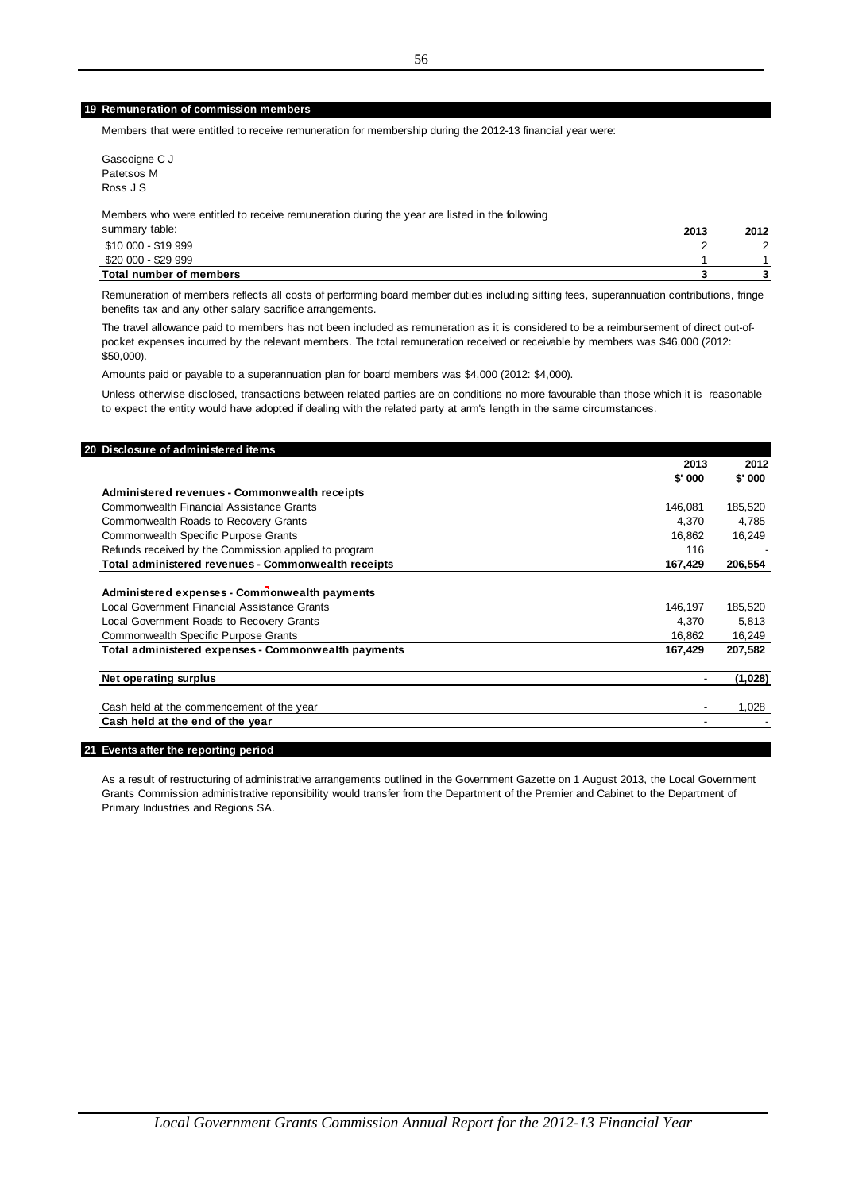## 19 Remuneration of commission members

Members that were entitled to receive remuneration for membership during the 2012-13 financial year were:

Gascoigne C J
Patetsos M
Ross J S

| Members who were entitled to receive remuneration during the year are listed in the following summary table: | 2013 | 2012 |
|---|---|---|
| $10 000 - $19 999 | 2 | 2 |
| $20 000 - $29 999 | 1 | 1 |
| **Total number of members** | **3** | **3** |

Remuneration of members reflects all costs of performing board member duties including sitting fees, superannuation contributions, fringe benefits tax and any other salary sacrifice arrangements.

The travel allowance paid to members has not been included as remuneration as it is considered to be a reimbursement of direct out-of-pocket expenses incurred by the relevant members. The total remuneration received or receivable by members was $46,000 (2012: $50,000).

Amounts paid or payable to a superannuation plan for board members was $4,000 (2012: $4,000).

Unless otherwise disclosed, transactions between related parties are on conditions no more favourable than those which it is reasonable to expect the entity would have adopted if dealing with the related party at arm's length in the same circumstances.

## 20 Disclosure of administered items

| | 2013 | 2012 |
|---|---|---|
| | $' 000 | $' 000 |
| **Administered revenues - Commonwealth receipts** | | |
| Commonwealth Financial Assistance Grants | 146,081 | 185,520 |
| Commonwealth Roads to Recovery Grants | 4,370 | 4,785 |
| Commonwealth Specific Purpose Grants | 16,862 | 16,249 |
| Refunds received by the Commission applied to program | 116 | - |
| **Total administered revenues - Commonwealth receipts** | **167,429** | **206,554** |
| | | |
| **Administered expenses - Commonwealth payments** | | |
| Local Government Financial Assistance Grants | 146,197 | 185,520 |
| Local Government Roads to Recovery Grants | 4,370 | 5,813 |
| Commonwealth Specific Purpose Grants | 16,862 | 16,249 |
| **Total administered expenses - Commonwealth payments** | **167,429** | **207,582** |
| | | |
| **Net operating surplus** | - | **(1,028)** |
| | | |
| Cash held at the commencement of the year | - | 1,028 |
| **Cash held at the end of the year** | - | - |

## 21 Events after the reporting period

As a result of restructuring of administrative arrangements outlined in the Government Gazette on 1 August 2013, the Local Government Grants Commission administrative reponsibility would transfer from the Department of the Premier and Cabinet to the Department of Primary Industries and Regions SA.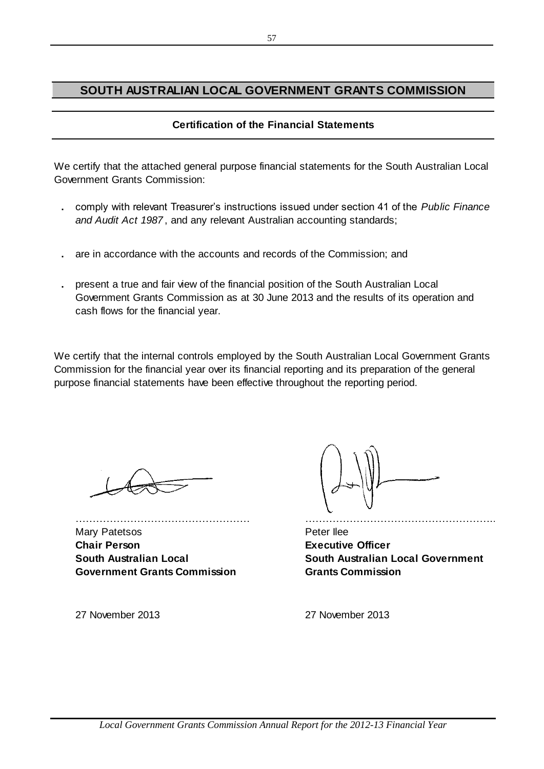# SOUTH AUSTRALIAN LOCAL GOVERNMENT GRANTS COMMISSION

## Certification of the Financial Statements

We certify that the attached general purpose financial statements for the South Australian Local Government Grants Commission:

- comply with relevant Treasurer's instructions issued under section 41 of the *Public Finance and Audit Act 1987*, and any relevant Australian accounting standards;
- are in accordance with the accounts and records of the Commission; and
- present a true and fair view of the financial position of the South Australian Local Government Grants Commission as at 30 June 2013 and the results of its operation and cash flows for the financial year.

We certify that the internal controls employed by the South Australian Local Government Grants Commission for the financial year over its financial reporting and its preparation of the general purpose financial statements have been effective throughout the reporting period.

……………………………………………
Mary Patetsos
**Chair Person**
**South Australian Local Government Grants Commission**

27 November 2013

……………………………………………
Peter Ilee
**Executive Officer**
**South Australian Local Government Grants Commission**

27 November 2013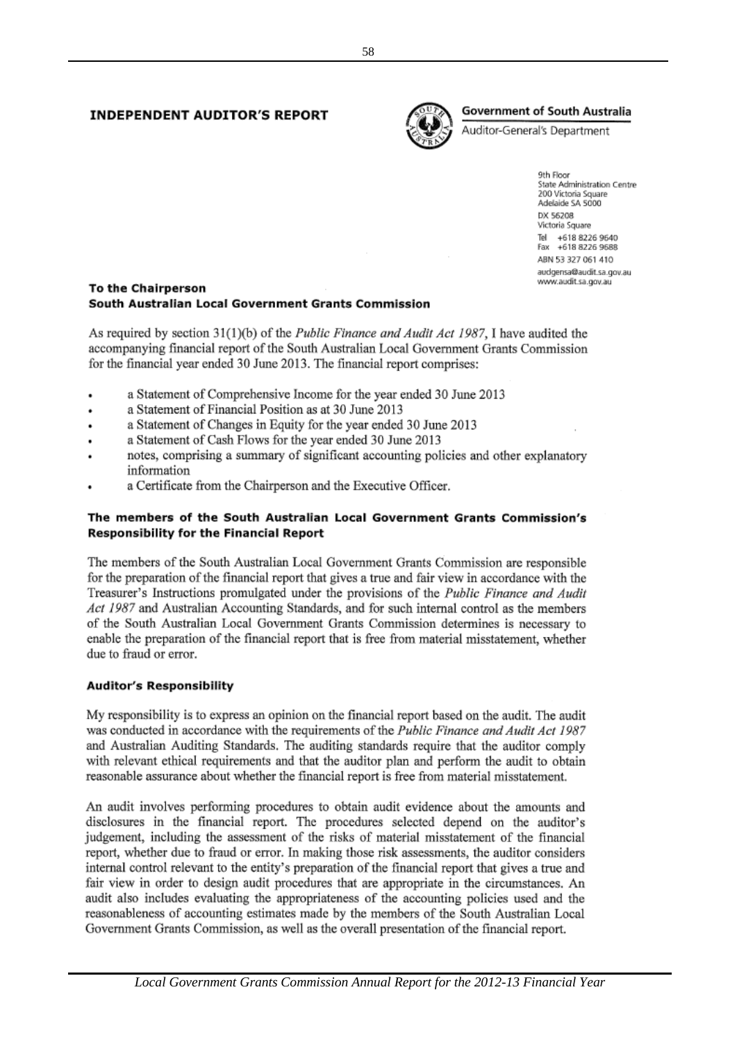# INDEPENDENT AUDITOR'S REPORT

**Government of South Australia**
Auditor-General's Department

9th Floor
State Administration Centre
200 Victoria Square
Adelaide SA 5000
DX 56208
Victoria Square
Tel +618 8226 9640
Fax +618 8226 9688
ABN 53 327 061 410
audgensa@audit.sa.gov.au
www.audit.sa.gov.au

**To the Chairperson**
**South Australian Local Government Grants Commission**

As required by section 31(1)(b) of the *Public Finance and Audit Act 1987*, I have audited the accompanying financial report of the South Australian Local Government Grants Commission for the financial year ended 30 June 2013. The financial report comprises:

- a Statement of Comprehensive Income for the year ended 30 June 2013
- a Statement of Financial Position as at 30 June 2013
- a Statement of Changes in Equity for the year ended 30 June 2013
- a Statement of Cash Flows for the year ended 30 June 2013
- notes, comprising a summary of significant accounting policies and other explanatory information
- a Certificate from the Chairperson and the Executive Officer.

### The members of the South Australian Local Government Grants Commission's Responsibility for the Financial Report

The members of the South Australian Local Government Grants Commission are responsible for the preparation of the financial report that gives a true and fair view in accordance with the Treasurer's Instructions promulgated under the provisions of the *Public Finance and Audit Act 1987* and Australian Accounting Standards, and for such internal control as the members of the South Australian Local Government Grants Commission determines is necessary to enable the preparation of the financial report that is free from material misstatement, whether due to fraud or error.

### Auditor's Responsibility

My responsibility is to express an opinion on the financial report based on the audit. The audit was conducted in accordance with the requirements of the *Public Finance and Audit Act 1987* and Australian Auditing Standards. The auditing standards require that the auditor comply with relevant ethical requirements and that the auditor plan and perform the audit to obtain reasonable assurance about whether the financial report is free from material misstatement.

An audit involves performing procedures to obtain audit evidence about the amounts and disclosures in the financial report. The procedures selected depend on the auditor's judgement, including the assessment of the risks of material misstatement of the financial report, whether due to fraud or error. In making those risk assessments, the auditor considers internal control relevant to the entity's preparation of the financial report that gives a true and fair view in order to design audit procedures that are appropriate in the circumstances. An audit also includes evaluating the appropriateness of the accounting policies used and the reasonableness of accounting estimates made by the members of the South Australian Local Government Grants Commission, as well as the overall presentation of the financial report.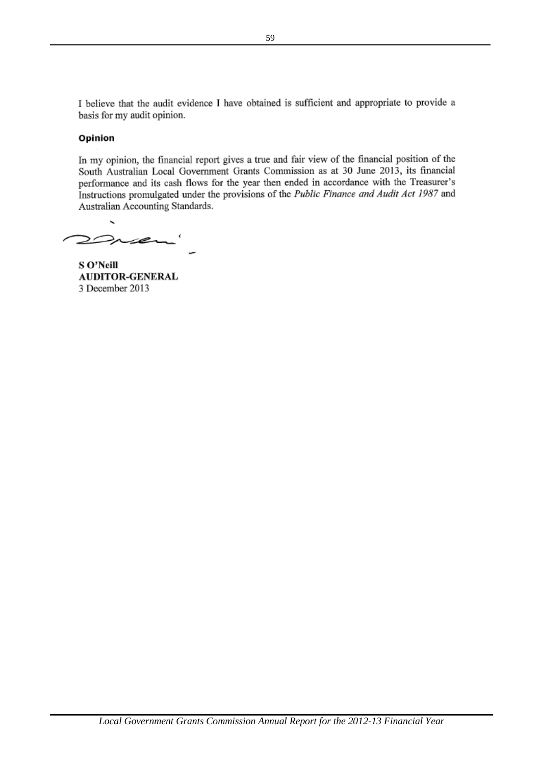I believe that the audit evidence I have obtained is sufficient and appropriate to provide a basis for my audit opinion.

**Opinion**

In my opinion, the financial report gives a true and fair view of the financial position of the South Australian Local Government Grants Commission as at 30 June 2013, its financial performance and its cash flows for the year then ended in accordance with the Treasurer's Instructions promulgated under the provisions of the *Public Finance and Audit Act 1987* and Australian Accounting Standards.

**S O'Neill**
**AUDITOR-GENERAL**
3 December 2013